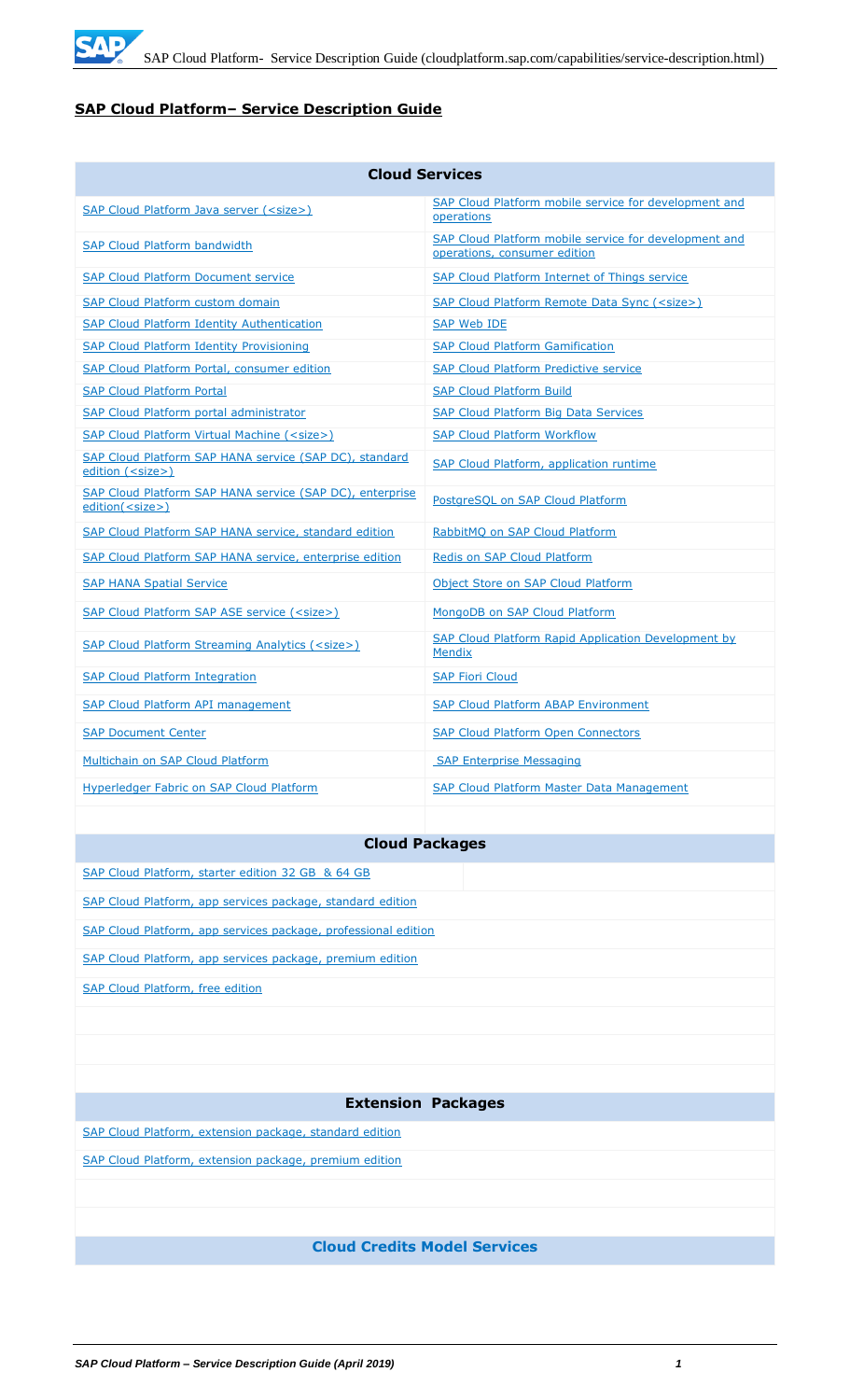# SAP Cloud Platform– Service Description Guide

| Cloud Services | |
|---|---|
| SAP Cloud Platform Java server (<size>) | SAP Cloud Platform mobile service for development and operations |
| SAP Cloud Platform bandwidth | SAP Cloud Platform mobile service for development and operations, consumer edition |
| SAP Cloud Platform Document service | SAP Cloud Platform Internet of Things service |
| SAP Cloud Platform custom domain | SAP Cloud Platform Remote Data Sync (<size>) |
| SAP Cloud Platform Identity Authentication | SAP Web IDE |
| SAP Cloud Platform Identity Provisioning | SAP Cloud Platform Gamification |
| SAP Cloud Platform Portal, consumer edition | SAP Cloud Platform Predictive service |
| SAP Cloud Platform Portal | SAP Cloud Platform Build |
| SAP Cloud Platform portal administrator | SAP Cloud Platform Big Data Services |
| SAP Cloud Platform Virtual Machine (<size>) | SAP Cloud Platform Workflow |
| SAP Cloud Platform SAP HANA service (SAP DC), standard edition (<size>) | SAP Cloud Platform, application runtime |
| SAP Cloud Platform SAP HANA service (SAP DC), enterprise edition(<size>) | PostgreSQL on SAP Cloud Platform |
| SAP Cloud Platform SAP HANA service, standard edition | RabbitMQ on SAP Cloud Platform |
| SAP Cloud Platform SAP HANA service, enterprise edition | Redis on SAP Cloud Platform |
| SAP HANA Spatial Service | Object Store on SAP Cloud Platform |
| SAP Cloud Platform SAP ASE service (<size>) | MongoDB on SAP Cloud Platform |
| SAP Cloud Platform Streaming Analytics (<size>) | SAP Cloud Platform Rapid Application Development by Mendix |
| SAP Cloud Platform Integration | SAP Fiori Cloud |
| SAP Cloud Platform API management | SAP Cloud Platform ABAP Environment |
| SAP Document Center | SAP Cloud Platform Open Connectors |
| Multichain on SAP Cloud Platform | SAP Enterprise Messaging |
| Hyperledger Fabric on SAP Cloud Platform | SAP Cloud Platform Master Data Management |

| Cloud Packages |
|---|
| SAP Cloud Platform, starter edition 32 GB & 64 GB |
| SAP Cloud Platform, app services package, standard edition |
| SAP Cloud Platform, app services package, professional edition |
| SAP Cloud Platform, app services package, premium edition |
| SAP Cloud Platform, free edition |

| Extension Packages |
|---|
| SAP Cloud Platform, extension package, standard edition |
| SAP Cloud Platform, extension package, premium edition |

| Cloud Credits Model Services |
|---|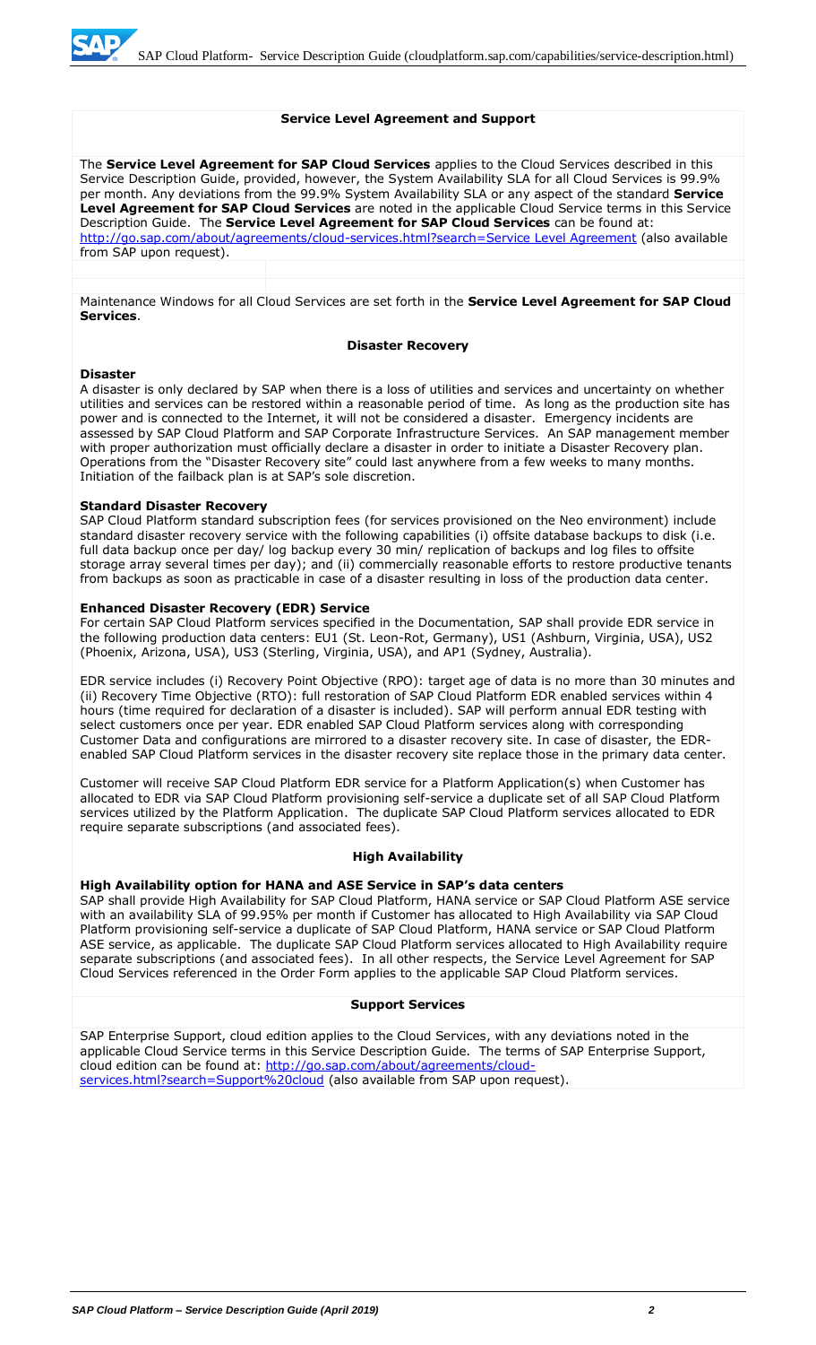## Service Level Agreement and Support

The **Service Level Agreement for SAP Cloud Services** applies to the Cloud Services described in this Service Description Guide, provided, however, the System Availability SLA for all Cloud Services is 99.9% per month. Any deviations from the 99.9% System Availability SLA or any aspect of the standard **Service Level Agreement for SAP Cloud Services** are noted in the applicable Cloud Service terms in this Service Description Guide. The **Service Level Agreement for SAP Cloud Services** can be found at: http://go.sap.com/about/agreements/cloud-services.html?search=Service Level Agreement (also available from SAP upon request).

Maintenance Windows for all Cloud Services are set forth in the **Service Level Agreement for SAP Cloud Services**.

## Disaster Recovery

### Disaster

A disaster is only declared by SAP when there is a loss of utilities and services and uncertainty on whether utilities and services can be restored within a reasonable period of time. As long as the production site has power and is connected to the Internet, it will not be considered a disaster. Emergency incidents are assessed by SAP Cloud Platform and SAP Corporate Infrastructure Services. An SAP management member with proper authorization must officially declare a disaster in order to initiate a Disaster Recovery plan. Operations from the "Disaster Recovery site" could last anywhere from a few weeks to many months. Initiation of the failback plan is at SAP's sole discretion.

### Standard Disaster Recovery

SAP Cloud Platform standard subscription fees (for services provisioned on the Neo environment) include standard disaster recovery service with the following capabilities (i) offsite database backups to disk (i.e. full data backup once per day/ log backup every 30 min/ replication of backups and log files to offsite storage array several times per day); and (ii) commercially reasonable efforts to restore productive tenants from backups as soon as practicable in case of a disaster resulting in loss of the production data center.

### Enhanced Disaster Recovery (EDR) Service

For certain SAP Cloud Platform services specified in the Documentation, SAP shall provide EDR service in the following production data centers: EU1 (St. Leon-Rot, Germany), US1 (Ashburn, Virginia, USA), US2 (Phoenix, Arizona, USA), US3 (Sterling, Virginia, USA), and AP1 (Sydney, Australia).

EDR service includes (i) Recovery Point Objective (RPO): target age of data is no more than 30 minutes and (ii) Recovery Time Objective (RTO): full restoration of SAP Cloud Platform EDR enabled services within 4 hours (time required for declaration of a disaster is included). SAP will perform annual EDR testing with select customers once per year. EDR enabled SAP Cloud Platform services along with corresponding Customer Data and configurations are mirrored to a disaster recovery site. In case of disaster, the EDR-enabled SAP Cloud Platform services in the disaster recovery site replace those in the primary data center.

Customer will receive SAP Cloud Platform EDR service for a Platform Application(s) when Customer has allocated to EDR via SAP Cloud Platform provisioning self-service a duplicate set of all SAP Cloud Platform services utilized by the Platform Application. The duplicate SAP Cloud Platform services allocated to EDR require separate subscriptions (and associated fees).

## High Availability

### High Availability option for HANA and ASE Service in SAP's data centers

SAP shall provide High Availability for SAP Cloud Platform, HANA service or SAP Cloud Platform ASE service with an availability SLA of 99.95% per month if Customer has allocated to High Availability via SAP Cloud Platform provisioning self-service a duplicate of SAP Cloud Platform, HANA service or SAP Cloud Platform ASE service, as applicable. The duplicate SAP Cloud Platform services allocated to High Availability require separate subscriptions (and associated fees). In all other respects, the Service Level Agreement for SAP Cloud Services referenced in the Order Form applies to the applicable SAP Cloud Platform services.

## Support Services

SAP Enterprise Support, cloud edition applies to the Cloud Services, with any deviations noted in the applicable Cloud Service terms in this Service Description Guide. The terms of SAP Enterprise Support, cloud edition can be found at: http://go.sap.com/about/agreements/cloud-services.html?search=Support%20cloud (also available from SAP upon request).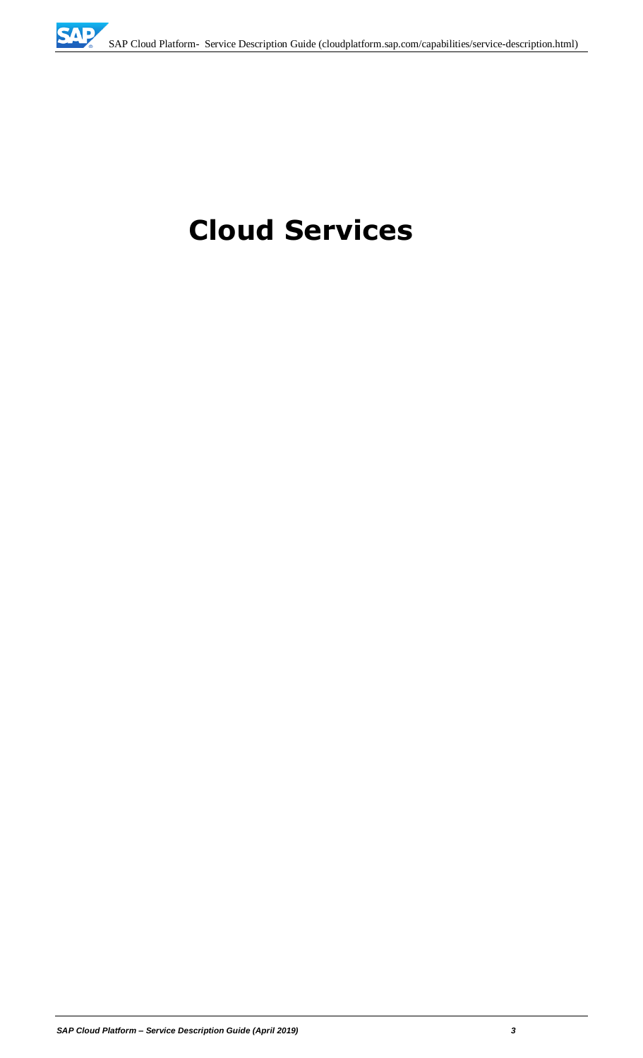# Cloud Services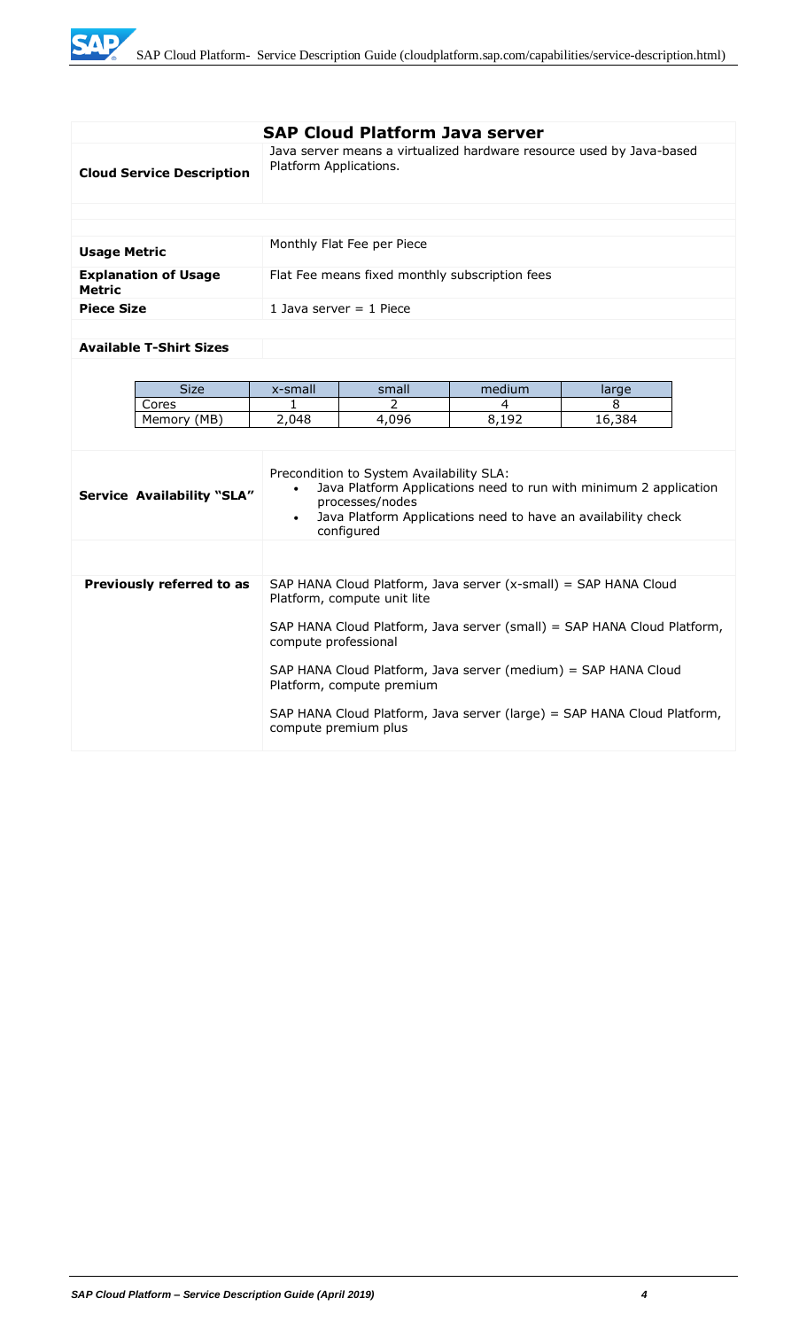## SAP Cloud Platform Java server

| | |
|---|---|
| **Cloud Service Description** | Java server means a virtualized hardware resource used by Java-based Platform Applications. |
| **Usage Metric** | Monthly Flat Fee per Piece |
| **Explanation of Usage Metric** | Flat Fee means fixed monthly subscription fees |
| **Piece Size** | 1 Java server = 1 Piece |

**Available T-Shirt Sizes**

| Size | x-small | small | medium | large |
|---|---|---|---|---|
| Cores | 1 | 2 | 4 | 8 |
| Memory (MB) | 2,048 | 4,096 | 8,192 | 16,384 |

| | |
|---|---|
| **Service Availability "SLA"** | Precondition to System Availability SLA:<br>• Java Platform Applications need to run with minimum 2 application processes/nodes<br>• Java Platform Applications need to have an availability check configured |
| **Previously referred to as** | SAP HANA Cloud Platform, Java server (x-small) = SAP HANA Cloud Platform, compute unit lite<br><br>SAP HANA Cloud Platform, Java server (small) = SAP HANA Cloud Platform, compute professional<br><br>SAP HANA Cloud Platform, Java server (medium) = SAP HANA Cloud Platform, compute premium<br><br>SAP HANA Cloud Platform, Java server (large) = SAP HANA Cloud Platform, compute premium plus |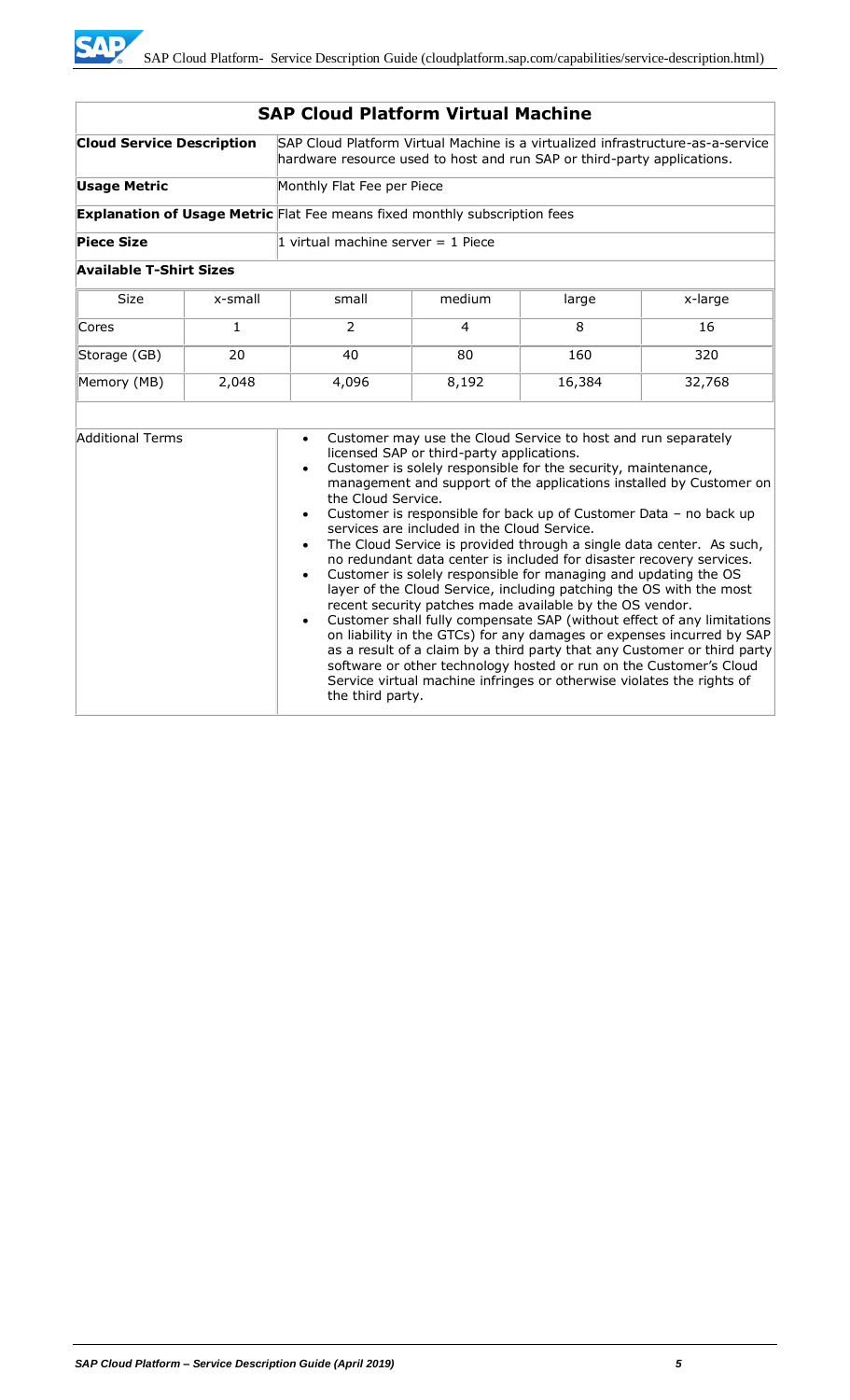## SAP Cloud Platform Virtual Machine

| | |
|---|---|
| **Cloud Service Description** | SAP Cloud Platform Virtual Machine is a virtualized infrastructure-as-a-service hardware resource used to host and run SAP or third-party applications. |
| **Usage Metric** | Monthly Flat Fee per Piece |
| **Explanation of Usage Metric** | Flat Fee means fixed monthly subscription fees |
| **Piece Size** | 1 virtual machine server = 1 Piece |

**Available T-Shirt Sizes**

| Size | x-small | small | medium | large | x-large |
|---|---|---|---|---|---|
| Cores | 1 | 2 | 4 | 8 | 16 |
| Storage (GB) | 20 | 40 | 80 | 160 | 320 |
| Memory (MB) | 2,048 | 4,096 | 8,192 | 16,384 | 32,768 |

**Additional Terms**

- Customer may use the Cloud Service to host and run separately licensed SAP or third-party applications.
- Customer is solely responsible for the security, maintenance, management and support of the applications installed by Customer on the Cloud Service.
- Customer is responsible for back up of Customer Data – no back up services are included in the Cloud Service.
- The Cloud Service is provided through a single data center. As such, no redundant data center is included for disaster recovery services.
- Customer is solely responsible for managing and updating the OS layer of the Cloud Service, including patching the OS with the most recent security patches made available by the OS vendor.
- Customer shall fully compensate SAP (without effect of any limitations on liability in the GTCs) for any damages or expenses incurred by SAP as a result of a claim by a third party that any Customer or third party software or other technology hosted or run on the Customer's Cloud Service virtual machine infringes or otherwise violates the rights of the third party.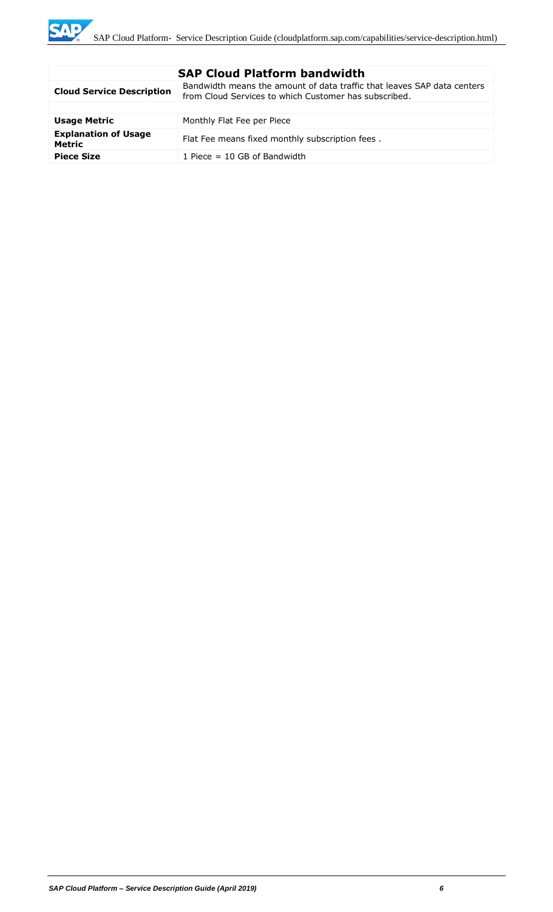| SAP Cloud Platform bandwidth | |
|---|---|
| **Cloud Service Description** | Bandwidth means the amount of data traffic that leaves SAP data centers from Cloud Services to which Customer has subscribed. |
| | |
| **Usage Metric** | Monthly Flat Fee per Piece |
| **Explanation of Usage Metric** | Flat Fee means fixed monthly subscription fees . |
| **Piece Size** | 1 Piece = 10 GB of Bandwidth |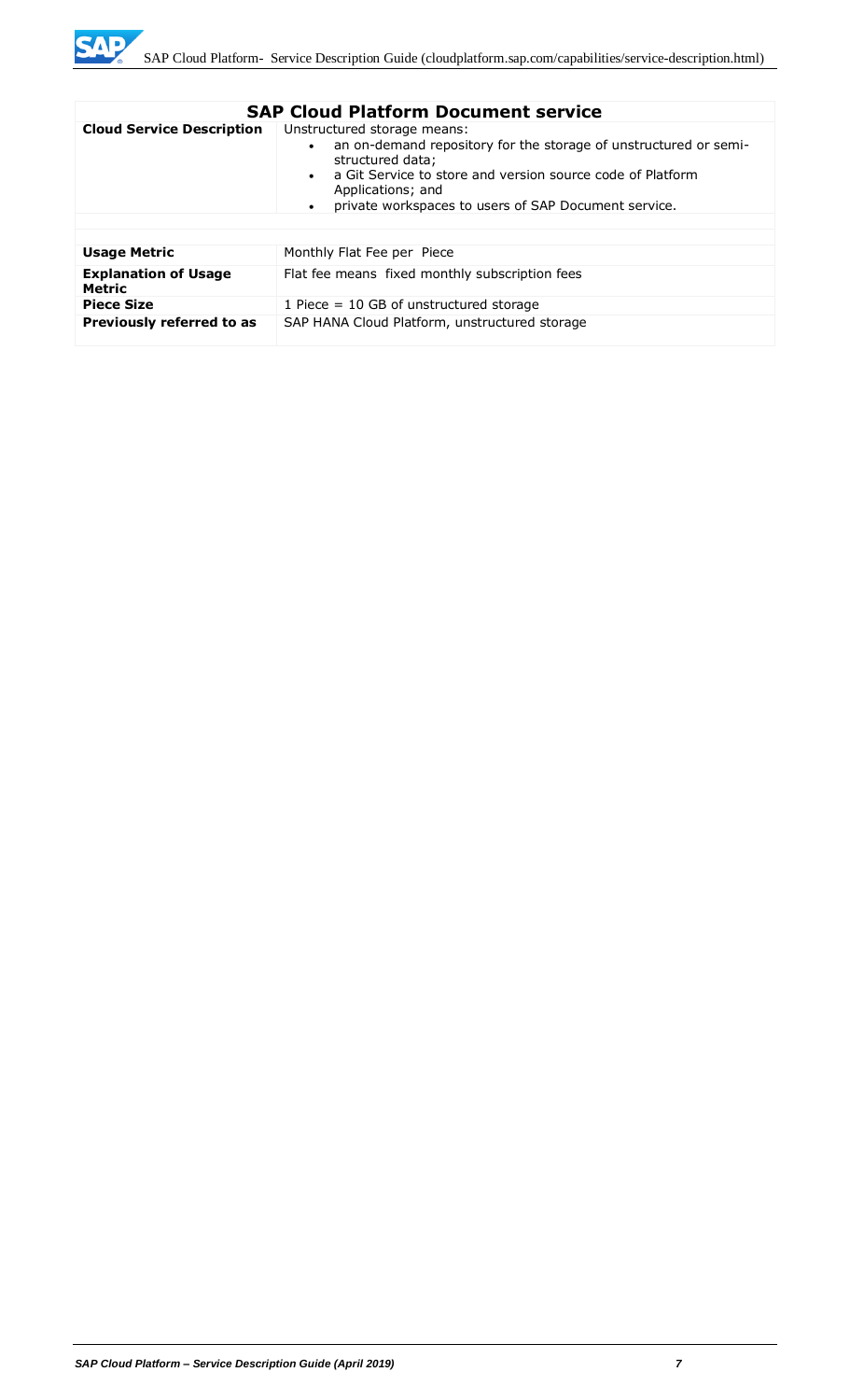| SAP Cloud Platform Document service | |
|---|---|
| **Cloud Service Description** | Unstructured storage means:<br>• an on-demand repository for the storage of unstructured or semi-structured data;<br>• a Git Service to store and version source code of Platform Applications; and<br>• private workspaces to users of SAP Document service. |
| | |
| **Usage Metric** | Monthly Flat Fee per Piece |
| **Explanation of Usage Metric** | Flat fee means fixed monthly subscription fees |
| **Piece Size** | 1 Piece = 10 GB of unstructured storage |
| **Previously referred to as** | SAP HANA Cloud Platform, unstructured storage |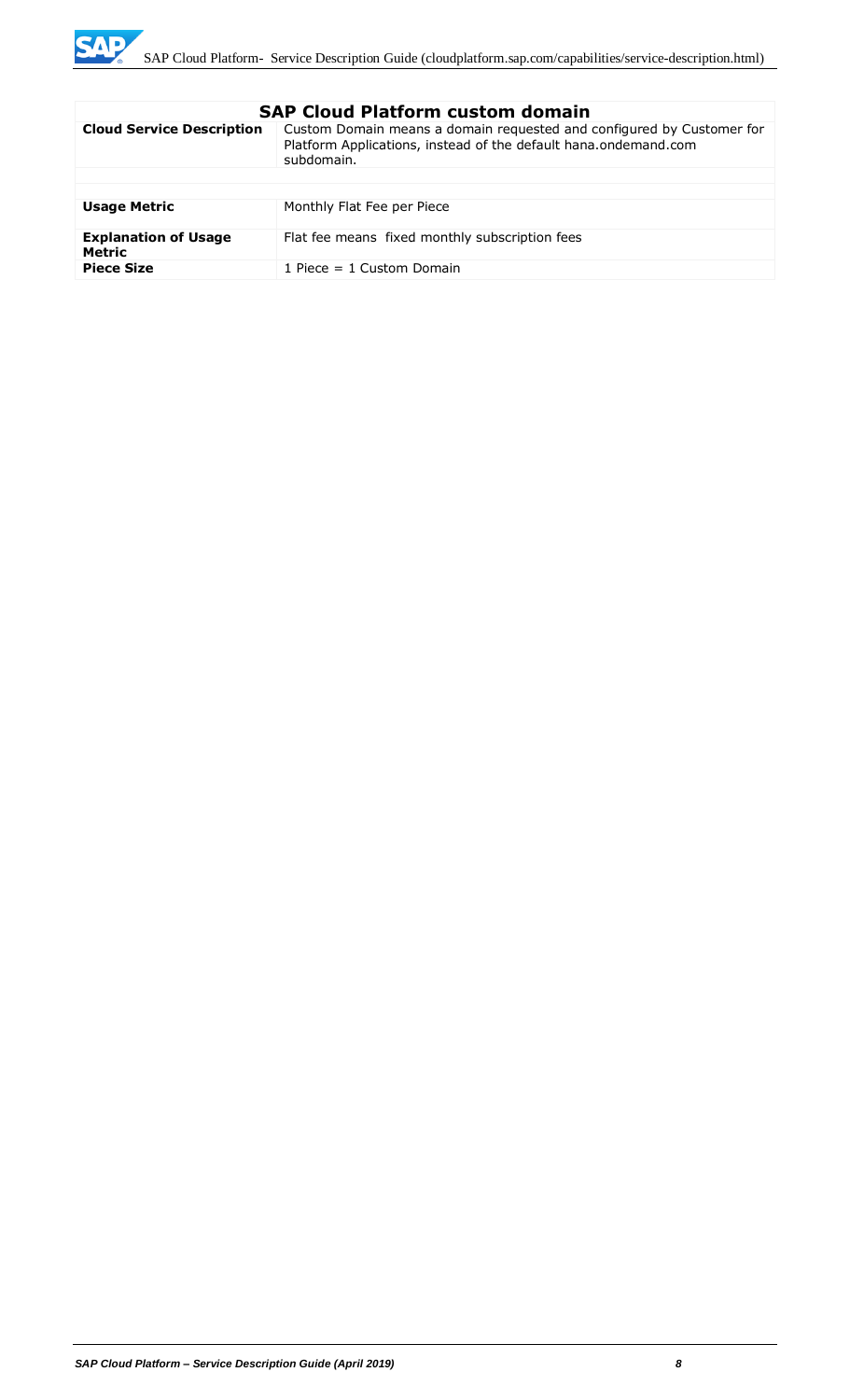| SAP Cloud Platform custom domain | |
|---|---|
| **Cloud Service Description** | Custom Domain means a domain requested and configured by Customer for Platform Applications, instead of the default hana.ondemand.com subdomain. |
| | |
| **Usage Metric** | Monthly Flat Fee per Piece |
| **Explanation of Usage Metric** | Flat fee means fixed monthly subscription fees |
| **Piece Size** | 1 Piece = 1 Custom Domain |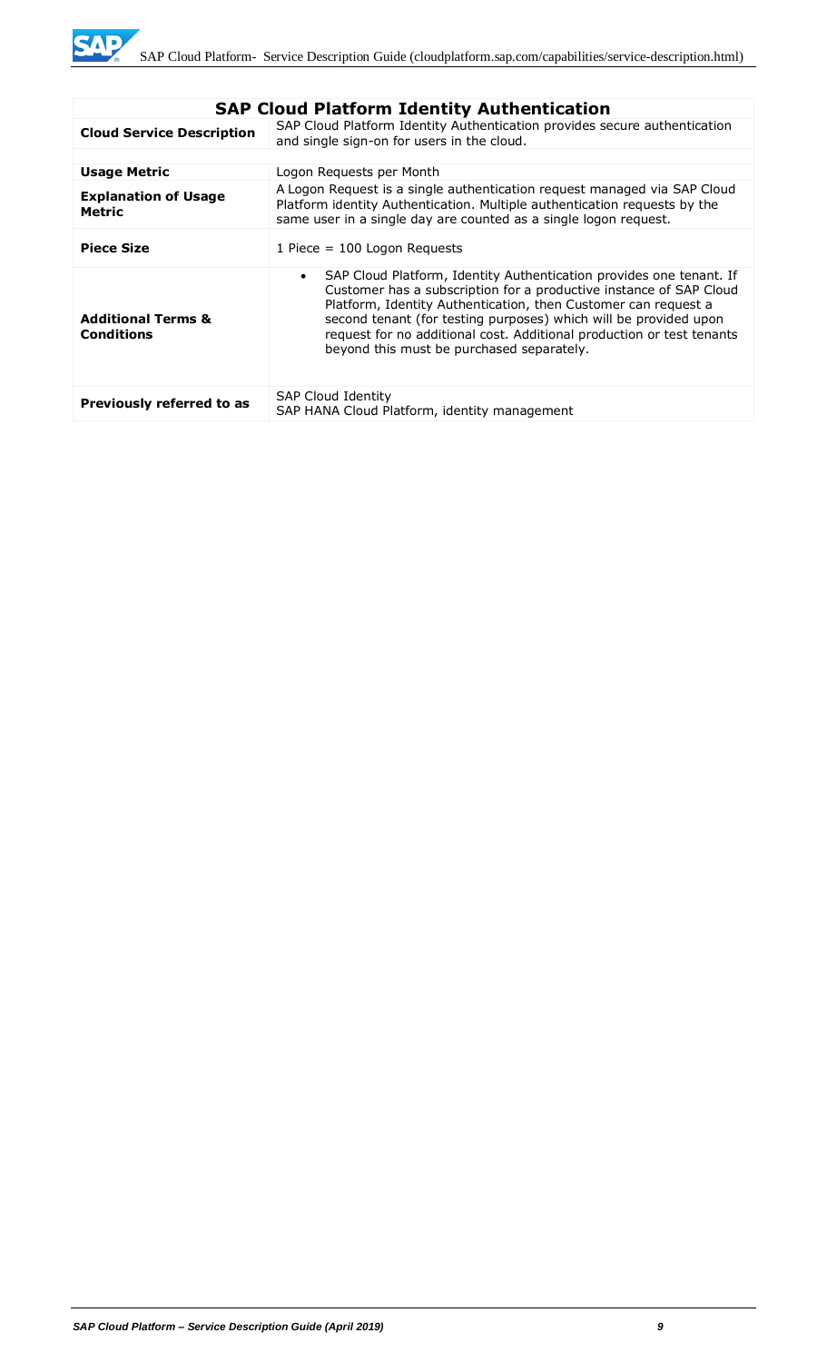## SAP Cloud Platform Identity Authentication

| | |
|---|---|
| **Cloud Service Description** | SAP Cloud Platform Identity Authentication provides secure authentication and single sign-on for users in the cloud. |
| **Usage Metric** | Logon Requests per Month |
| **Explanation of Usage Metric** | A Logon Request is a single authentication request managed via SAP Cloud Platform identity Authentication. Multiple authentication requests by the same user in a single day are counted as a single logon request. |
| **Piece Size** | 1 Piece = 100 Logon Requests |
| **Additional Terms & Conditions** | • SAP Cloud Platform, Identity Authentication provides one tenant. If Customer has a subscription for a productive instance of SAP Cloud Platform, Identity Authentication, then Customer can request a second tenant (for testing purposes) which will be provided upon request for no additional cost. Additional production or test tenants beyond this must be purchased separately. |
| **Previously referred to as** | SAP Cloud Identity<br>SAP HANA Cloud Platform, identity management |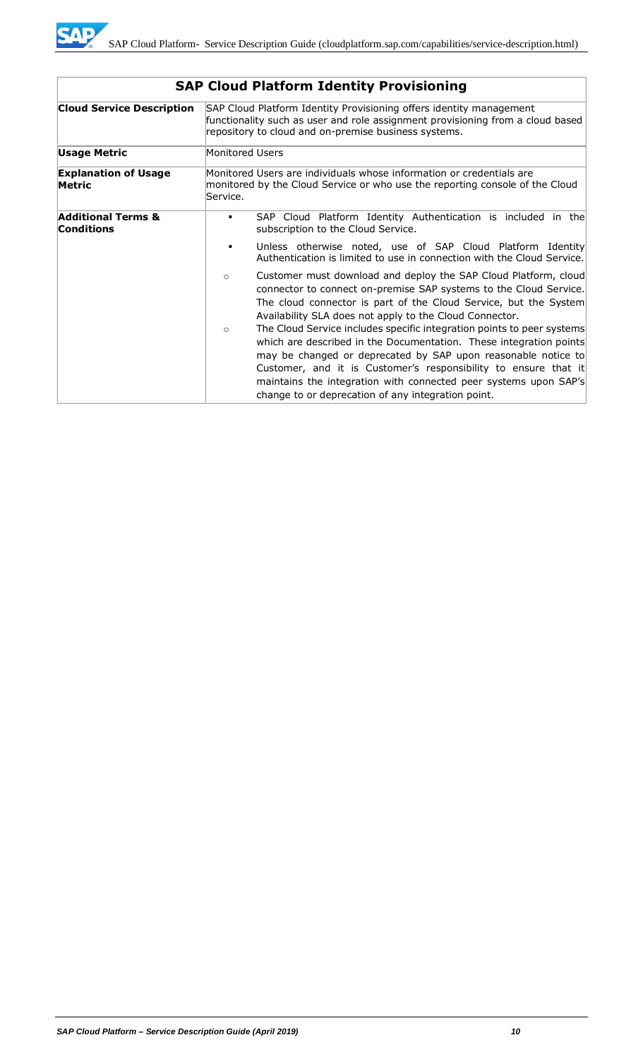| SAP Cloud Platform Identity Provisioning | |
|---|---|
| **Cloud Service Description** | SAP Cloud Platform Identity Provisioning offers identity management functionality such as user and role assignment provisioning from a cloud based repository to cloud and on-premise business systems. |
| **Usage Metric** | Monitored Users |
| **Explanation of Usage Metric** | Monitored Users are individuals whose information or credentials are monitored by the Cloud Service or who use the reporting console of the Cloud Service. |
| **Additional Terms & Conditions** | ▪ SAP Cloud Platform Identity Authentication is included in the subscription to the Cloud Service.<br>▪ Unless otherwise noted, use of SAP Cloud Platform Identity Authentication is limited to use in connection with the Cloud Service.<br>○ Customer must download and deploy the SAP Cloud Platform, cloud connector to connect on-premise SAP systems to the Cloud Service. The cloud connector is part of the Cloud Service, but the System Availability SLA does not apply to the Cloud Connector.<br>○ The Cloud Service includes specific integration points to peer systems which are described in the Documentation. These integration points may be changed or deprecated by SAP upon reasonable notice to Customer, and it is Customer's responsibility to ensure that it maintains the integration with connected peer systems upon SAP's change to or deprecation of any integration point. |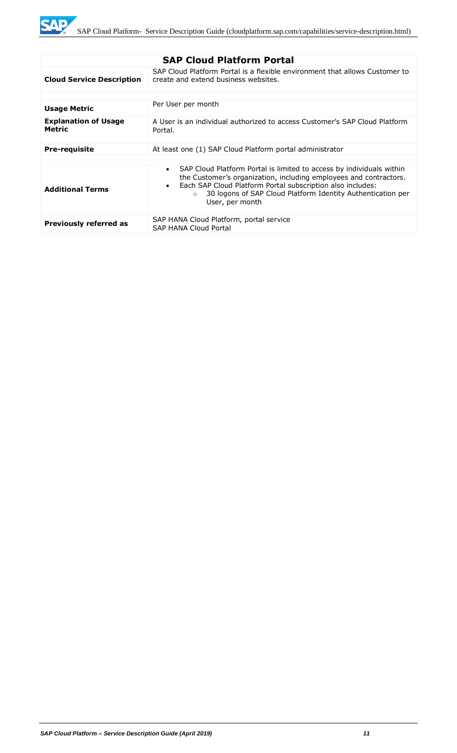| SAP Cloud Platform Portal | |
|---|---|
| **Cloud Service Description** | SAP Cloud Platform Portal is a flexible environment that allows Customer to create and extend business websites. |
| | |
| **Usage Metric** | Per User per month |
| **Explanation of Usage Metric** | A User is an individual authorized to access Customer's SAP Cloud Platform Portal. |
| **Pre-requisite** | At least one (1) SAP Cloud Platform portal administrator |
| | |
| **Additional Terms** | • SAP Cloud Platform Portal is limited to access by individuals within the Customer's organization, including employees and contractors.<br>• Each SAP Cloud Platform Portal subscription also includes:<br>  ○ 30 logons of SAP Cloud Platform Identity Authentication per User, per month |
| **Previously referred as** | SAP HANA Cloud Platform, portal service<br>SAP HANA Cloud Portal |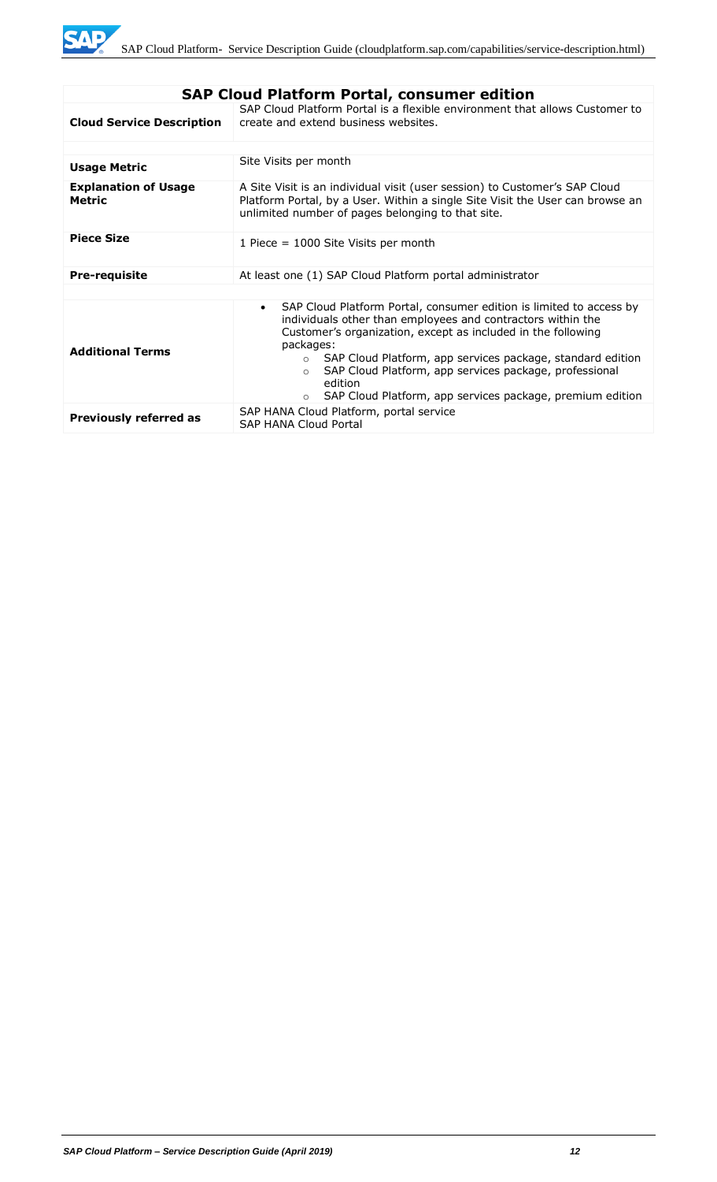| SAP Cloud Platform Portal, consumer edition | |
|---|---|
| **Cloud Service Description** | SAP Cloud Platform Portal is a flexible environment that allows Customer to create and extend business websites. |
| **Usage Metric** | Site Visits per month |
| **Explanation of Usage Metric** | A Site Visit is an individual visit (user session) to Customer's SAP Cloud Platform Portal, by a User. Within a single Site Visit the User can browse an unlimited number of pages belonging to that site. |
| **Piece Size** | 1 Piece = 1000 Site Visits per month |
| **Pre-requisite** | At least one (1) SAP Cloud Platform portal administrator |
| **Additional Terms** | • SAP Cloud Platform Portal, consumer edition is limited to access by individuals other than employees and contractors within the Customer's organization, except as included in the following packages: <br> ○ SAP Cloud Platform, app services package, standard edition <br> ○ SAP Cloud Platform, app services package, professional edition <br> ○ SAP Cloud Platform, app services package, premium edition |
| **Previously referred as** | SAP HANA Cloud Platform, portal service <br> SAP HANA Cloud Portal |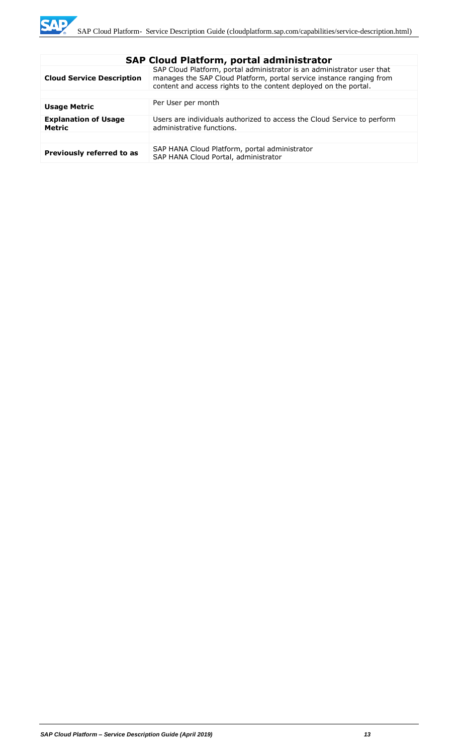| SAP Cloud Platform, portal administrator | |
|---|---|
| **Cloud Service Description** | SAP Cloud Platform, portal administrator is an administrator user that manages the SAP Cloud Platform, portal service instance ranging from content and access rights to the content deployed on the portal. |
| | |
| **Usage Metric** | Per User per month |
| **Explanation of Usage Metric** | Users are individuals authorized to access the Cloud Service to perform administrative functions. |
| | |
| **Previously referred to as** | SAP HANA Cloud Platform, portal administrator<br>SAP HANA Cloud Portal, administrator |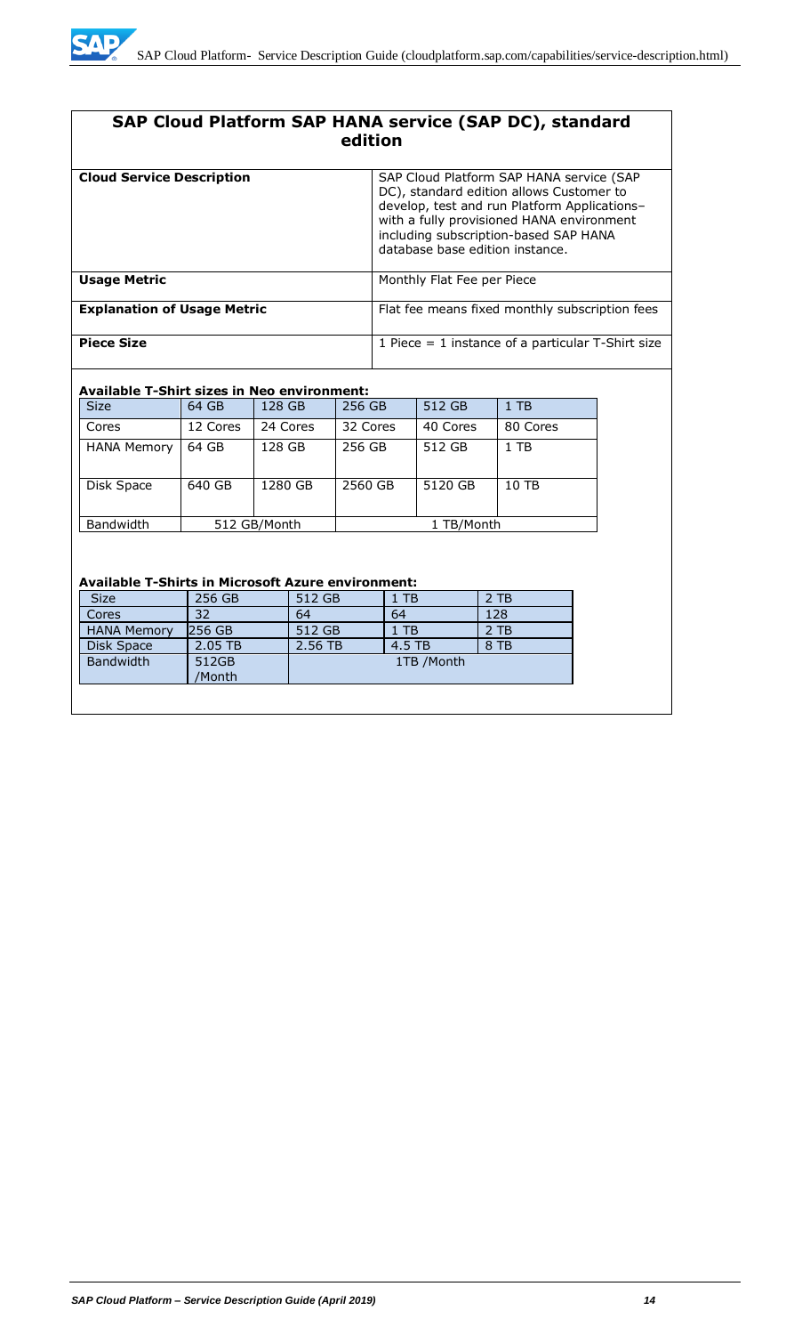## SAP Cloud Platform SAP HANA service (SAP DC), standard edition

| | |
|---|---|
| **Cloud Service Description** | SAP Cloud Platform SAP HANA service (SAP DC), standard edition allows Customer to develop, test and run Platform Applications– with a fully provisioned HANA environment including subscription-based SAP HANA database base edition instance. |
| **Usage Metric** | Monthly Flat Fee per Piece |
| **Explanation of Usage Metric** | Flat fee means fixed monthly subscription fees |
| **Piece Size** | 1 Piece = 1 instance of a particular T-Shirt size |

**Available T-Shirt sizes in Neo environment:**

| Size | 64 GB | 128 GB | 256 GB | 512 GB | 1 TB |
|---|---|---|---|---|---|
| Cores | 12 Cores | 24 Cores | 32 Cores | 40 Cores | 80 Cores |
| HANA Memory | 64 GB | 128 GB | 256 GB | 512 GB | 1 TB |
| Disk Space | 640 GB | 1280 GB | 2560 GB | 5120 GB | 10 TB |
| Bandwidth | 512 GB/Month | | 1 TB/Month | | |

**Available T-Shirts in Microsoft Azure environment:**

| Size | 256 GB | 512 GB | 1 TB | 2 TB |
|---|---|---|---|---|
| Cores | 32 | 64 | 64 | 128 |
| HANA Memory | 256 GB | 512 GB | 1 TB | 2 TB |
| Disk Space | 2.05 TB | 2.56 TB | 4.5 TB | 8 TB |
| Bandwidth | 512GB /Month | 1TB /Month | | |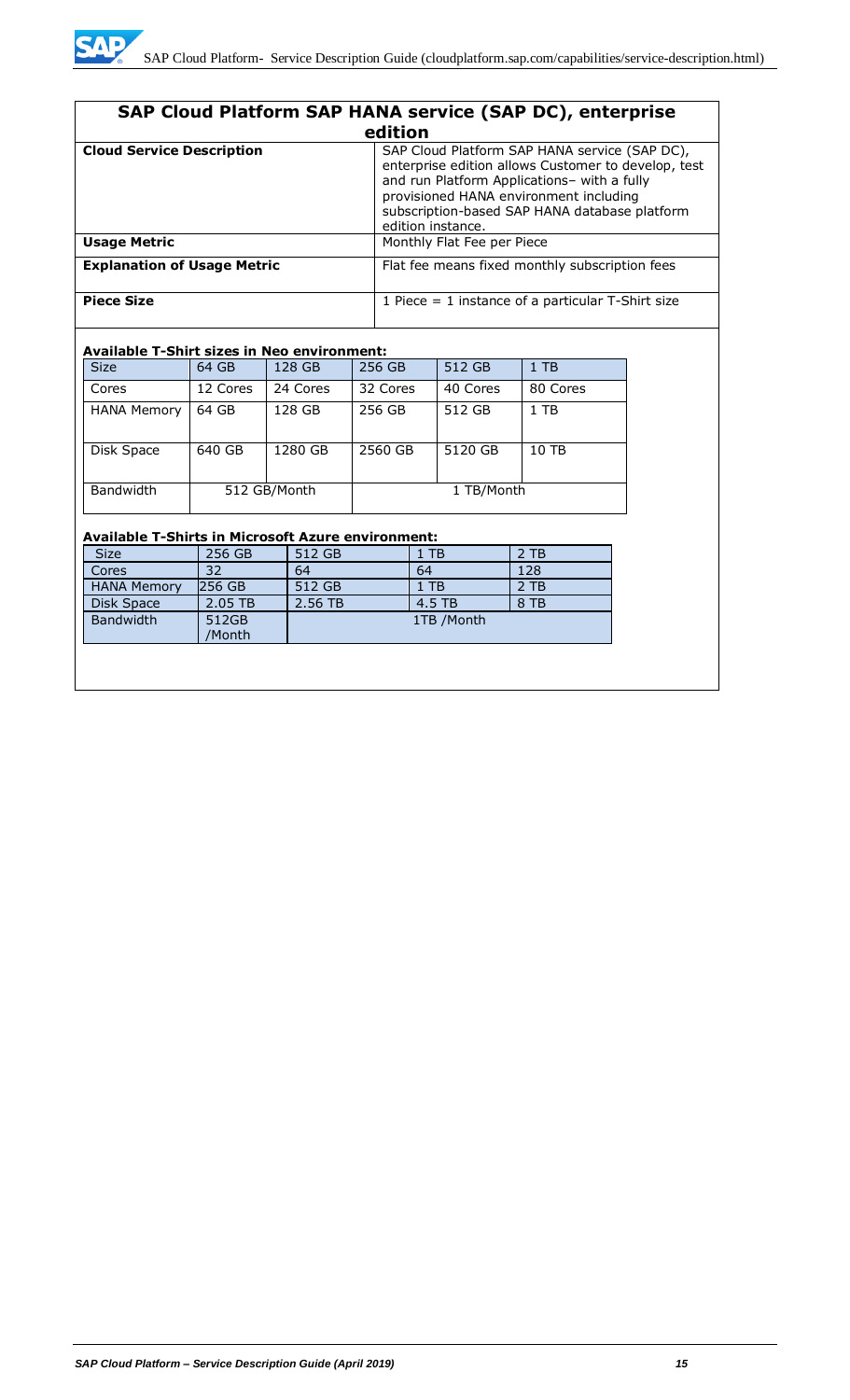## SAP Cloud Platform SAP HANA service (SAP DC), enterprise edition

| | |
|---|---|
| **Cloud Service Description** | SAP Cloud Platform SAP HANA service (SAP DC), enterprise edition allows Customer to develop, test and run Platform Applications– with a fully provisioned HANA environment including subscription-based SAP HANA database platform edition instance. |
| **Usage Metric** | Monthly Flat Fee per Piece |
| **Explanation of Usage Metric** | Flat fee means fixed monthly subscription fees |
| **Piece Size** | 1 Piece = 1 instance of a particular T-Shirt size |

**Available T-Shirt sizes in Neo environment:**

| Size | 64 GB | 128 GB | 256 GB | 512 GB | 1 TB |
|---|---|---|---|---|---|
| Cores | 12 Cores | 24 Cores | 32 Cores | 40 Cores | 80 Cores |
| HANA Memory | 64 GB | 128 GB | 256 GB | 512 GB | 1 TB |
| Disk Space | 640 GB | 1280 GB | 2560 GB | 5120 GB | 10 TB |
| Bandwidth | 512 GB/Month | | 1 TB/Month | | |

**Available T-Shirts in Microsoft Azure environment:**

| Size | 256 GB | 512 GB | 1 TB | 2 TB |
|---|---|---|---|---|
| Cores | 32 | 64 | 64 | 128 |
| HANA Memory | 256 GB | 512 GB | 1 TB | 2 TB |
| Disk Space | 2.05 TB | 2.56 TB | 4.5 TB | 8 TB |
| Bandwidth | 512GB /Month | 1TB /Month | | |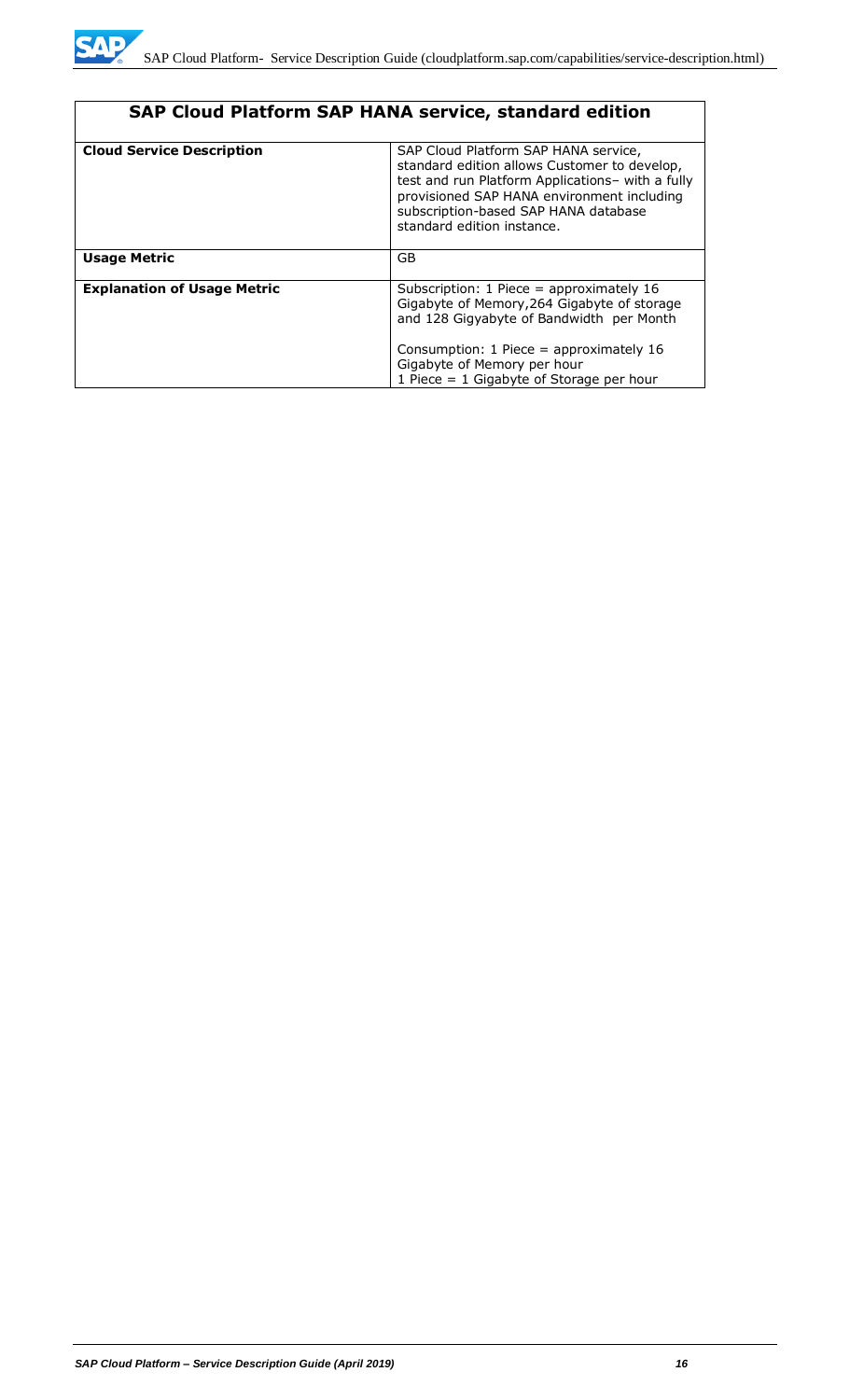| SAP Cloud Platform SAP HANA service, standard edition | |
| --- | --- |
| **Cloud Service Description** | SAP Cloud Platform SAP HANA service, standard edition allows Customer to develop, test and run Platform Applications– with a fully provisioned SAP HANA environment including subscription-based SAP HANA database standard edition instance. |
| **Usage Metric** | GB |
| **Explanation of Usage Metric** | Subscription: 1 Piece = approximately 16 Gigabyte of Memory,264 Gigabyte of storage and 128 Gigyabyte of Bandwidth per Month<br><br>Consumption: 1 Piece = approximately 16 Gigabyte of Memory per hour<br>1 Piece = 1 Gigabyte of Storage per hour |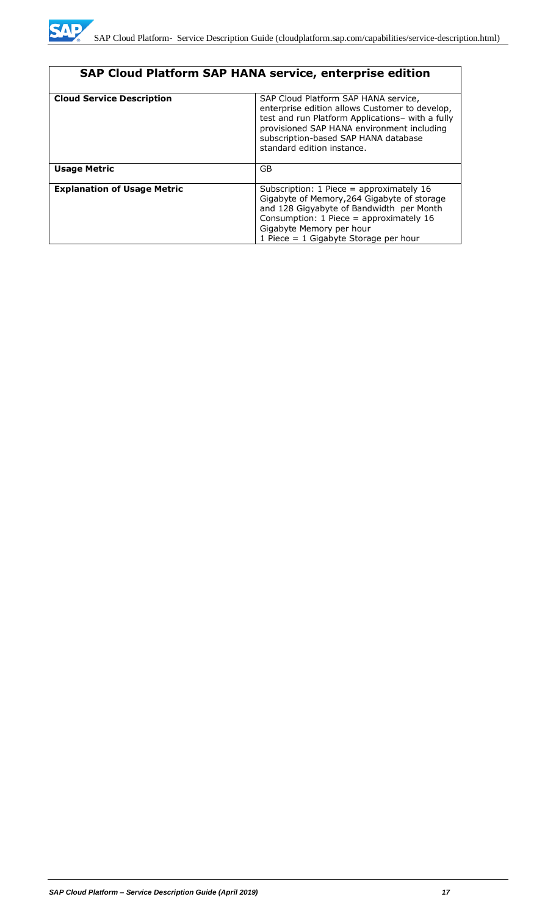| SAP Cloud Platform SAP HANA service, enterprise edition | |
|---|---|
| **Cloud Service Description** | SAP Cloud Platform SAP HANA service, enterprise edition allows Customer to develop, test and run Platform Applications– with a fully provisioned SAP HANA environment including subscription-based SAP HANA database standard edition instance. |
| **Usage Metric** | GB |
| **Explanation of Usage Metric** | Subscription: 1 Piece = approximately 16 Gigabyte of Memory,264 Gigabyte of storage and 128 Gigyabyte of Bandwidth per Month<br>Consumption: 1 Piece = approximately 16 Gigabyte Memory per hour<br>1 Piece = 1 Gigabyte Storage per hour |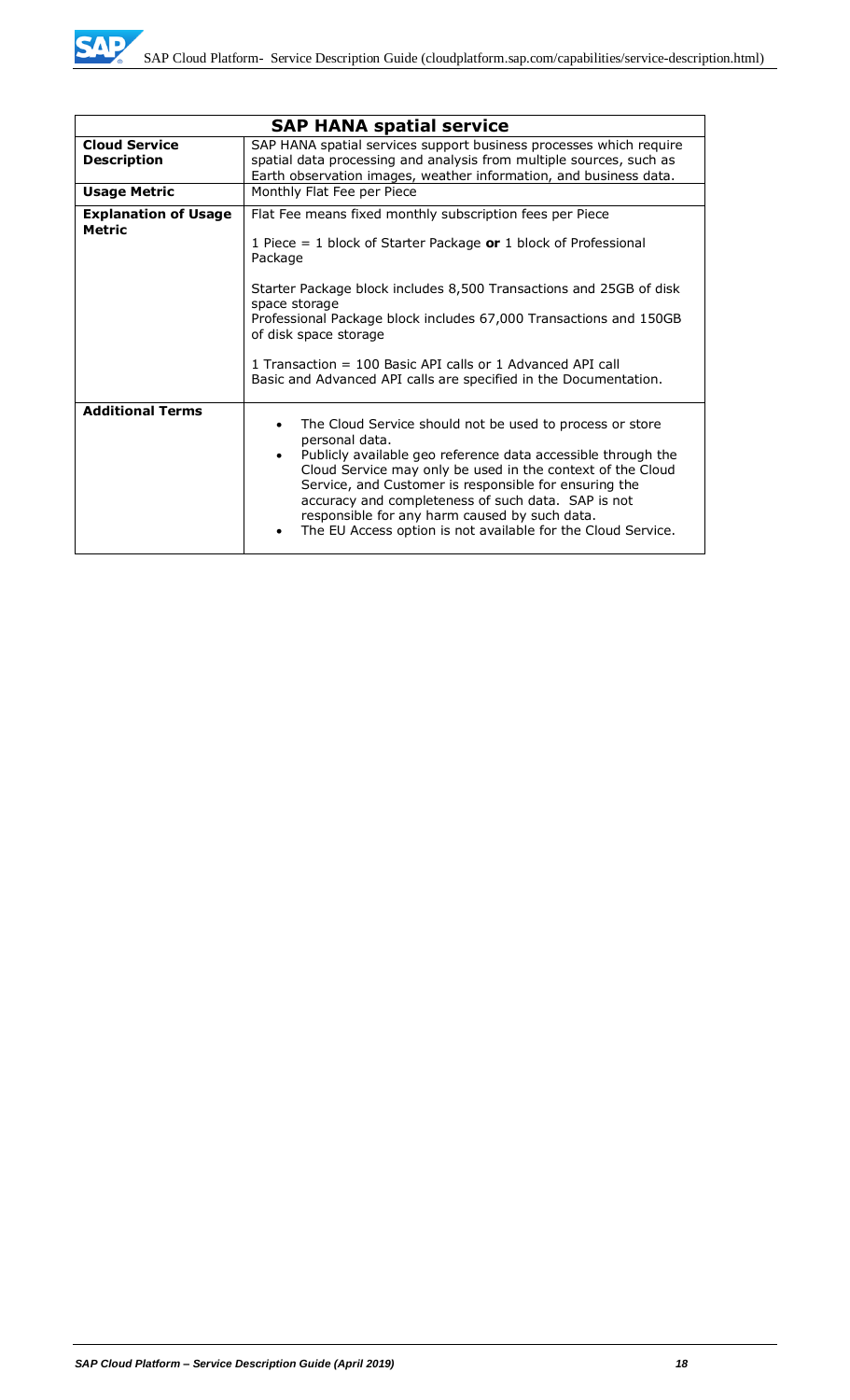| SAP HANA spatial service | |
|---|---|
| **Cloud Service Description** | SAP HANA spatial services support business processes which require spatial data processing and analysis from multiple sources, such as Earth observation images, weather information, and business data. |
| **Usage Metric** | Monthly Flat Fee per Piece |
| **Explanation of Usage Metric** | Flat Fee means fixed monthly subscription fees per Piece<br><br>1 Piece = 1 block of Starter Package **or** 1 block of Professional Package<br><br>Starter Package block includes 8,500 Transactions and 25GB of disk space storage<br>Professional Package block includes 67,000 Transactions and 150GB of disk space storage<br><br>1 Transaction = 100 Basic API calls or 1 Advanced API call<br>Basic and Advanced API calls are specified in the Documentation. |
| **Additional Terms** | • The Cloud Service should not be used to process or store personal data.<br>• Publicly available geo reference data accessible through the Cloud Service may only be used in the context of the Cloud Service, and Customer is responsible for ensuring the accuracy and completeness of such data. SAP is not responsible for any harm caused by such data.<br>• The EU Access option is not available for the Cloud Service. |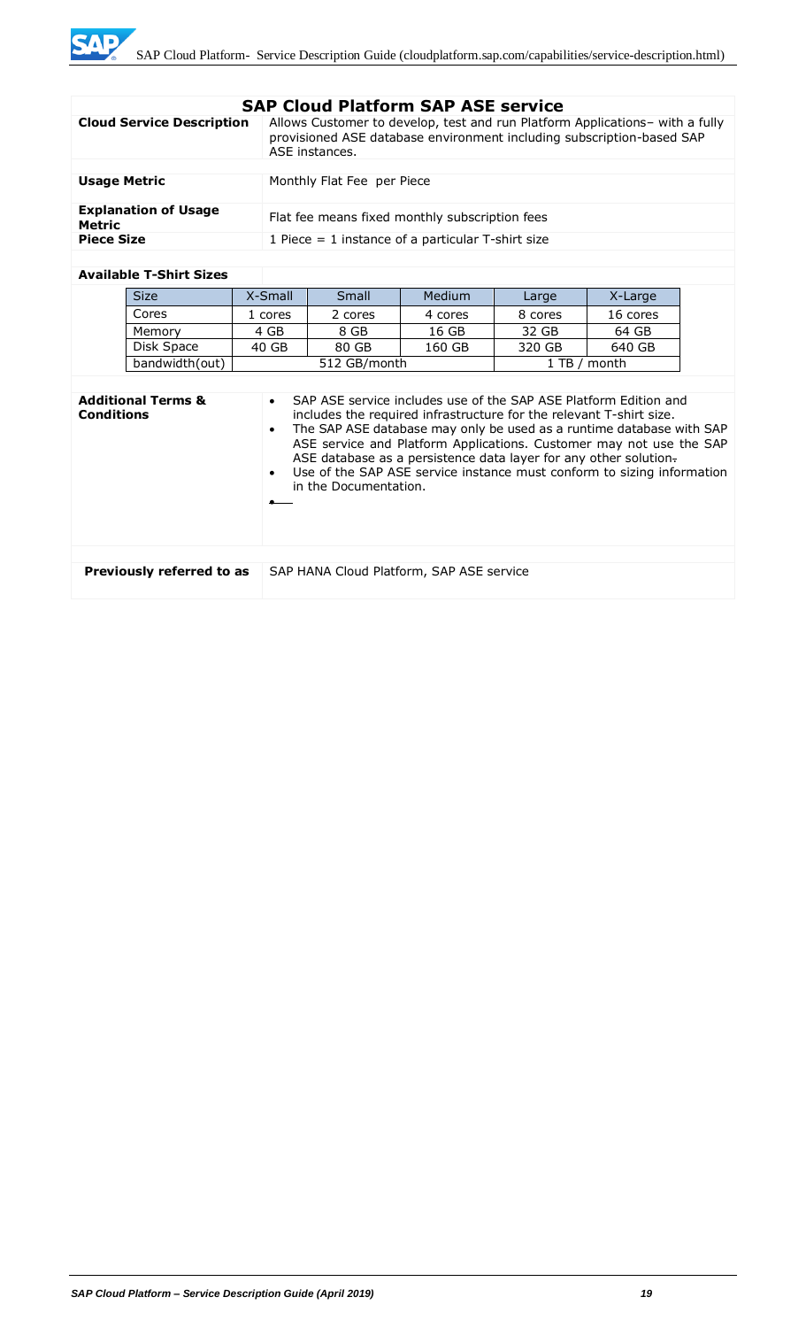## SAP Cloud Platform SAP ASE service

| | |
|---|---|
| **Cloud Service Description** | Allows Customer to develop, test and run Platform Applications– with a fully provisioned ASE database environment including subscription-based SAP ASE instances. |
| **Usage Metric** | Monthly Flat Fee per Piece |
| **Explanation of Usage Metric** | Flat fee means fixed monthly subscription fees |
| **Piece Size** | 1 Piece = 1 instance of a particular T-shirt size |

**Available T-Shirt Sizes**

| Size | X-Small | Small | Medium | Large | X-Large |
|---|---|---|---|---|---|
| Cores | 1 cores | 2 cores | 4 cores | 8 cores | 16 cores |
| Memory | 4 GB | 8 GB | 16 GB | 32 GB | 64 GB |
| Disk Space | 40 GB | 80 GB | 160 GB | 320 GB | 640 GB |
| bandwidth(out) | 512 GB/month | | | 1 TB / month | |

**Additional Terms & Conditions**

- SAP ASE service includes use of the SAP ASE Platform Edition and includes the required infrastructure for the relevant T-shirt size.
- The SAP ASE database may only be used as a runtime database with SAP ASE service and Platform Applications. Customer may not use the SAP ASE database as a persistence data layer for any other solution.
- Use of the SAP ASE service instance must conform to sizing information in the Documentation.

| | |
|---|---|
| **Previously referred to as** | SAP HANA Cloud Platform, SAP ASE service |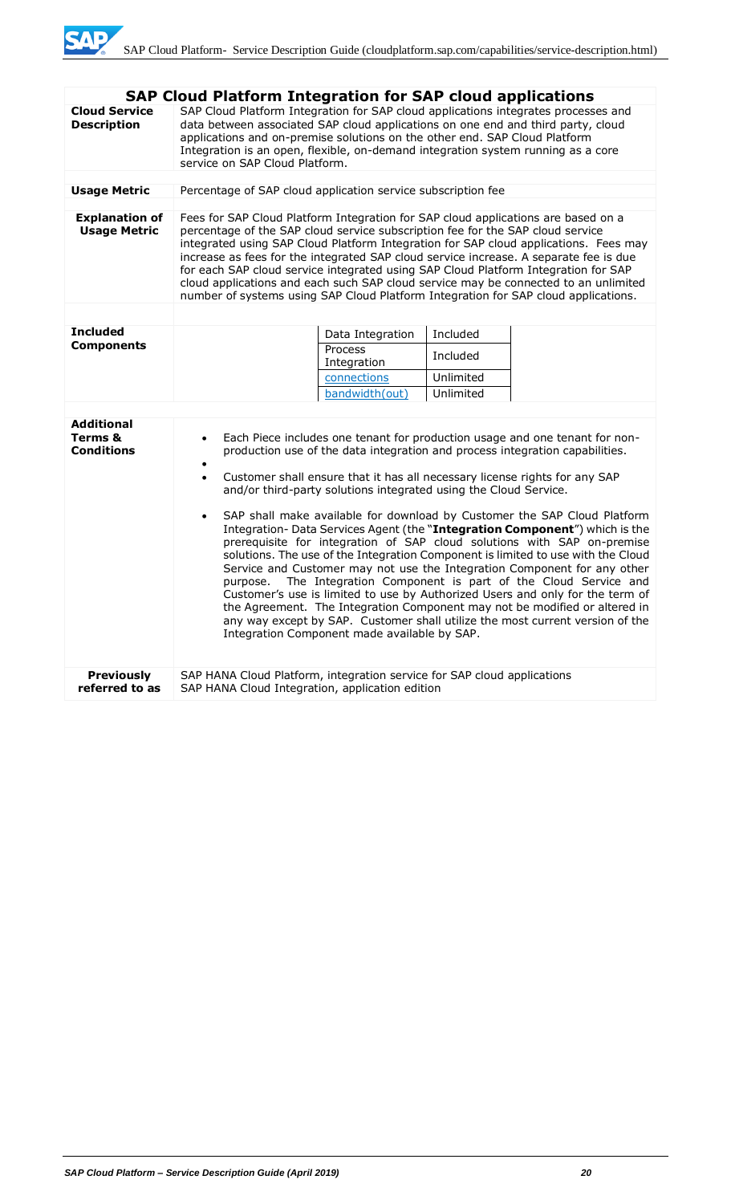## SAP Cloud Platform Integration for SAP cloud applications

| | |
|---|---|
| **Cloud Service Description** | SAP Cloud Platform Integration for SAP cloud applications integrates processes and data between associated SAP cloud applications on one end and third party, cloud applications and on-premise solutions on the other end. SAP Cloud Platform Integration is an open, flexible, on-demand integration system running as a core service on SAP Cloud Platform. |
| **Usage Metric** | Percentage of SAP cloud application service subscription fee |
| **Explanation of Usage Metric** | Fees for SAP Cloud Platform Integration for SAP cloud applications are based on a percentage of the SAP cloud service subscription fee for the SAP cloud service integrated using SAP Cloud Platform Integration for SAP cloud applications. Fees may increase as fees for the integrated SAP cloud service increase. A separate fee is due for each SAP cloud service integrated using SAP Cloud Platform Integration for SAP cloud applications and each such SAP cloud service may be connected to an unlimited number of systems using SAP Cloud Platform Integration for SAP cloud applications. |

**Included Components**

| Component | |
|---|---|
| Data Integration | Included |
| Process Integration | Included |
| connections | Unlimited |
| bandwidth(out) | Unlimited |

**Additional Terms & Conditions**

- Each Piece includes one tenant for production usage and one tenant for non-production use of the data integration and process integration capabilities.
- Customer shall ensure that it has all necessary license rights for any SAP and/or third-party solutions integrated using the Cloud Service.
- SAP shall make available for download by Customer the SAP Cloud Platform Integration- Data Services Agent (the "**Integration Component**") which is the prerequisite for integration of SAP cloud solutions with SAP on-premise solutions. The use of the Integration Component is limited to use with the Cloud Service and Customer may not use the Integration Component for any other purpose. The Integration Component is part of the Cloud Service and Customer's use is limited to use by Authorized Users and only for the term of the Agreement. The Integration Component may not be modified or altered in any way except by SAP. Customer shall utilize the most current version of the Integration Component made available by SAP.

**Previously referred to as**

SAP HANA Cloud Platform, integration service for SAP cloud applications
SAP HANA Cloud Integration, application edition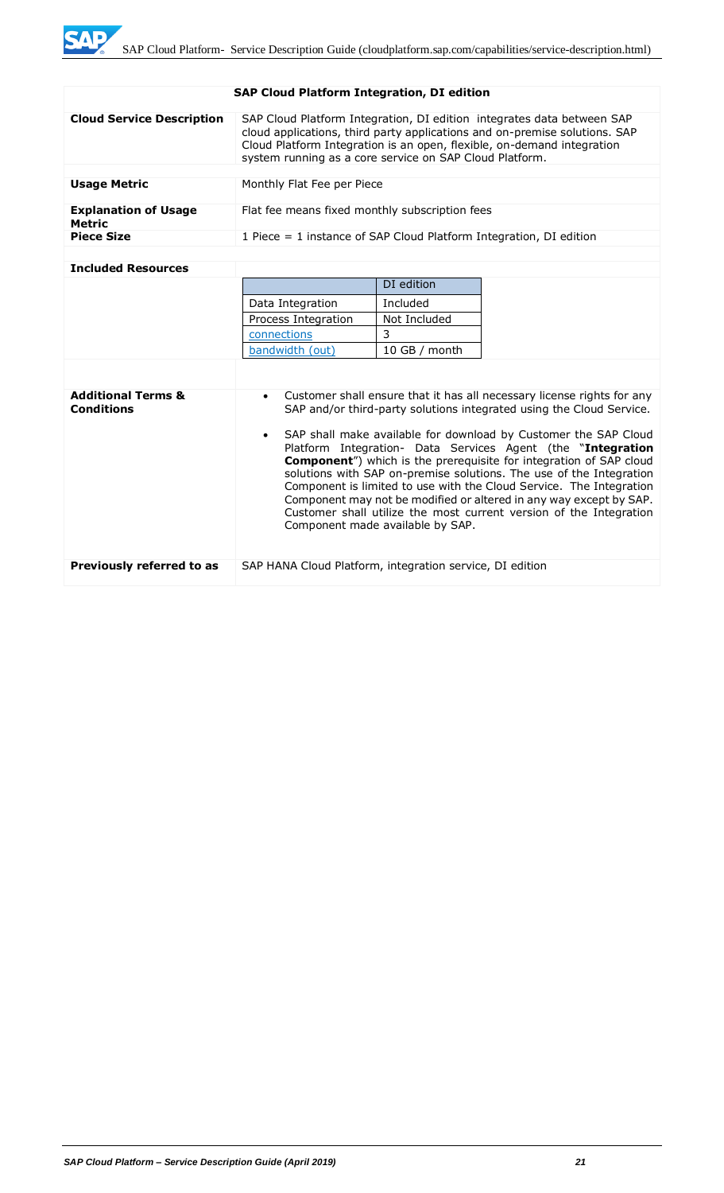## SAP Cloud Platform Integration, DI edition

| | |
|---|---|
| **Cloud Service Description** | SAP Cloud Platform Integration, DI edition integrates data between SAP cloud applications, third party applications and on-premise solutions. SAP Cloud Platform Integration is an open, flexible, on-demand integration system running as a core service on SAP Cloud Platform. |
| **Usage Metric** | Monthly Flat Fee per Piece |
| **Explanation of Usage Metric** | Flat fee means fixed monthly subscription fees |
| **Piece Size** | 1 Piece = 1 instance of SAP Cloud Platform Integration, DI edition |

**Included Resources**

| | DI edition |
|---|---|
| Data Integration | Included |
| Process Integration | Not Included |
| connections | 3 |
| bandwidth (out) | 10 GB / month |

**Additional Terms & Conditions**

- Customer shall ensure that it has all necessary license rights for any SAP and/or third-party solutions integrated using the Cloud Service.
- SAP shall make available for download by Customer the SAP Cloud Platform Integration- Data Services Agent (the "**Integration Component**") which is the prerequisite for integration of SAP cloud solutions with SAP on-premise solutions. The use of the Integration Component is limited to use with the Cloud Service. The Integration Component may not be modified or altered in any way except by SAP. Customer shall utilize the most current version of the Integration Component made available by SAP.

**Previously referred to as**: SAP HANA Cloud Platform, integration service, DI edition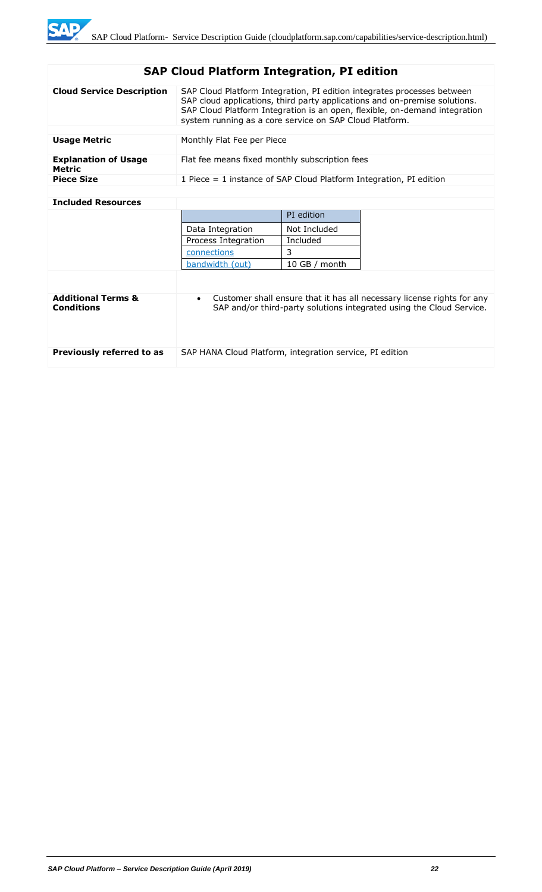## SAP Cloud Platform Integration, PI edition

| | |
|---|---|
| **Cloud Service Description** | SAP Cloud Platform Integration, PI edition integrates processes between SAP cloud applications, third party applications and on-premise solutions. SAP Cloud Platform Integration is an open, flexible, on-demand integration system running as a core service on SAP Cloud Platform. |
| **Usage Metric** | Monthly Flat Fee per Piece |
| **Explanation of Usage Metric** | Flat fee means fixed monthly subscription fees |
| **Piece Size** | 1 Piece = 1 instance of SAP Cloud Platform Integration, PI edition |
| **Included Resources** | |

| | PI edition |
|---|---|
| Data Integration | Not Included |
| Process Integration | Included |
| connections | 3 |
| bandwidth (out) | 10 GB / month |

| | |
|---|---|
| **Additional Terms & Conditions** | • Customer shall ensure that it has all necessary license rights for any SAP and/or third-party solutions integrated using the Cloud Service. |
| **Previously referred to as** | SAP HANA Cloud Platform, integration service, PI edition |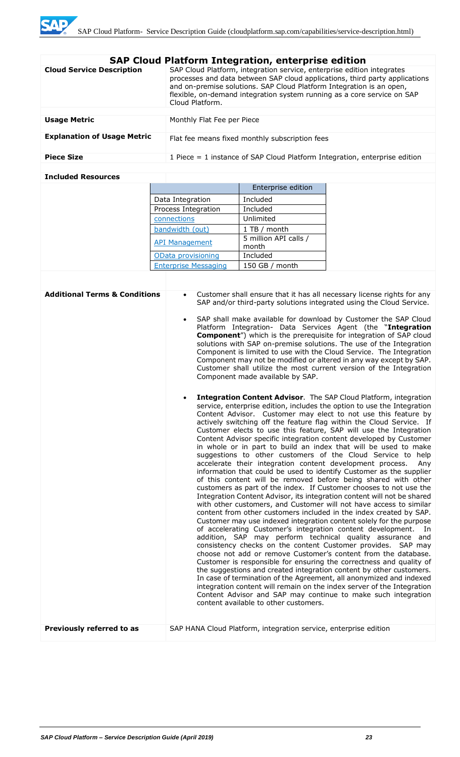## SAP Cloud Platform Integration, enterprise edition

| | |
|---|---|
| **Cloud Service Description** | SAP Cloud Platform, integration service, enterprise edition integrates processes and data between SAP cloud applications, third party applications and on-premise solutions. SAP Cloud Platform Integration is an open, flexible, on-demand integration system running as a core service on SAP Cloud Platform. |
| **Usage Metric** | Monthly Flat Fee per Piece |
| **Explanation of Usage Metric** | Flat fee means fixed monthly subscription fees |
| **Piece Size** | 1 Piece = 1 instance of SAP Cloud Platform Integration, enterprise edition |

**Included Resources**

| | Enterprise edition |
|---|---|
| Data Integration | Included |
| Process Integration | Included |
| connections | Unlimited |
| bandwidth (out) | 1 TB / month |
| API Management | 5 million API calls / month |
| OData provisioning | Included |
| Enterprise Messaging | 150 GB / month |

**Additional Terms & Conditions**

- Customer shall ensure that it has all necessary license rights for any SAP and/or third-party solutions integrated using the Cloud Service.
- SAP shall make available for download by Customer the SAP Cloud Platform Integration- Data Services Agent (the "**Integration Component**") which is the prerequisite for integration of SAP cloud solutions with SAP on-premise solutions. The use of the Integration Component is limited to use with the Cloud Service. The Integration Component may not be modified or altered in any way except by SAP. Customer shall utilize the most current version of the Integration Component made available by SAP.
- **Integration Content Advisor**. The SAP Cloud Platform, integration service, enterprise edition, includes the option to use the Integration Content Advisor. Customer may elect to not use this feature by actively switching off the feature flag within the Cloud Service. If Customer elects to use this feature, SAP will use the Integration Content Advisor specific integration content developed by Customer in whole or in part to build an index that will be used to make suggestions to other customers of the Cloud Service to help accelerate their integration content development process. Any information that could be used to identify Customer as the supplier of this content will be removed before being shared with other customers as part of the index. If Customer chooses to not use the Integration Content Advisor, its integration content will not be shared with other customers, and Customer will not have access to similar content from other customers included in the index created by SAP. Customer may use indexed integration content solely for the purpose of accelerating Customer's integration content development. In addition, SAP may perform technical quality assurance and consistency checks on the content Customer provides. SAP may choose not add or remove Customer's content from the database. Customer is responsible for ensuring the correctness and quality of the suggestions and created integration content by other customers. In case of termination of the Agreement, all anonymized and indexed integration content will remain on the index server of the Integration Content Advisor and SAP may continue to make such integration content available to other customers.

**Previously referred to as**: SAP HANA Cloud Platform, integration service, enterprise edition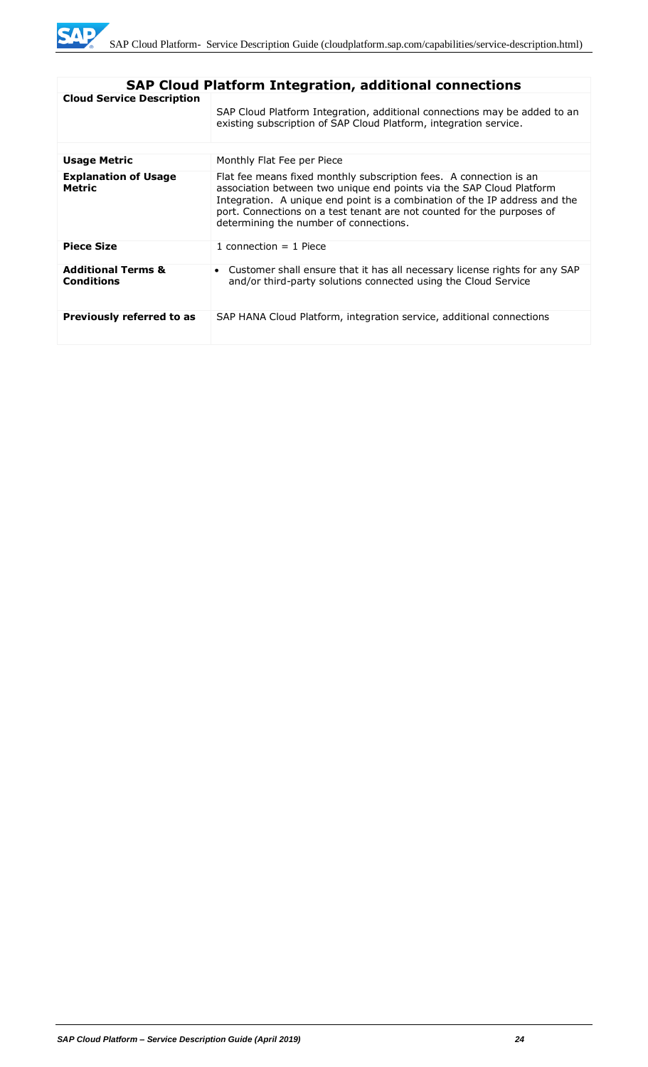| SAP Cloud Platform Integration, additional connections | |
|---|---|
| **Cloud Service Description** | SAP Cloud Platform Integration, additional connections may be added to an existing subscription of SAP Cloud Platform, integration service. |
| **Usage Metric** | Monthly Flat Fee per Piece |
| **Explanation of Usage Metric** | Flat fee means fixed monthly subscription fees. A connection is an association between two unique end points via the SAP Cloud Platform Integration. A unique end point is a combination of the IP address and the port. Connections on a test tenant are not counted for the purposes of determining the number of connections. |
| **Piece Size** | 1 connection = 1 Piece |
| **Additional Terms & Conditions** | • Customer shall ensure that it has all necessary license rights for any SAP and/or third-party solutions connected using the Cloud Service |
| **Previously referred to as** | SAP HANA Cloud Platform, integration service, additional connections |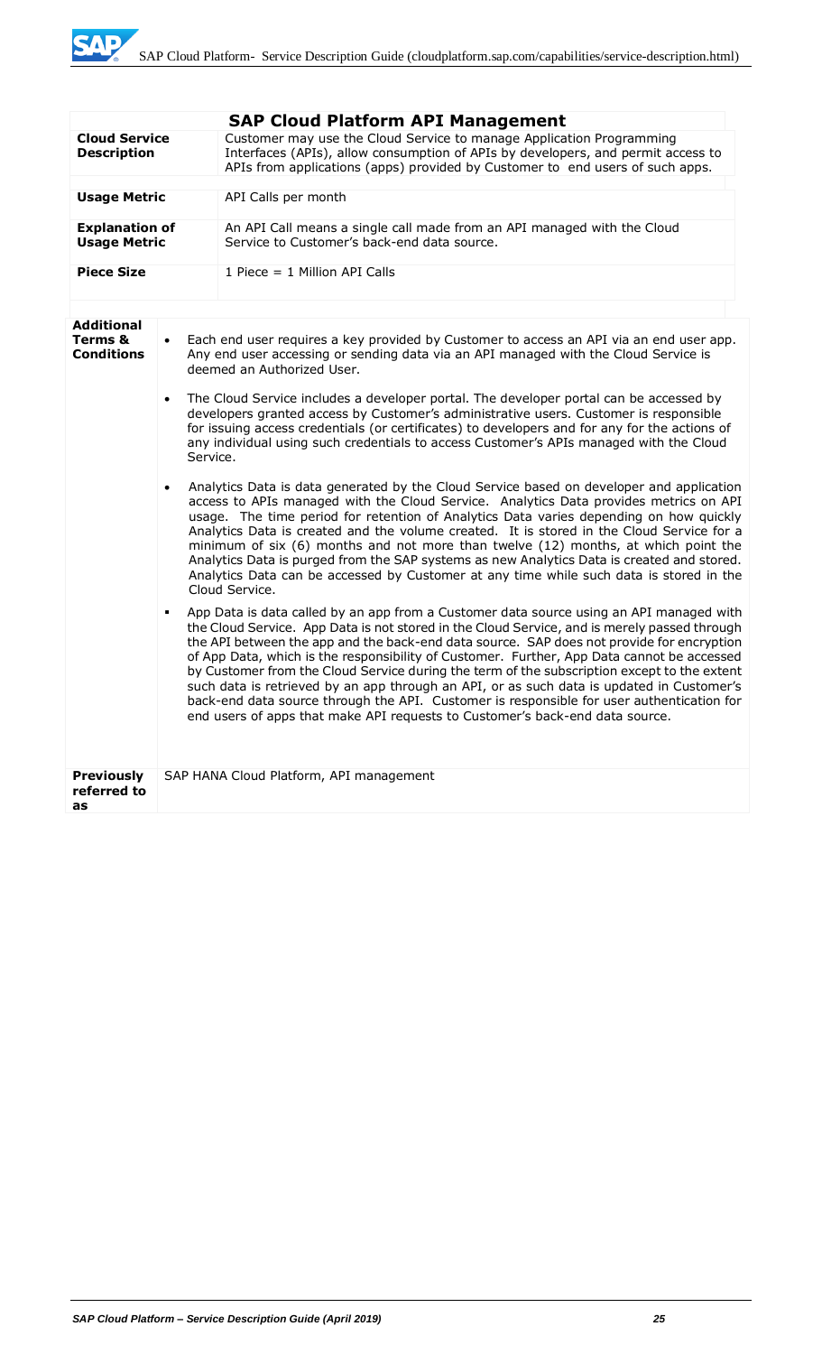## SAP Cloud Platform API Management

| | |
|---|---|
| **Cloud Service Description** | Customer may use the Cloud Service to manage Application Programming Interfaces (APIs), allow consumption of APIs by developers, and permit access to APIs from applications (apps) provided by Customer to end users of such apps. |
| **Usage Metric** | API Calls per month |
| **Explanation of Usage Metric** | An API Call means a single call made from an API managed with the Cloud Service to Customer's back-end data source. |
| **Piece Size** | 1 Piece = 1 Million API Calls |
| **Additional Terms & Conditions** | • Each end user requires a key provided by Customer to access an API via an end user app. Any end user accessing or sending data via an API managed with the Cloud Service is deemed an Authorized User.<br><br>• The Cloud Service includes a developer portal. The developer portal can be accessed by developers granted access by Customer's administrative users. Customer is responsible for issuing access credentials (or certificates) to developers and for any for the actions of any individual using such credentials to access Customer's APIs managed with the Cloud Service.<br><br>• Analytics Data is data generated by the Cloud Service based on developer and application access to APIs managed with the Cloud Service. Analytics Data provides metrics on API usage. The time period for retention of Analytics Data varies depending on how quickly Analytics Data is created and the volume created. It is stored in the Cloud Service for a minimum of six (6) months and not more than twelve (12) months, at which point the Analytics Data is purged from the SAP systems as new Analytics Data is created and stored. Analytics Data can be accessed by Customer at any time while such data is stored in the Cloud Service.<br><br>▪ App Data is data called by an app from a Customer data source using an API managed with the Cloud Service. App Data is not stored in the Cloud Service, and is merely passed through the API between the app and the back-end data source. SAP does not provide for encryption of App Data, which is the responsibility of Customer. Further, App Data cannot be accessed by Customer from the Cloud Service during the term of the subscription except to the extent such data is retrieved by an app through an API, or as such data is updated in Customer's back-end data source through the API. Customer is responsible for user authentication for end users of apps that make API requests to Customer's back-end data source. |
| **Previously referred to as** | SAP HANA Cloud Platform, API management |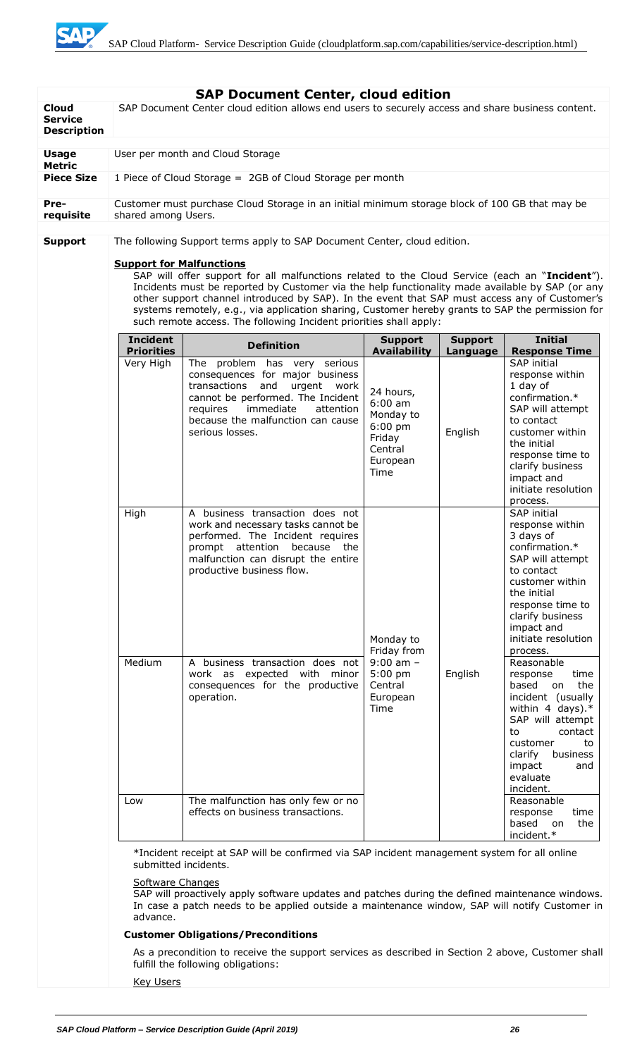## SAP Document Center, cloud edition

| | |
|---|---|
| **Cloud Service Description** | SAP Document Center cloud edition allows end users to securely access and share business content. |
| **Usage Metric** | User per month and Cloud Storage |
| **Piece Size** | 1 Piece of Cloud Storage = 2GB of Cloud Storage per month |
| **Pre-requisite** | Customer must purchase Cloud Storage in an initial minimum storage block of 100 GB that may be shared among Users. |
| **Support** | The following Support terms apply to SAP Document Center, cloud edition. |

**Support for Malfunctions**

SAP will offer support for all malfunctions related to the Cloud Service (each an "**Incident**"). Incidents must be reported by Customer via the help functionality made available by SAP (or any other support channel introduced by SAP). In the event that SAP must access any of Customer's systems remotely, e.g., via application sharing, Customer hereby grants to SAP the permission for such remote access. The following Incident priorities shall apply:

| Incident Priorities | Definition | Support Availability | Support Language | Initial Response Time |
|---|---|---|---|---|
| Very High | The problem has very serious consequences for major business transactions and urgent work cannot be performed. The Incident requires immediate attention because the malfunction can cause serious losses. | 24 hours, 6:00 am Monday to 6:00 pm Friday Central European Time | English | SAP initial response within 1 day of confirmation.* SAP will attempt to contact customer within the initial response time to clarify business impact and initiate resolution process. |
| High | A business transaction does not work and necessary tasks cannot be performed. The Incident requires prompt attention because the malfunction can disrupt the entire productive business flow. | Monday to Friday from 9:00 am – 5:00 pm Central European Time | English | SAP initial response within 3 days of confirmation.* SAP will attempt to contact customer within the initial response time to clarify business impact and initiate resolution process. |
| Medium | A business transaction does not work as expected with minor consequences for the productive operation. | | | Reasonable response time based on the incident (usually within 4 days).* SAP will attempt to contact customer to clarify business impact and evaluate incident. |
| Low | The malfunction has only few or no effects on business transactions. | | | Reasonable response time based on the incident.* |

*Incident receipt at SAP will be confirmed via SAP incident management system for all online submitted incidents.

Software Changes

SAP will proactively apply software updates and patches during the defined maintenance windows. In case a patch needs to be applied outside a maintenance window, SAP will notify Customer in advance.

**Customer Obligations/Preconditions**

As a precondition to receive the support services as described in Section 2 above, Customer shall fulfill the following obligations:

Key Users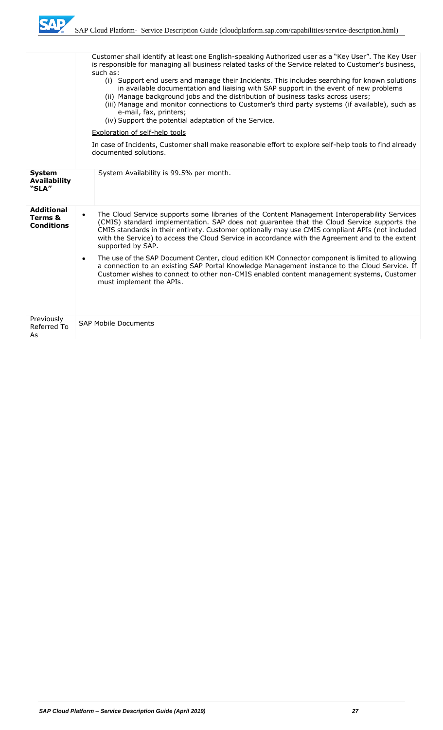| | |
|---|---|
| | Customer shall identify at least one English-speaking Authorized user as a "Key User". The Key User is responsible for managing all business related tasks of the Service related to Customer's business, such as:<br>(i) Support end users and manage their Incidents. This includes searching for known solutions in available documentation and liaising with SAP support in the event of new problems<br>(ii) Manage background jobs and the distribution of business tasks across users;<br>(iii) Manage and monitor connections to Customer's third party systems (if available), such as e-mail, fax, printers;<br>(iv) Support the potential adaptation of the Service.<br><br>Exploration of self-help tools<br><br>In case of Incidents, Customer shall make reasonable effort to explore self-help tools to find already documented solutions. |
| **System Availability "SLA"** | System Availability is 99.5% per month. |
| **Additional Terms & Conditions** | • The Cloud Service supports some libraries of the Content Management Interoperability Services (CMIS) standard implementation. SAP does not guarantee that the Cloud Service supports the CMIS standards in their entirety. Customer optionally may use CMIS compliant APIs (not included with the Service) to access the Cloud Service in accordance with the Agreement and to the extent supported by SAP.<br>• The use of the SAP Document Center, cloud edition KM Connector component is limited to allowing a connection to an existing SAP Portal Knowledge Management instance to the Cloud Service. If Customer wishes to connect to other non-CMIS enabled content management systems, Customer must implement the APIs. |
| Previously Referred To As | SAP Mobile Documents |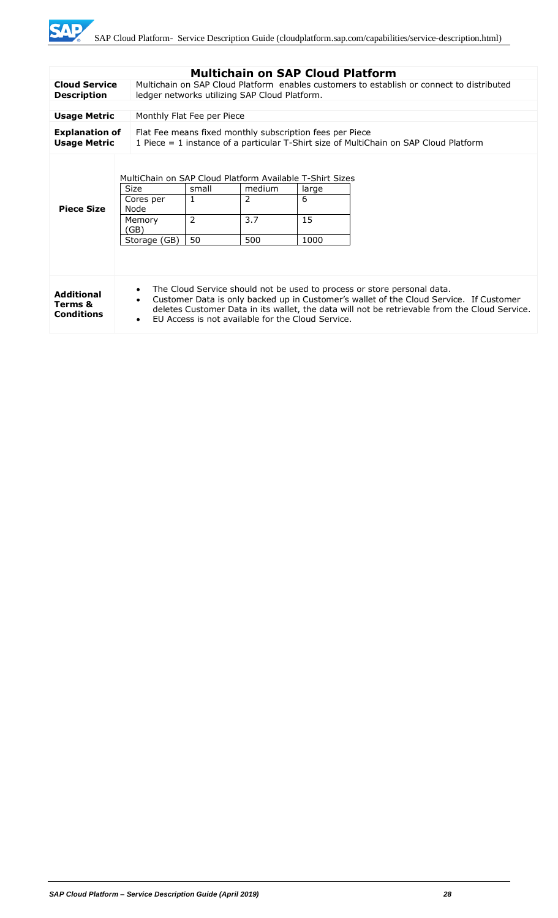## Multichain on SAP Cloud Platform

| | |
|---|---|
| **Cloud Service Description** | Multichain on SAP Cloud Platform enables customers to establish or connect to distributed ledger networks utilizing SAP Cloud Platform. |
| **Usage Metric** | Monthly Flat Fee per Piece |
| **Explanation of Usage Metric** | Flat Fee means fixed monthly subscription fees per Piece<br>1 Piece = 1 instance of a particular T-Shirt size of MultiChain on SAP Cloud Platform |
| **Piece Size** | MultiChain on SAP Cloud Platform Available T-Shirt Sizes (see table below) |
| **Additional Terms & Conditions** | • The Cloud Service should not be used to process or store personal data.<br>• Customer Data is only backed up in Customer's wallet of the Cloud Service. If Customer deletes Customer Data in its wallet, the data will not be retrievable from the Cloud Service.<br>• EU Access is not available for the Cloud Service. |

MultiChain on SAP Cloud Platform Available T-Shirt Sizes

| Size | small | medium | large |
|---|---|---|---|
| Cores per Node | 1 | 2 | 6 |
| Memory (GB) | 2 | 3.7 | 15 |
| Storage (GB) | 50 | 500 | 1000 |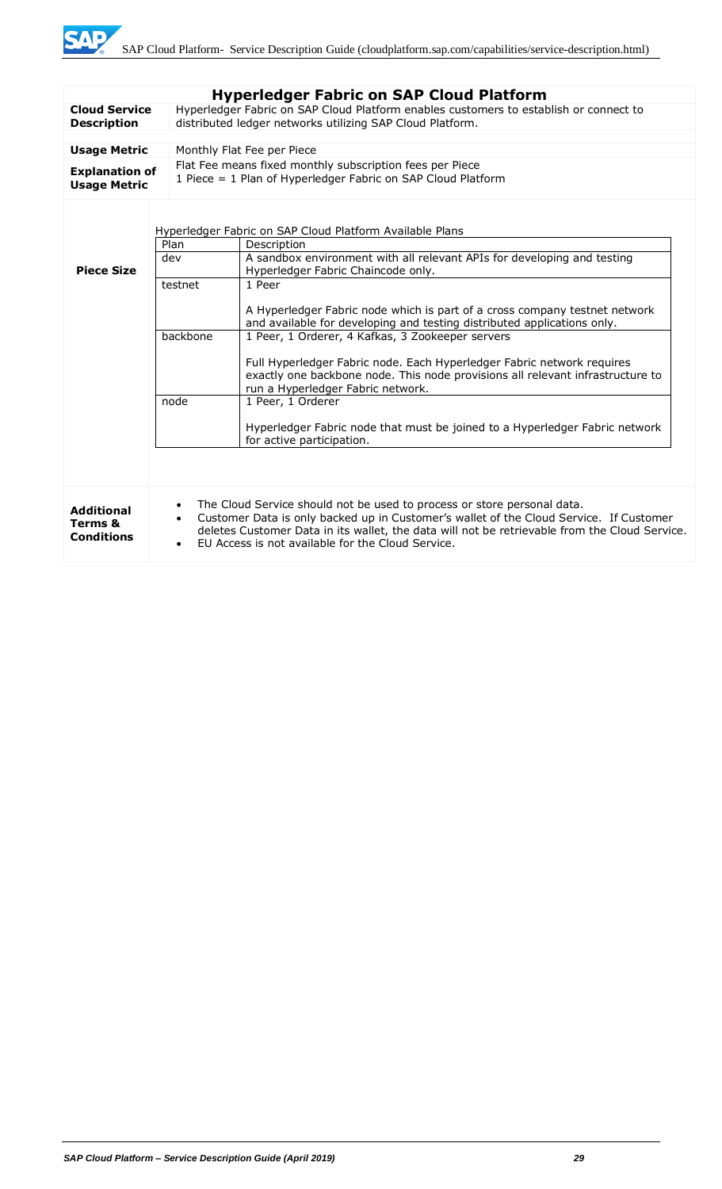## Hyperledger Fabric on SAP Cloud Platform

**Cloud Service Description**

Hyperledger Fabric on SAP Cloud Platform enables customers to establish or connect to distributed ledger networks utilizing SAP Cloud Platform.

**Usage Metric**

Monthly Flat Fee per Piece

**Explanation of Usage Metric**

Flat Fee means fixed monthly subscription fees per Piece
1 Piece = 1 Plan of Hyperledger Fabric on SAP Cloud Platform

**Piece Size**

Hyperledger Fabric on SAP Cloud Platform Available Plans

| Plan | Description |
|---|---|
| dev | A sandbox environment with all relevant APIs for developing and testing Hyperledger Fabric Chaincode only. |
| testnet | 1 Peer<br><br>A Hyperledger Fabric node which is part of a cross company testnet network and available for developing and testing distributed applications only. |
| backbone | 1 Peer, 1 Orderer, 4 Kafkas, 3 Zookeeper servers<br><br>Full Hyperledger Fabric node. Each Hyperledger Fabric network requires exactly one backbone node. This node provisions all relevant infrastructure to run a Hyperledger Fabric network. |
| node | 1 Peer, 1 Orderer<br><br>Hyperledger Fabric node that must be joined to a Hyperledger Fabric network for active participation. |

**Additional Terms & Conditions**

- The Cloud Service should not be used to process or store personal data.
- Customer Data is only backed up in Customer's wallet of the Cloud Service. If Customer deletes Customer Data in its wallet, the data will not be retrievable from the Cloud Service.
- EU Access is not available for the Cloud Service.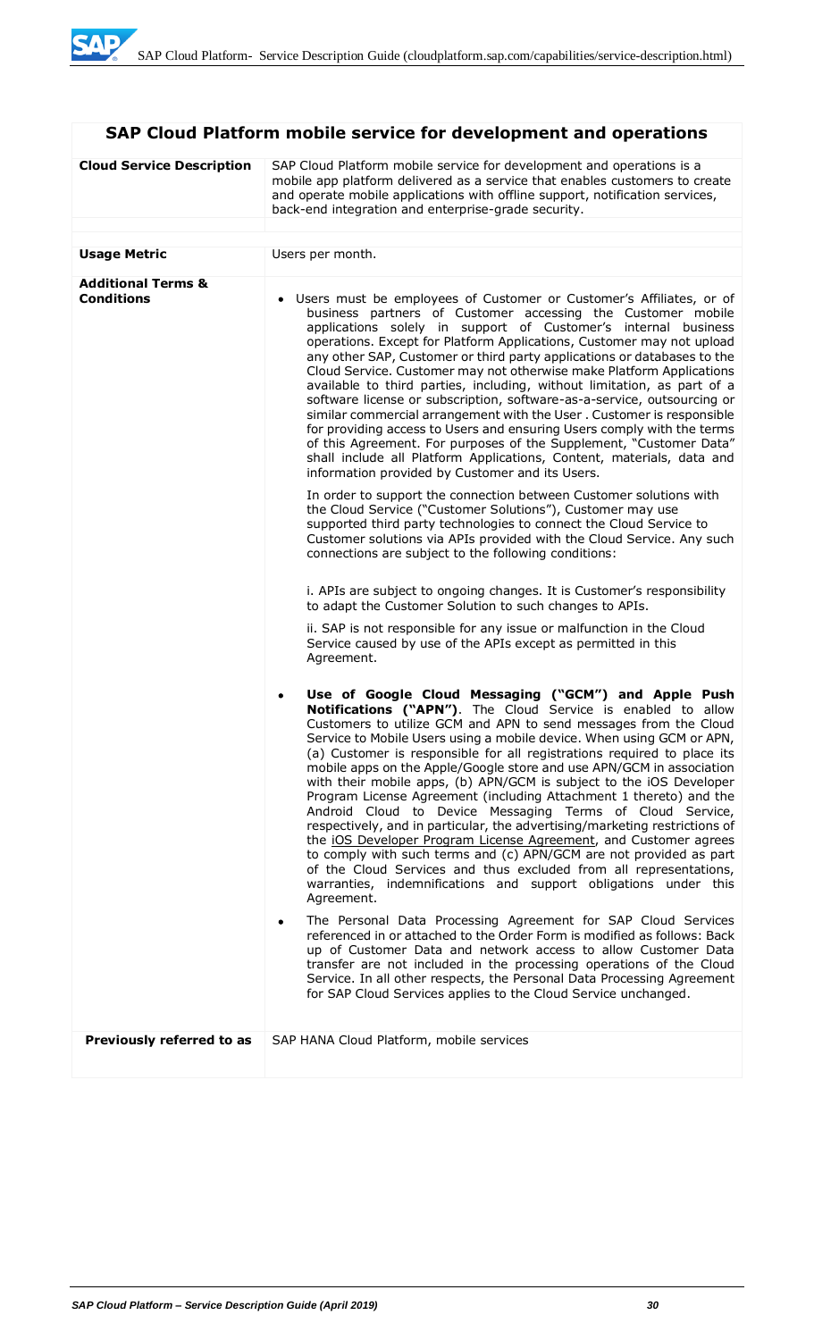## SAP Cloud Platform mobile service for development and operations

| | |
|---|---|
| **Cloud Service Description** | SAP Cloud Platform mobile service for development and operations is a mobile app platform delivered as a service that enables customers to create and operate mobile applications with offline support, notification services, back-end integration and enterprise-grade security. |
| **Usage Metric** | Users per month. |
| **Additional Terms & Conditions** | • Users must be employees of Customer or Customer's Affiliates, or of business partners of Customer accessing the Customer mobile applications solely in support of Customer's internal business operations. Except for Platform Applications, Customer may not upload any other SAP, Customer or third party applications or databases to the Cloud Service. Customer may not otherwise make Platform Applications available to third parties, including, without limitation, as part of a software license or subscription, software-as-a-service, outsourcing or similar commercial arrangement with the User . Customer is responsible for providing access to Users and ensuring Users comply with the terms of this Agreement. For purposes of the Supplement, "Customer Data" shall include all Platform Applications, Content, materials, data and information provided by Customer and its Users.<br><br>In order to support the connection between Customer solutions with the Cloud Service ("Customer Solutions"), Customer may use supported third party technologies to connect the Cloud Service to Customer solutions via APIs provided with the Cloud Service. Any such connections are subject to the following conditions:<br><br>i. APIs are subject to ongoing changes. It is Customer's responsibility to adapt the Customer Solution to such changes to APIs.<br><br>ii. SAP is not responsible for any issue or malfunction in the Cloud Service caused by use of the APIs except as permitted in this Agreement.<br><br>• **Use of Google Cloud Messaging ("GCM") and Apple Push Notifications ("APN")**. The Cloud Service is enabled to allow Customers to utilize GCM and APN to send messages from the Cloud Service to Mobile Users using a mobile device. When using GCM or APN, (a) Customer is responsible for all registrations required to place its mobile apps on the Apple/Google store and use APN/GCM in association with their mobile apps, (b) APN/GCM is subject to the iOS Developer Program License Agreement (including Attachment 1 thereto) and the Android Cloud to Device Messaging Terms of Cloud Service, respectively, and in particular, the advertising/marketing restrictions of the iOS Developer Program License Agreement, and Customer agrees to comply with such terms and (c) APN/GCM are not provided as part of the Cloud Services and thus excluded from all representations, warranties, indemnifications and support obligations under this Agreement.<br><br>• The Personal Data Processing Agreement for SAP Cloud Services referenced in or attached to the Order Form is modified as follows: Back up of Customer Data and network access to allow Customer Data transfer are not included in the processing operations of the Cloud Service. In all other respects, the Personal Data Processing Agreement for SAP Cloud Services applies to the Cloud Service unchanged. |
| **Previously referred to as** | SAP HANA Cloud Platform, mobile services |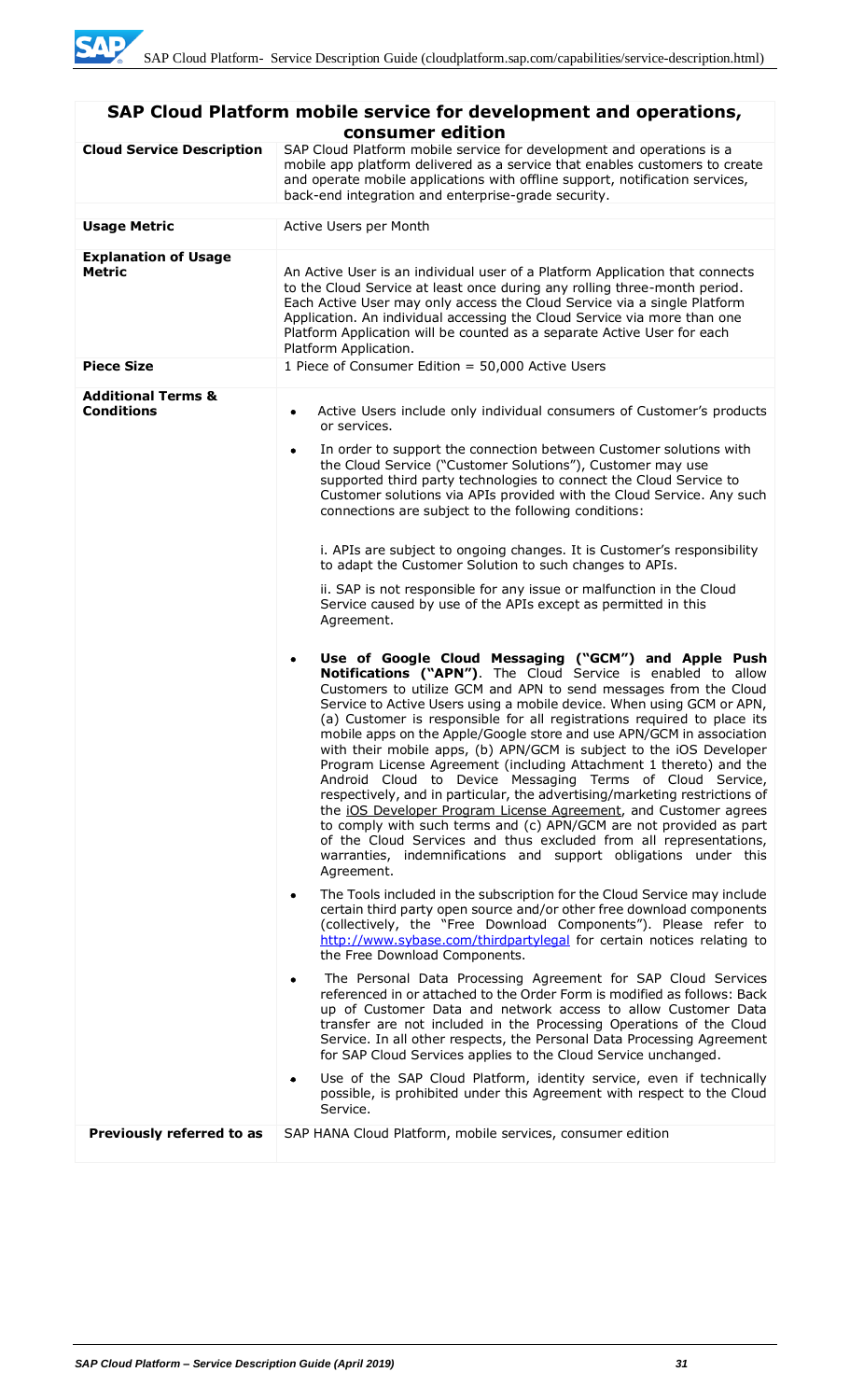## SAP Cloud Platform mobile service for development and operations, consumer edition

| | |
|---|---|
| **Cloud Service Description** | SAP Cloud Platform mobile service for development and operations is a mobile app platform delivered as a service that enables customers to create and operate mobile applications with offline support, notification services, back-end integration and enterprise-grade security. |
| **Usage Metric** | Active Users per Month |
| **Explanation of Usage Metric** | An Active User is an individual user of a Platform Application that connects to the Cloud Service at least once during any rolling three-month period. Each Active User may only access the Cloud Service via a single Platform Application. An individual accessing the Cloud Service via more than one Platform Application will be counted as a separate Active User for each Platform Application. |
| **Piece Size** | 1 Piece of Consumer Edition = 50,000 Active Users |
| **Additional Terms & Conditions** | • Active Users include only individual consumers of Customer's products or services.<br><br>• In order to support the connection between Customer solutions with the Cloud Service ("Customer Solutions"), Customer may use supported third party technologies to connect the Cloud Service to Customer solutions via APIs provided with the Cloud Service. Any such connections are subject to the following conditions:<br><br>i. APIs are subject to ongoing changes. It is Customer's responsibility to adapt the Customer Solution to such changes to APIs.<br><br>ii. SAP is not responsible for any issue or malfunction in the Cloud Service caused by use of the APIs except as permitted in this Agreement.<br><br>• **Use of Google Cloud Messaging ("GCM") and Apple Push Notifications ("APN")**. The Cloud Service is enabled to allow Customers to utilize GCM and APN to send messages from the Cloud Service to Active Users using a mobile device. When using GCM or APN, (a) Customer is responsible for all registrations required to place its mobile apps on the Apple/Google store and use APN/GCM in association with their mobile apps, (b) APN/GCM is subject to the iOS Developer Program License Agreement (including Attachment 1 thereto) and the Android Cloud to Device Messaging Terms of Cloud Service, respectively, and in particular, the advertising/marketing restrictions of the iOS Developer Program License Agreement, and Customer agrees to comply with such terms and (c) APN/GCM are not provided as part of the Cloud Services and thus excluded from all representations, warranties, indemnifications and support obligations under this Agreement.<br><br>• The Tools included in the subscription for the Cloud Service may include certain third party open source and/or other free download components (collectively, the "Free Download Components"). Please refer to http://www.sybase.com/thirdpartylegal for certain notices relating to the Free Download Components.<br><br>• The Personal Data Processing Agreement for SAP Cloud Services referenced in or attached to the Order Form is modified as follows: Back up of Customer Data and network access to allow Customer Data transfer are not included in the Processing Operations of the Cloud Service. In all other respects, the Personal Data Processing Agreement for SAP Cloud Services applies to the Cloud Service unchanged.<br><br>• Use of the SAP Cloud Platform, identity service, even if technically possible, is prohibited under this Agreement with respect to the Cloud Service. |
| **Previously referred to as** | SAP HANA Cloud Platform, mobile services, consumer edition |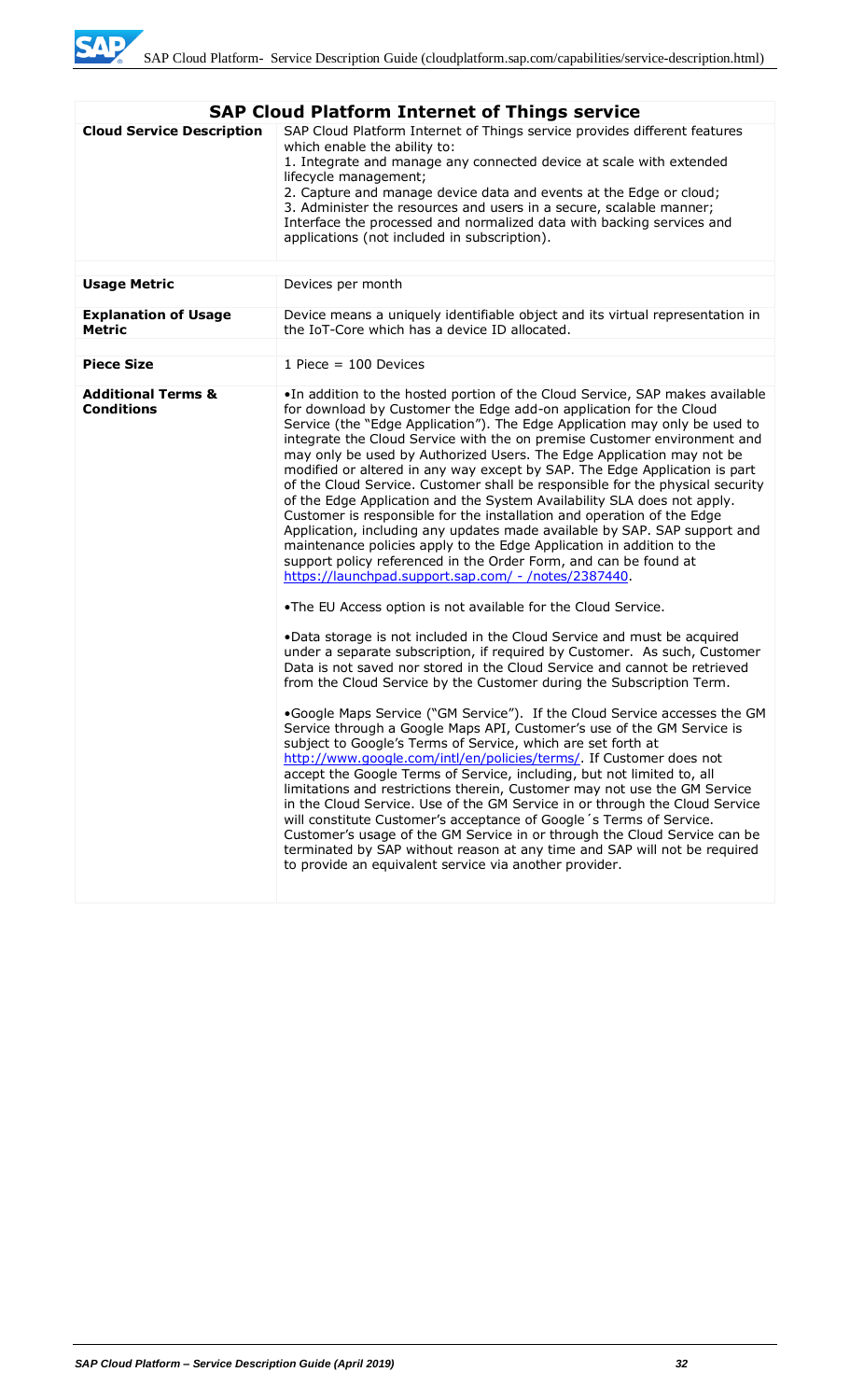## SAP Cloud Platform Internet of Things service

| | |
|---|---|
| **Cloud Service Description** | SAP Cloud Platform Internet of Things service provides different features which enable the ability to:<br>1. Integrate and manage any connected device at scale with extended lifecycle management;<br>2. Capture and manage device data and events at the Edge or cloud;<br>3. Administer the resources and users in a secure, scalable manner;<br>Interface the processed and normalized data with backing services and applications (not included in subscription). |
| **Usage Metric** | Devices per month |
| **Explanation of Usage Metric** | Device means a uniquely identifiable object and its virtual representation in the IoT-Core which has a device ID allocated. |
| **Piece Size** | 1 Piece = 100 Devices |
| **Additional Terms & Conditions** | •In addition to the hosted portion of the Cloud Service, SAP makes available for download by Customer the Edge add-on application for the Cloud Service (the "Edge Application"). The Edge Application may only be used to integrate the Cloud Service with the on premise Customer environment and may only be used by Authorized Users. The Edge Application may not be modified or altered in any way except by SAP. The Edge Application is part of the Cloud Service. Customer shall be responsible for the physical security of the Edge Application and the System Availability SLA does not apply. Customer is responsible for the installation and operation of the Edge Application, including any updates made available by SAP. SAP support and maintenance policies apply to the Edge Application in addition to the support policy referenced in the Order Form, and can be found at https://launchpad.support.sap.com/ - /notes/2387440.<br><br>•The EU Access option is not available for the Cloud Service.<br><br>•Data storage is not included in the Cloud Service and must be acquired under a separate subscription, if required by Customer. As such, Customer Data is not saved nor stored in the Cloud Service and cannot be retrieved from the Cloud Service by the Customer during the Subscription Term.<br><br>•Google Maps Service ("GM Service"). If the Cloud Service accesses the GM Service through a Google Maps API, Customer's use of the GM Service is subject to Google's Terms of Service, which are set forth at http://www.google.com/intl/en/policies/terms/. If Customer does not accept the Google Terms of Service, including, but not limited to, all limitations and restrictions therein, Customer may not use the GM Service in the Cloud Service. Use of the GM Service in or through the Cloud Service will constitute Customer's acceptance of Google´s Terms of Service. Customer's usage of the GM Service in or through the Cloud Service can be terminated by SAP without reason at any time and SAP will not be required to provide an equivalent service via another provider. |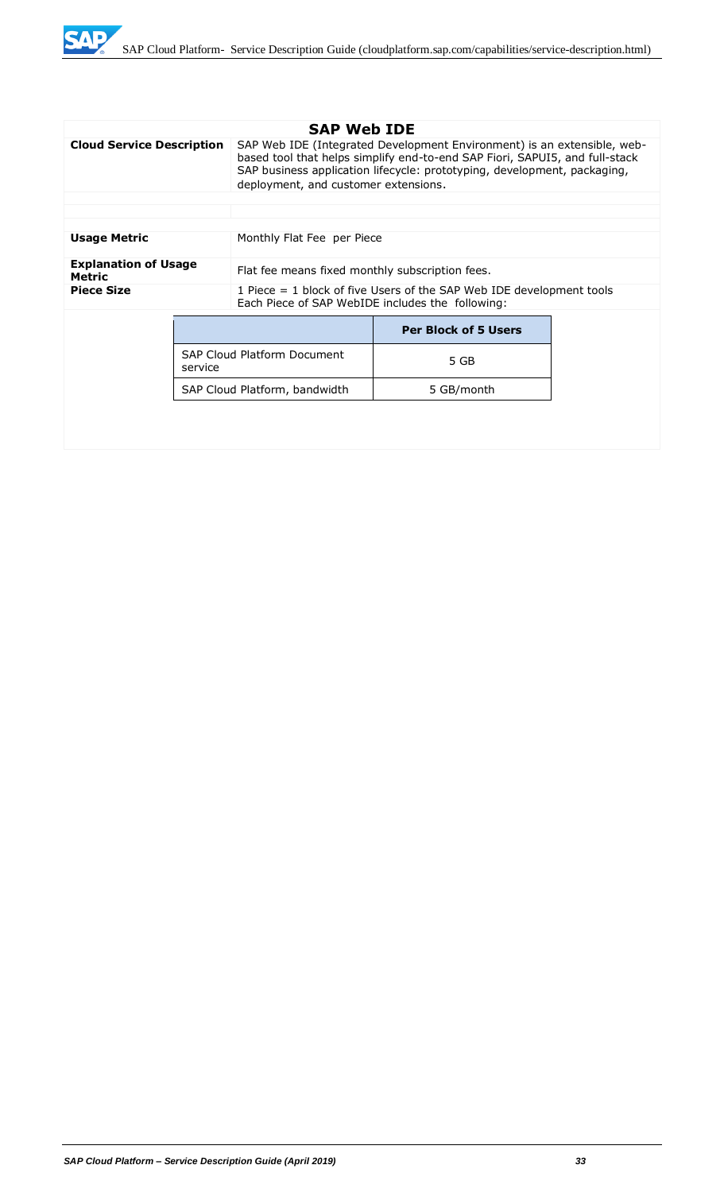## SAP Web IDE

| | |
|---|---|
| **Cloud Service Description** | SAP Web IDE (Integrated Development Environment) is an extensible, web-based tool that helps simplify end-to-end SAP Fiori, SAPUI5, and full-stack SAP business application lifecycle: prototyping, development, packaging, deployment, and customer extensions. |
| **Usage Metric** | Monthly Flat Fee per Piece |
| **Explanation of Usage Metric** | Flat fee means fixed monthly subscription fees. |
| **Piece Size** | 1 Piece = 1 block of five Users of the SAP Web IDE development tools<br>Each Piece of SAP WebIDE includes the following: |

| | **Per Block of 5 Users** |
|---|---|
| SAP Cloud Platform Document service | 5 GB |
| SAP Cloud Platform, bandwidth | 5 GB/month |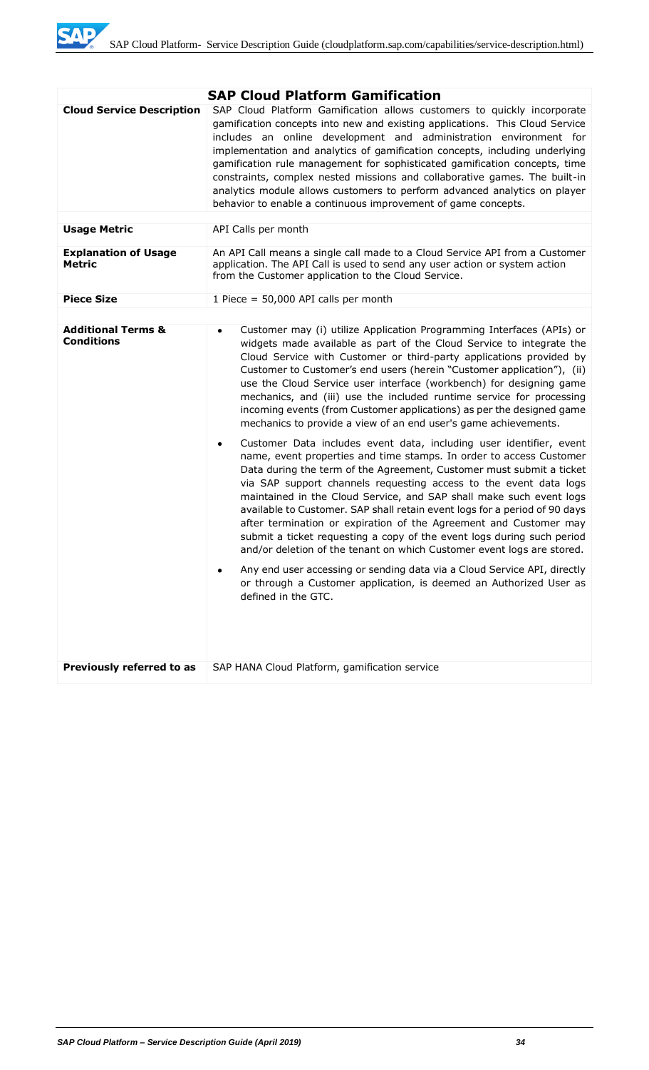| SAP Cloud Platform Gamification | |
|---|---|
| **Cloud Service Description** | SAP Cloud Platform Gamification allows customers to quickly incorporate gamification concepts into new and existing applications. This Cloud Service includes an online development and administration environment for implementation and analytics of gamification concepts, including underlying gamification rule management for sophisticated gamification concepts, time constraints, complex nested missions and collaborative games. The built-in analytics module allows customers to perform advanced analytics on player behavior to enable a continuous improvement of game concepts. |
| **Usage Metric** | API Calls per month |
| **Explanation of Usage Metric** | An API Call means a single call made to a Cloud Service API from a Customer application. The API Call is used to send any user action or system action from the Customer application to the Cloud Service. |
| **Piece Size** | 1 Piece = 50,000 API calls per month |
| **Additional Terms & Conditions** | • Customer may (i) utilize Application Programming Interfaces (APIs) or widgets made available as part of the Cloud Service to integrate the Cloud Service with Customer or third-party applications provided by Customer to Customer's end users (herein "Customer application"), (ii) use the Cloud Service user interface (workbench) for designing game mechanics, and (iii) use the included runtime service for processing incoming events (from Customer applications) as per the designed game mechanics to provide a view of an end user's game achievements.<br><br>• Customer Data includes event data, including user identifier, event name, event properties and time stamps. In order to access Customer Data during the term of the Agreement, Customer must submit a ticket via SAP support channels requesting access to the event data logs maintained in the Cloud Service, and SAP shall make such event logs available to Customer. SAP shall retain event logs for a period of 90 days after termination or expiration of the Agreement and Customer may submit a ticket requesting a copy of the event logs during such period and/or deletion of the tenant on which Customer event logs are stored.<br><br>• Any end user accessing or sending data via a Cloud Service API, directly or through a Customer application, is deemed an Authorized User as defined in the GTC. |
| **Previously referred to as** | SAP HANA Cloud Platform, gamification service |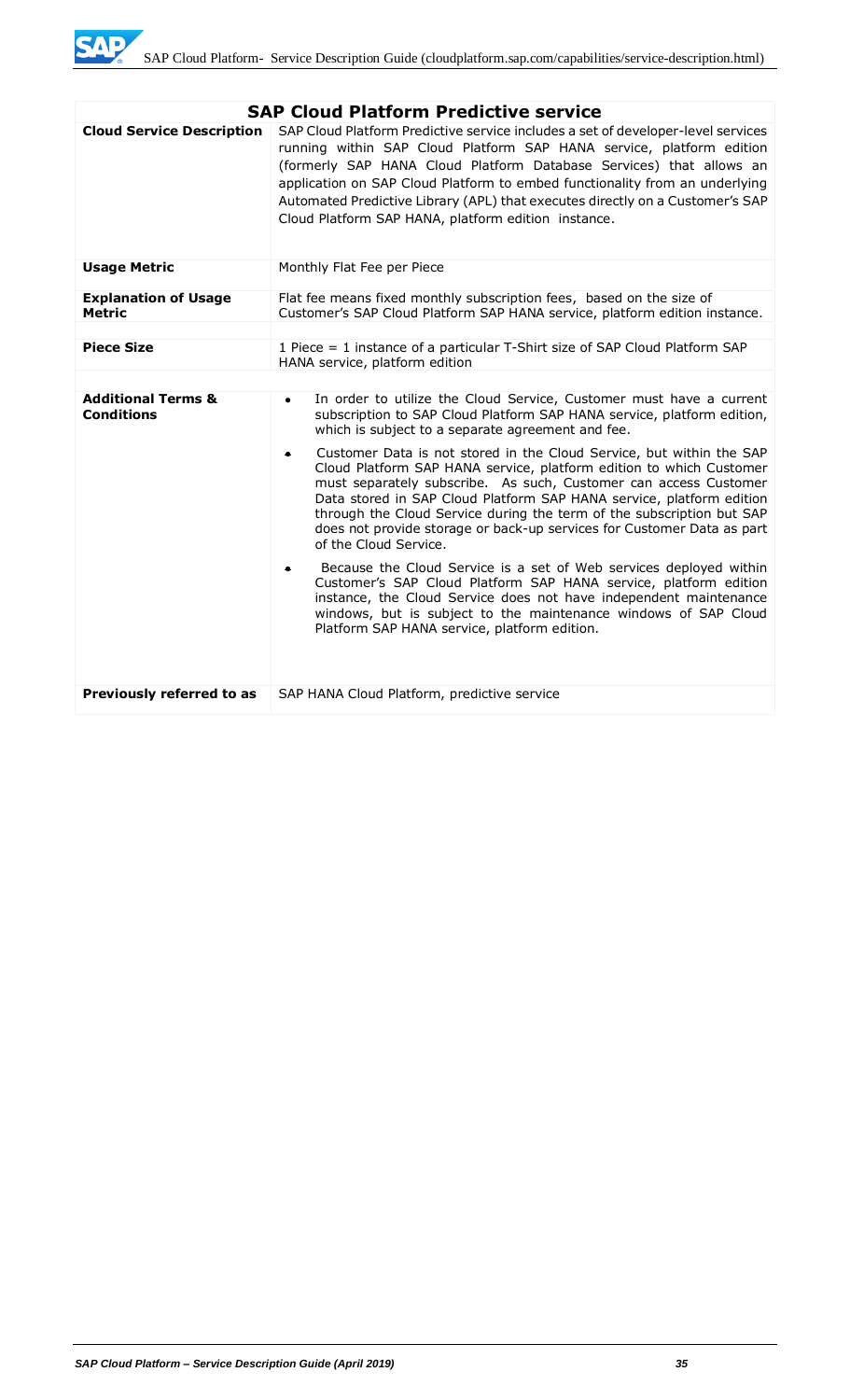## SAP Cloud Platform Predictive service

| | |
|---|---|
| **Cloud Service Description** | SAP Cloud Platform Predictive service includes a set of developer-level services running within SAP Cloud Platform SAP HANA service, platform edition (formerly SAP HANA Cloud Platform Database Services) that allows an application on SAP Cloud Platform to embed functionality from an underlying Automated Predictive Library (APL) that executes directly on a Customer's SAP Cloud Platform SAP HANA, platform edition instance. |
| **Usage Metric** | Monthly Flat Fee per Piece |
| **Explanation of Usage Metric** | Flat fee means fixed monthly subscription fees, based on the size of Customer's SAP Cloud Platform SAP HANA service, platform edition instance. |
| **Piece Size** | 1 Piece = 1 instance of a particular T-Shirt size of SAP Cloud Platform SAP HANA service, platform edition |
| **Additional Terms & Conditions** | • In order to utilize the Cloud Service, Customer must have a current subscription to SAP Cloud Platform SAP HANA service, platform edition, which is subject to a separate agreement and fee.<br>• Customer Data is not stored in the Cloud Service, but within the SAP Cloud Platform SAP HANA service, platform edition to which Customer must separately subscribe. As such, Customer can access Customer Data stored in SAP Cloud Platform SAP HANA service, platform edition through the Cloud Service during the term of the subscription but SAP does not provide storage or back-up services for Customer Data as part of the Cloud Service.<br>• Because the Cloud Service is a set of Web services deployed within Customer's SAP Cloud Platform SAP HANA service, platform edition instance, the Cloud Service does not have independent maintenance windows, but is subject to the maintenance windows of SAP Cloud Platform SAP HANA service, platform edition. |
| **Previously referred to as** | SAP HANA Cloud Platform, predictive service |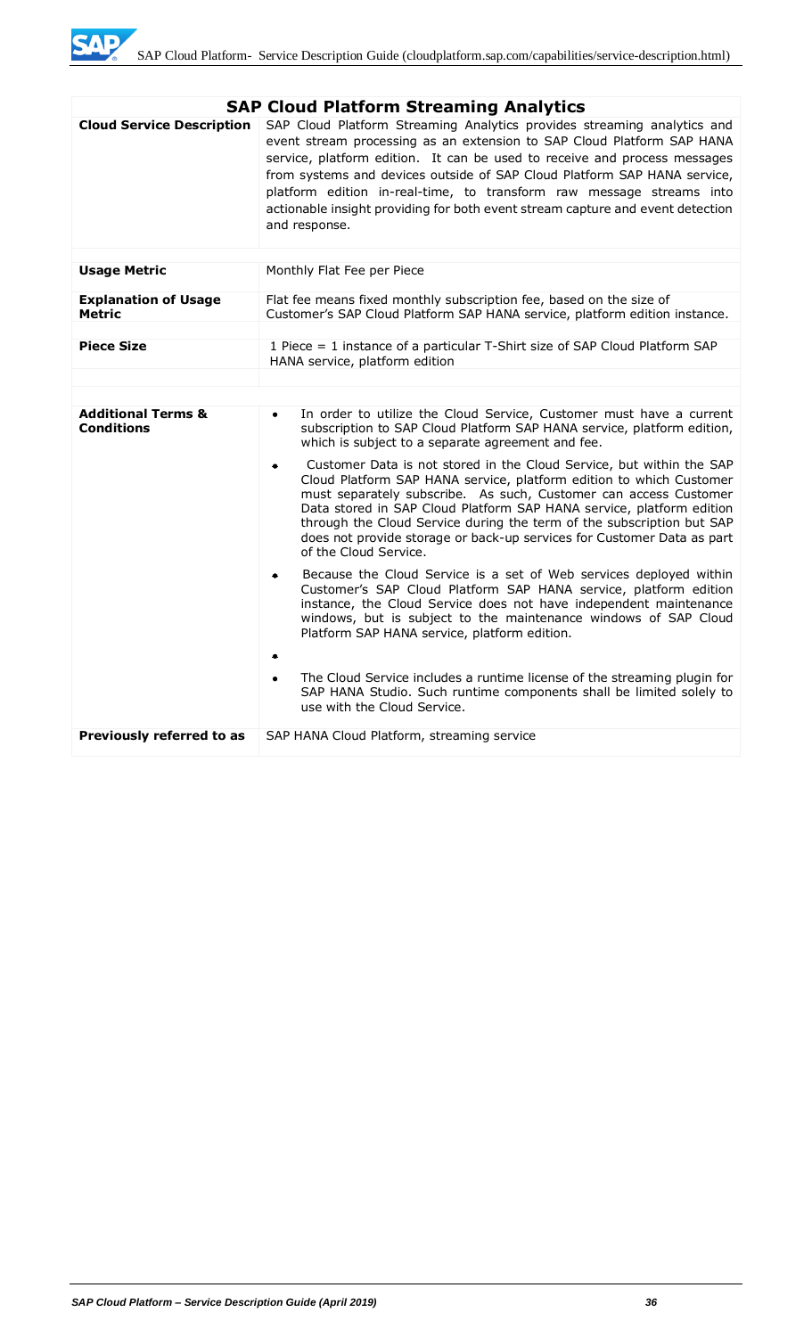## SAP Cloud Platform Streaming Analytics

| | |
|---|---|
| **Cloud Service Description** | SAP Cloud Platform Streaming Analytics provides streaming analytics and event stream processing as an extension to SAP Cloud Platform SAP HANA service, platform edition. It can be used to receive and process messages from systems and devices outside of SAP Cloud Platform SAP HANA service, platform edition in-real-time, to transform raw message streams into actionable insight providing for both event stream capture and event detection and response. |
| **Usage Metric** | Monthly Flat Fee per Piece |
| **Explanation of Usage Metric** | Flat fee means fixed monthly subscription fee, based on the size of Customer's SAP Cloud Platform SAP HANA service, platform edition instance. |
| **Piece Size** | 1 Piece = 1 instance of a particular T-Shirt size of SAP Cloud Platform SAP HANA service, platform edition |
| **Additional Terms & Conditions** | • In order to utilize the Cloud Service, Customer must have a current subscription to SAP Cloud Platform SAP HANA service, platform edition, which is subject to a separate agreement and fee.<br>• Customer Data is not stored in the Cloud Service, but within the SAP Cloud Platform SAP HANA service, platform edition to which Customer must separately subscribe. As such, Customer can access Customer Data stored in SAP Cloud Platform SAP HANA service, platform edition through the Cloud Service during the term of the subscription but SAP does not provide storage or back-up services for Customer Data as part of the Cloud Service.<br>• Because the Cloud Service is a set of Web services deployed within Customer's SAP Cloud Platform SAP HANA service, platform edition instance, the Cloud Service does not have independent maintenance windows, but is subject to the maintenance windows of SAP Cloud Platform SAP HANA service, platform edition.<br>•<br>• The Cloud Service includes a runtime license of the streaming plugin for SAP HANA Studio. Such runtime components shall be limited solely to use with the Cloud Service. |
| **Previously referred to as** | SAP HANA Cloud Platform, streaming service |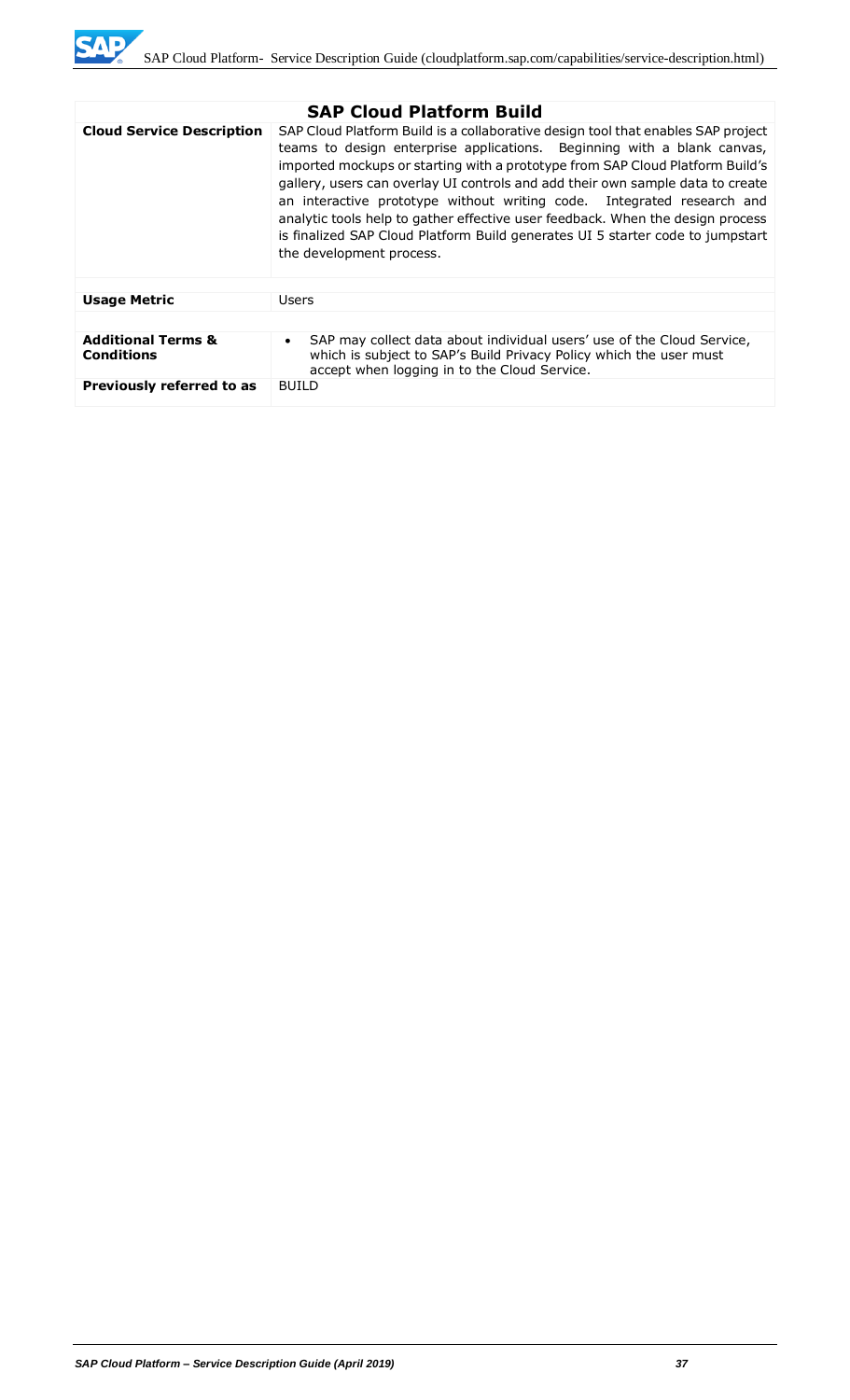## SAP Cloud Platform Build

| | |
|---|---|
| **Cloud Service Description** | SAP Cloud Platform Build is a collaborative design tool that enables SAP project teams to design enterprise applications. Beginning with a blank canvas, imported mockups or starting with a prototype from SAP Cloud Platform Build's gallery, users can overlay UI controls and add their own sample data to create an interactive prototype without writing code. Integrated research and analytic tools help to gather effective user feedback. When the design process is finalized SAP Cloud Platform Build generates UI 5 starter code to jumpstart the development process. |
| **Usage Metric** | Users |
| **Additional Terms & Conditions** | • SAP may collect data about individual users' use of the Cloud Service, which is subject to SAP's Build Privacy Policy which the user must accept when logging in to the Cloud Service. |
| **Previously referred to as** | BUILD |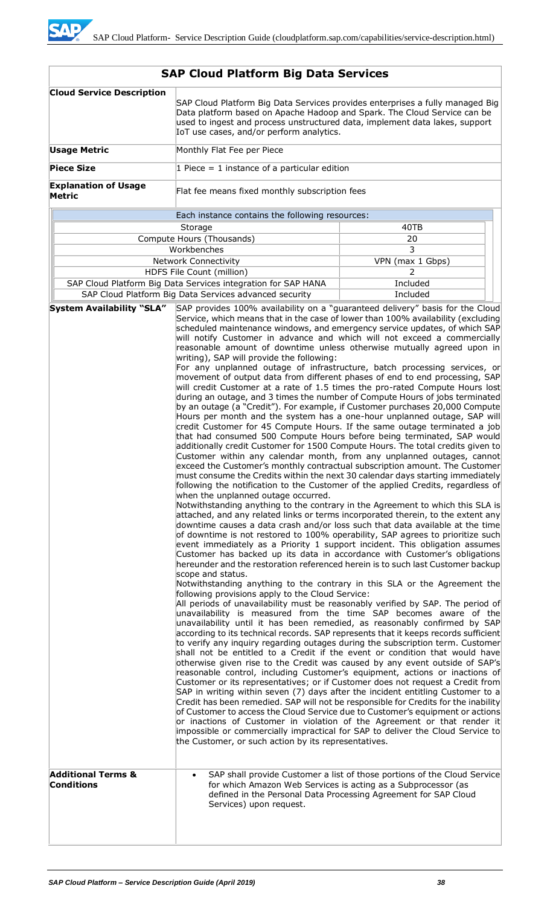## SAP Cloud Platform Big Data Services

**Cloud Service Description**

SAP Cloud Platform Big Data Services provides enterprises a fully managed Big Data platform based on Apache Hadoop and Spark. The Cloud Service can be used to ingest and process unstructured data, implement data lakes, support IoT use cases, and/or perform analytics.

**Usage Metric**

Monthly Flat Fee per Piece

**Piece Size**

1 Piece = 1 instance of a particular edition

**Explanation of Usage Metric**

Flat fee means fixed monthly subscription fees

| Each instance contains the following resources: | |
|---|---|
| Storage | 40TB |
| Compute Hours (Thousands) | 20 |
| Workbenches | 3 |
| Network Connectivity | VPN (max 1 Gbps) |
| HDFS File Count (million) | 2 |
| SAP Cloud Platform Big Data Services integration for SAP HANA | Included |
| SAP Cloud Platform Big Data Services advanced security | Included |

**System Availability "SLA"**

SAP provides 100% availability on a "guaranteed delivery" basis for the Cloud Service, which means that in the case of lower than 100% availability (excluding scheduled maintenance windows, and emergency service updates, of which SAP will notify Customer in advance and which will not exceed a commercially reasonable amount of downtime unless otherwise mutually agreed upon in writing), SAP will provide the following:

For any unplanned outage of infrastructure, batch processing services, or movement of output data from different phases of end to end processing, SAP will credit Customer at a rate of 1.5 times the pro-rated Compute Hours lost during an outage, and 3 times the number of Compute Hours of jobs terminated by an outage (a "Credit"). For example, if Customer purchases 20,000 Compute Hours per month and the system has a one-hour unplanned outage, SAP will credit Customer for 45 Compute Hours. If the same outage terminated a job that had consumed 500 Compute Hours before being terminated, SAP would additionally credit Customer for 1500 Compute Hours. The total credits given to Customer within any calendar month, from any unplanned outages, cannot exceed the Customer's monthly contractual subscription amount. The Customer must consume the Credits within the next 30 calendar days starting immediately following the notification to the Customer of the applied Credits, regardless of when the unplanned outage occurred.

Notwithstanding anything to the contrary in the Agreement to which this SLA is attached, and any related links or terms incorporated therein, to the extent any downtime causes a data crash and/or loss such that data available at the time of downtime is not restored to 100% operability, SAP agrees to prioritize such event immediately as a Priority 1 support incident. This obligation assumes Customer has backed up its data in accordance with Customer's obligations hereunder and the restoration referenced herein is to such last Customer backup scope and status.

Notwithstanding anything to the contrary in this SLA or the Agreement the following provisions apply to the Cloud Service:

All periods of unavailability must be reasonably verified by SAP. The period of unavailability is measured from the time SAP becomes aware of the unavailability until it has been remedied, as reasonably confirmed by SAP according to its technical records. SAP represents that it keeps records sufficient to verify any inquiry regarding outages during the subscription term. Customer shall not be entitled to a Credit if the event or condition that would have otherwise given rise to the Credit was caused by any event outside of SAP's reasonable control, including Customer's equipment, actions or inactions of Customer or its representatives; or if Customer does not request a Credit from SAP in writing within seven (7) days after the incident entitling Customer to a Credit has been remedied. SAP will not be responsible for Credits for the inability of Customer to access the Cloud Service due to Customer's equipment or actions or inactions of Customer in violation of the Agreement or that render it impossible or commercially impractical for SAP to deliver the Cloud Service to the Customer, or such action by its representatives.

**Additional Terms & Conditions**

- SAP shall provide Customer a list of those portions of the Cloud Service for which Amazon Web Services is acting as a Subprocessor (as defined in the Personal Data Processing Agreement for SAP Cloud Services) upon request.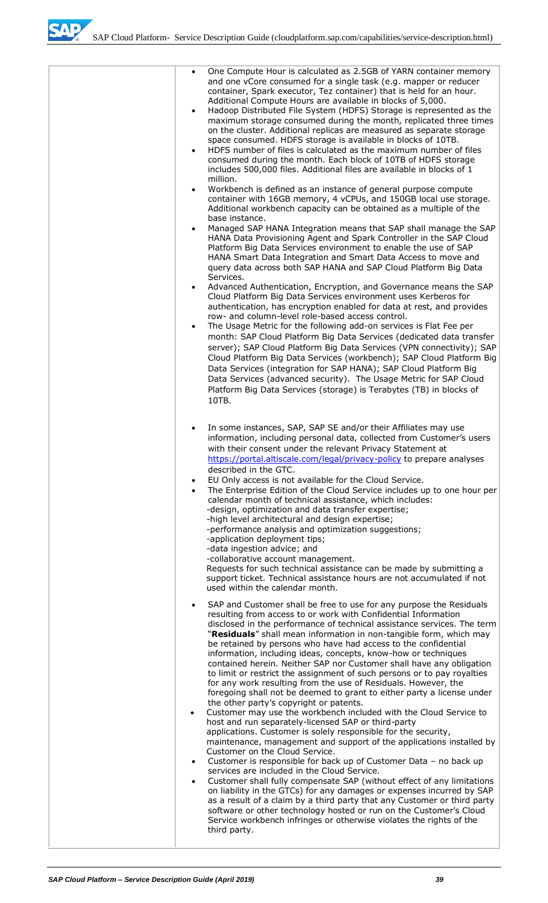| | |
|---|---|
| | - One Compute Hour is calculated as 2.5GB of YARN container memory and one vCore consumed for a single task (e.g. mapper or reducer container, Spark executor, Tez container) that is held for an hour. Additional Compute Hours are available in blocks of 5,000.<br>- Hadoop Distributed File System (HDFS) Storage is represented as the maximum storage consumed during the month, replicated three times on the cluster. Additional replicas are measured as separate storage space consumed. HDFS storage is available in blocks of 10TB.<br>- HDFS number of files is calculated as the maximum number of files consumed during the month. Each block of 10TB of HDFS storage includes 500,000 files. Additional files are available in blocks of 1 million.<br>- Workbench is defined as an instance of general purpose compute container with 16GB memory, 4 vCPUs, and 150GB local use storage. Additional workbench capacity can be obtained as a multiple of the base instance.<br>- Managed SAP HANA Integration means that SAP shall manage the SAP HANA Data Provisioning Agent and Spark Controller in the SAP Cloud Platform Big Data Services environment to enable the use of SAP HANA Smart Data Integration and Smart Data Access to move and query data across both SAP HANA and SAP Cloud Platform Big Data Services.<br>- Advanced Authentication, Encryption, and Governance means the SAP Cloud Platform Big Data Services environment uses Kerberos for authentication, has encryption enabled for data at rest, and provides row- and column-level role-based access control.<br>- The Usage Metric for the following add-on services is Flat Fee per month: SAP Cloud Platform Big Data Services (dedicated data transfer server); SAP Cloud Platform Big Data Services (VPN connectivity); SAP Cloud Platform Big Data Services (workbench); SAP Cloud Platform Big Data Services (integration for SAP HANA); SAP Cloud Platform Big Data Services (advanced security). The Usage Metric for SAP Cloud Platform Big Data Services (storage) is Terabytes (TB) in blocks of 10TB.<br><br>- In some instances, SAP, SAP SE and/or their Affiliates may use information, including personal data, collected from Customer's users with their consent under the relevant Privacy Statement at https://portal.altiscale.com/legal/privacy-policy to prepare analyses described in the GTC.<br>- EU Only access is not available for the Cloud Service.<br>- The Enterprise Edition of the Cloud Service includes up to one hour per calendar month of technical assistance, which includes:<br>-design, optimization and data transfer expertise;<br>-high level architectural and design expertise;<br>-performance analysis and optimization suggestions;<br>-application deployment tips;<br>-data ingestion advice; and<br>-collaborative account management.<br>Requests for such technical assistance can be made by submitting a support ticket. Technical assistance hours are not accumulated if not used within the calendar month.<br><br>- SAP and Customer shall be free to use for any purpose the Residuals resulting from access to or work with Confidential Information disclosed in the performance of technical assistance services. The term "**Residuals**" shall mean information in non-tangible form, which may be retained by persons who have had access to the confidential information, including ideas, concepts, know-how or techniques contained herein. Neither SAP nor Customer shall have any obligation to limit or restrict the assignment of such persons or to pay royalties for any work resulting from the use of Residuals. However, the foregoing shall not be deemed to grant to either party a license under the other party's copyright or patents.<br>- Customer may use the workbench included with the Cloud Service to host and run separately-licensed SAP or third-party applications. Customer is solely responsible for the security, maintenance, management and support of the applications installed by Customer on the Cloud Service.<br>- Customer is responsible for back up of Customer Data – no back up services are included in the Cloud Service.<br>- Customer shall fully compensate SAP (without effect of any limitations on liability in the GTCs) for any damages or expenses incurred by SAP as a result of a claim by a third party that any Customer or third party software or other technology hosted or run on the Customer's Cloud Service workbench infringes or otherwise violates the rights of the third party. |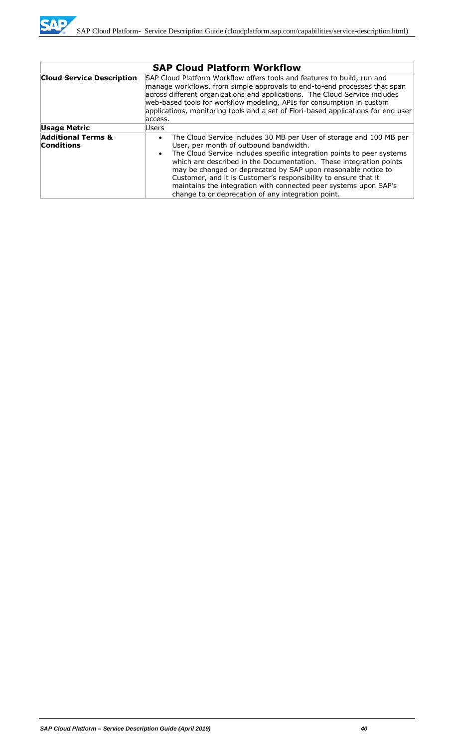| SAP Cloud Platform Workflow | |
|---|---|
| **Cloud Service Description** | SAP Cloud Platform Workflow offers tools and features to build, run and manage workflows, from simple approvals to end-to-end processes that span across different organizations and applications. The Cloud Service includes web-based tools for workflow modeling, APIs for consumption in custom applications, monitoring tools and a set of Fiori-based applications for end user access. |
| **Usage Metric** | Users |
| **Additional Terms & Conditions** | • The Cloud Service includes 30 MB per User of storage and 100 MB per User, per month of outbound bandwidth.<br>• The Cloud Service includes specific integration points to peer systems which are described in the Documentation. These integration points may be changed or deprecated by SAP upon reasonable notice to Customer, and it is Customer's responsibility to ensure that it maintains the integration with connected peer systems upon SAP's change to or deprecation of any integration point. |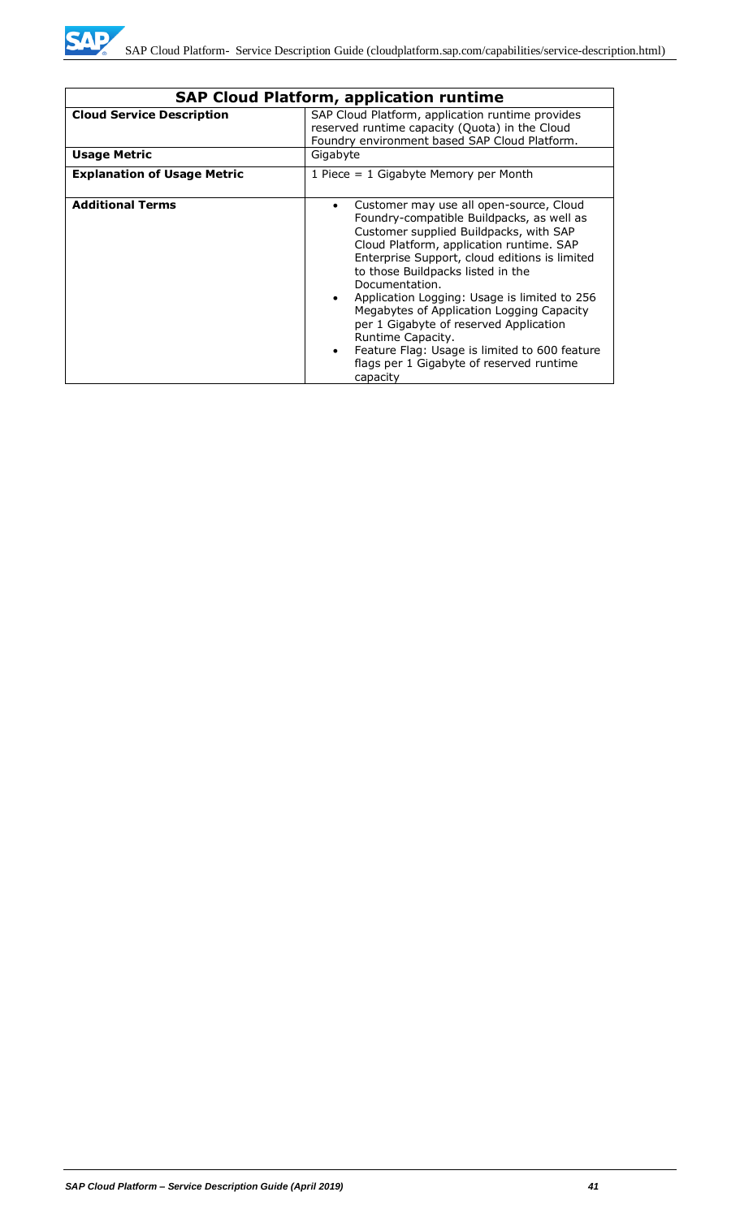| SAP Cloud Platform, application runtime | |
|---|---|
| **Cloud Service Description** | SAP Cloud Platform, application runtime provides reserved runtime capacity (Quota) in the Cloud Foundry environment based SAP Cloud Platform. |
| **Usage Metric** | Gigabyte |
| **Explanation of Usage Metric** | 1 Piece = 1 Gigabyte Memory per Month |
| **Additional Terms** | • Customer may use all open-source, Cloud Foundry-compatible Buildpacks, as well as Customer supplied Buildpacks, with SAP Cloud Platform, application runtime. SAP Enterprise Support, cloud editions is limited to those Buildpacks listed in the Documentation.<br>• Application Logging: Usage is limited to 256 Megabytes of Application Logging Capacity per 1 Gigabyte of reserved Application Runtime Capacity.<br>• Feature Flag: Usage is limited to 600 feature flags per 1 Gigabyte of reserved runtime capacity |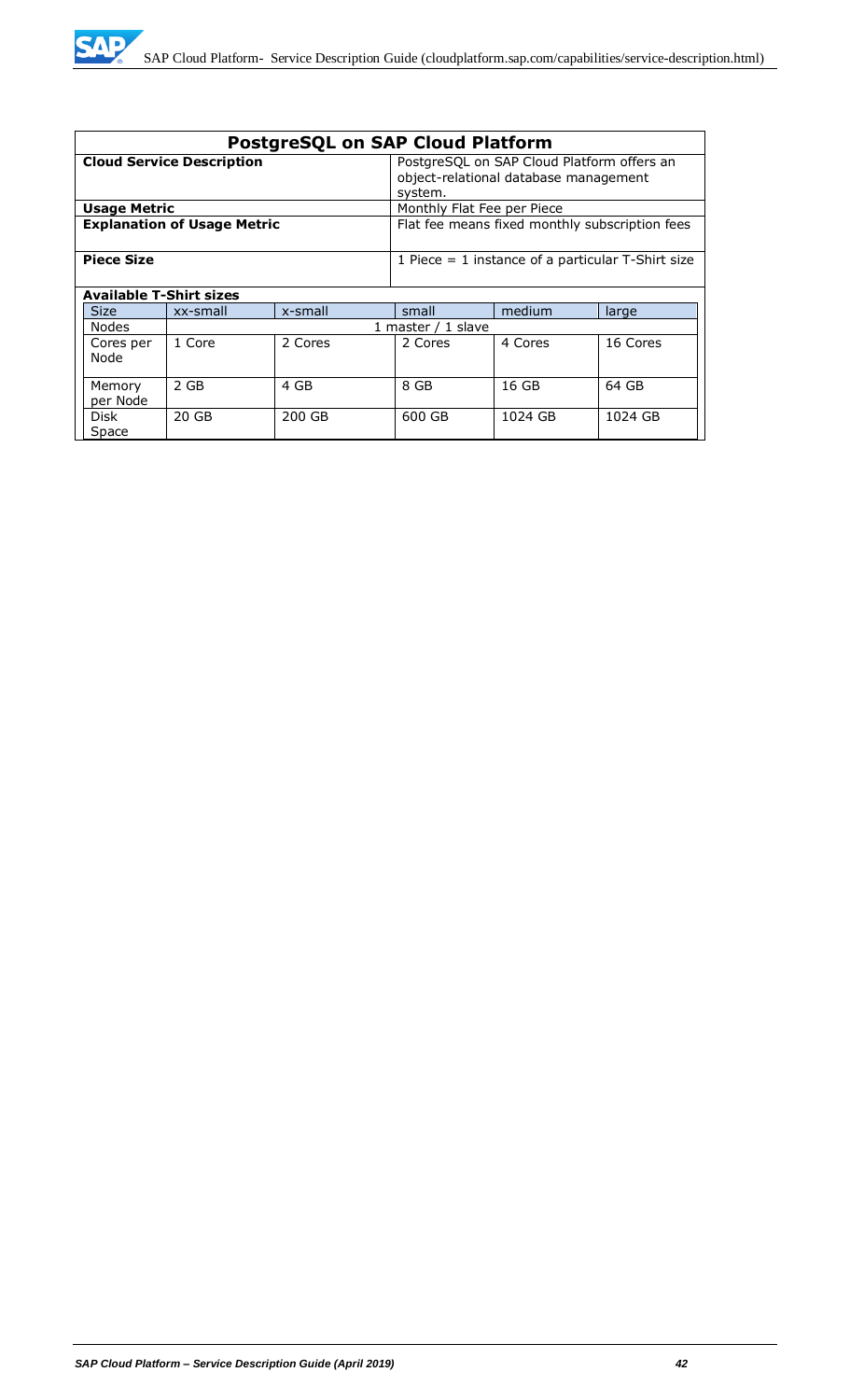## PostgreSQL on SAP Cloud Platform

| | |
|---|---|
| **Cloud Service Description** | PostgreSQL on SAP Cloud Platform offers an object-relational database management system. |
| **Usage Metric** | Monthly Flat Fee per Piece |
| **Explanation of Usage Metric** | Flat fee means fixed monthly subscription fees |
| **Piece Size** | 1 Piece = 1 instance of a particular T-Shirt size |

**Available T-Shirt sizes**

| Size | xx-small | x-small | small | medium | large |
|---|---|---|---|---|---|
| Nodes | 1 master / 1 slave | | | | |
| Cores per Node | 1 Core | 2 Cores | 2 Cores | 4 Cores | 16 Cores |
| Memory per Node | 2 GB | 4 GB | 8 GB | 16 GB | 64 GB |
| Disk Space | 20 GB | 200 GB | 600 GB | 1024 GB | 1024 GB |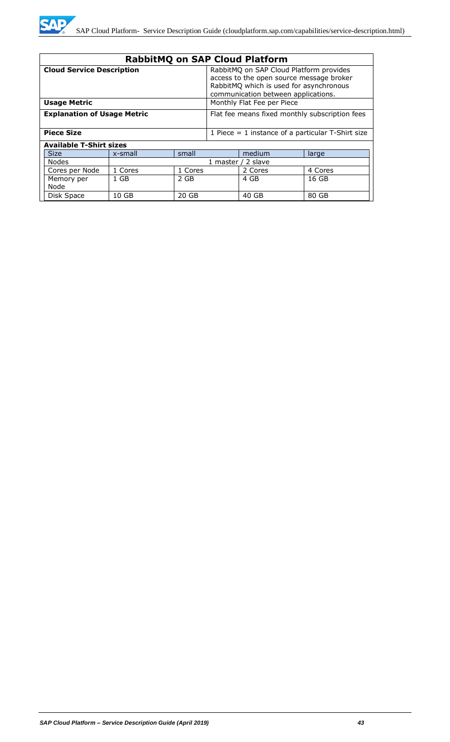## RabbitMQ on SAP Cloud Platform

| | |
|---|---|
| **Cloud Service Description** | RabbitMQ on SAP Cloud Platform provides access to the open source message broker RabbitMQ which is used for asynchronous communication between applications. |
| **Usage Metric** | Monthly Flat Fee per Piece |
| **Explanation of Usage Metric** | Flat fee means fixed monthly subscription fees |
| **Piece Size** | 1 Piece = 1 instance of a particular T-Shirt size |

**Available T-Shirt sizes**

| Size | x-small | small | medium | large |
|---|---|---|---|---|
| Nodes | 1 master / 2 slave | | | |
| Cores per Node | 1 Cores | 1 Cores | 2 Cores | 4 Cores |
| Memory per Node | 1 GB | 2 GB | 4 GB | 16 GB |
| Disk Space | 10 GB | 20 GB | 40 GB | 80 GB |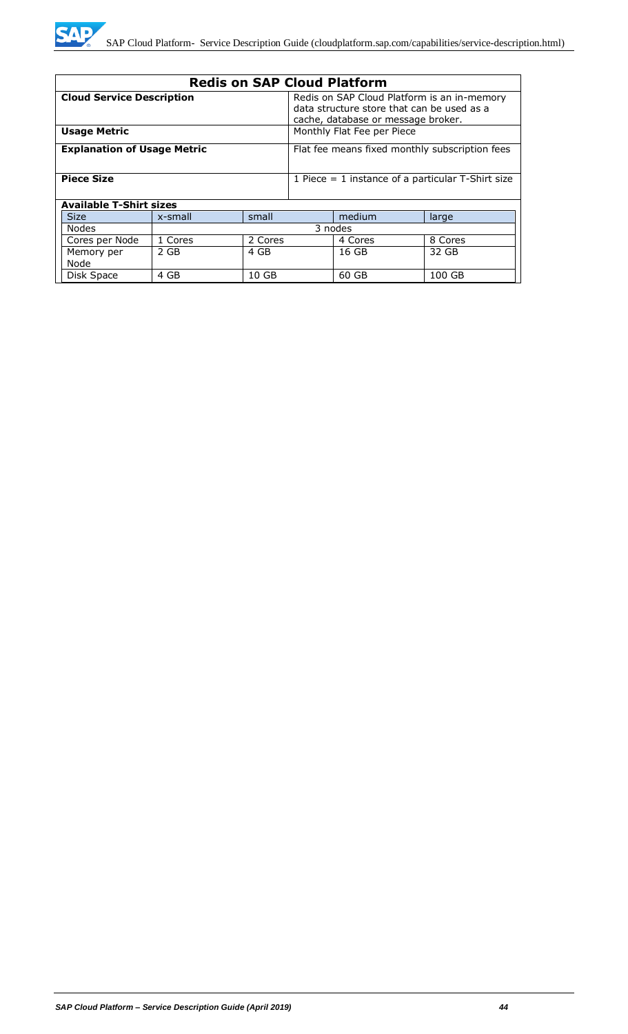## Redis on SAP Cloud Platform

| | |
|---|---|
| **Cloud Service Description** | Redis on SAP Cloud Platform is an in-memory data structure store that can be used as a cache, database or message broker. |
| **Usage Metric** | Monthly Flat Fee per Piece |
| **Explanation of Usage Metric** | Flat fee means fixed monthly subscription fees |
| **Piece Size** | 1 Piece = 1 instance of a particular T-Shirt size |

**Available T-Shirt sizes**

| Size | x-small | small | medium | large |
|---|---|---|---|---|
| Nodes | 3 nodes | | | |
| Cores per Node | 1 Cores | 2 Cores | 4 Cores | 8 Cores |
| Memory per Node | 2 GB | 4 GB | 16 GB | 32 GB |
| Disk Space | 4 GB | 10 GB | 60 GB | 100 GB |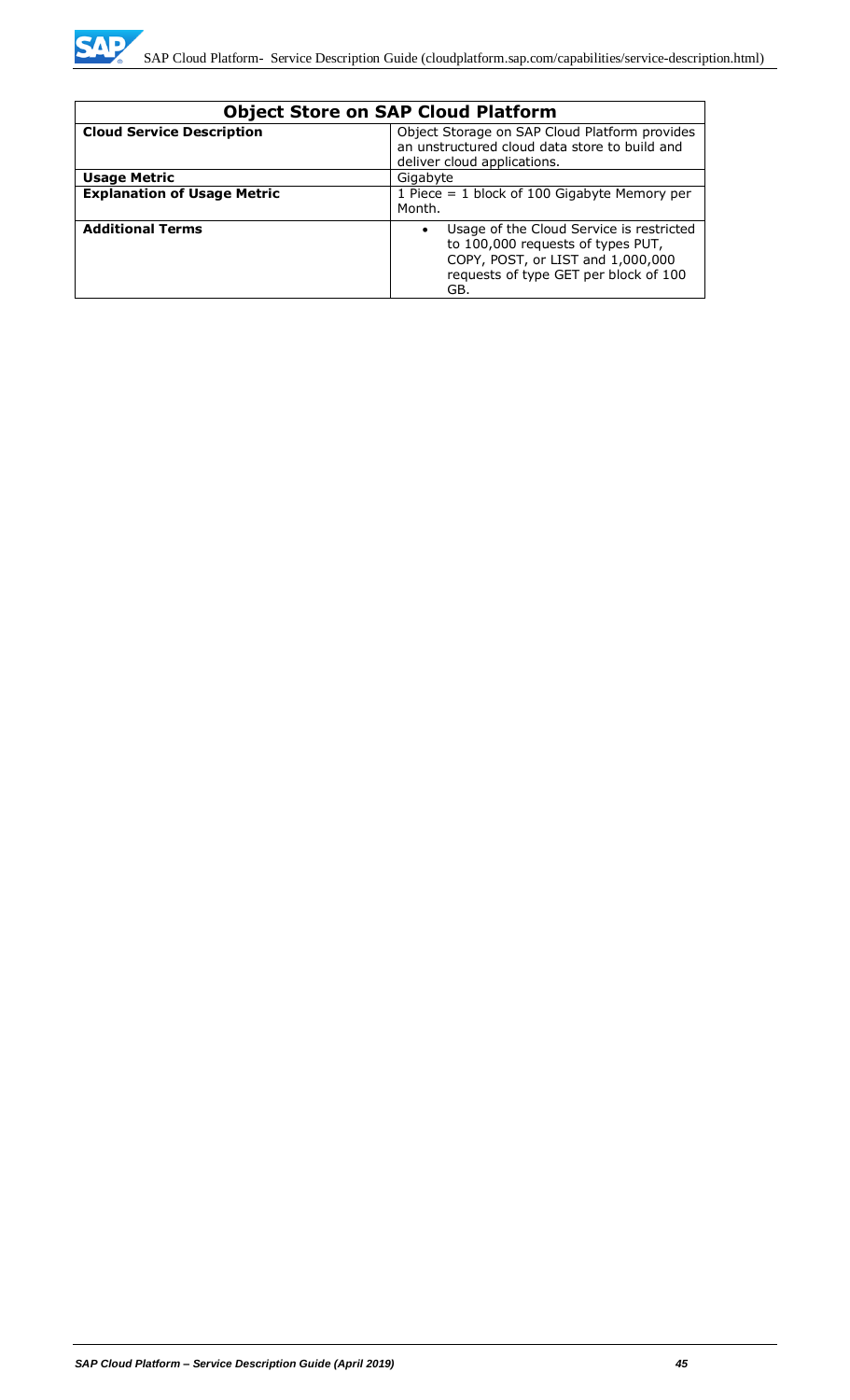| Object Store on SAP Cloud Platform | |
|---|---|
| **Cloud Service Description** | Object Storage on SAP Cloud Platform provides an unstructured cloud data store to build and deliver cloud applications. |
| **Usage Metric** | Gigabyte |
| **Explanation of Usage Metric** | 1 Piece = 1 block of 100 Gigabyte Memory per Month. |
| **Additional Terms** | • Usage of the Cloud Service is restricted to 100,000 requests of types PUT, COPY, POST, or LIST and 1,000,000 requests of type GET per block of 100 GB. |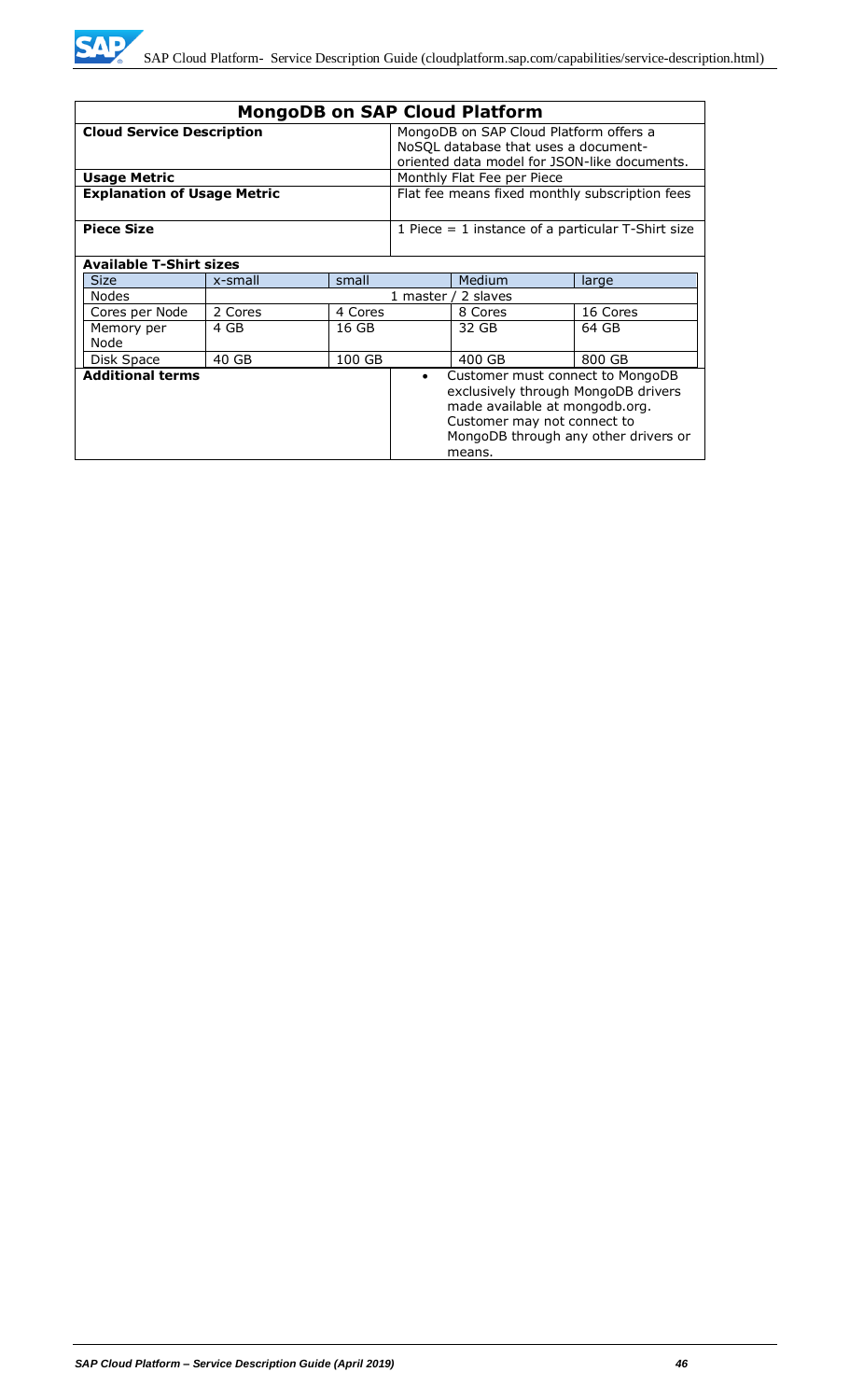## MongoDB on SAP Cloud Platform

| | |
|---|---|
| **Cloud Service Description** | MongoDB on SAP Cloud Platform offers a NoSQL database that uses a document-oriented data model for JSON-like documents. |
| **Usage Metric** | Monthly Flat Fee per Piece |
| **Explanation of Usage Metric** | Flat fee means fixed monthly subscription fees |
| **Piece Size** | 1 Piece = 1 instance of a particular T-Shirt size |

**Available T-Shirt sizes**

| Size | x-small | small | Medium | large |
|---|---|---|---|---|
| Nodes | 1 master / 2 slaves | | | |
| Cores per Node | 2 Cores | 4 Cores | 8 Cores | 16 Cores |
| Memory per Node | 4 GB | 16 GB | 32 GB | 64 GB |
| Disk Space | 40 GB | 100 GB | 400 GB | 800 GB |

**Additional terms**

- Customer must connect to MongoDB exclusively through MongoDB drivers made available at mongodb.org. Customer may not connect to MongoDB through any other drivers or means.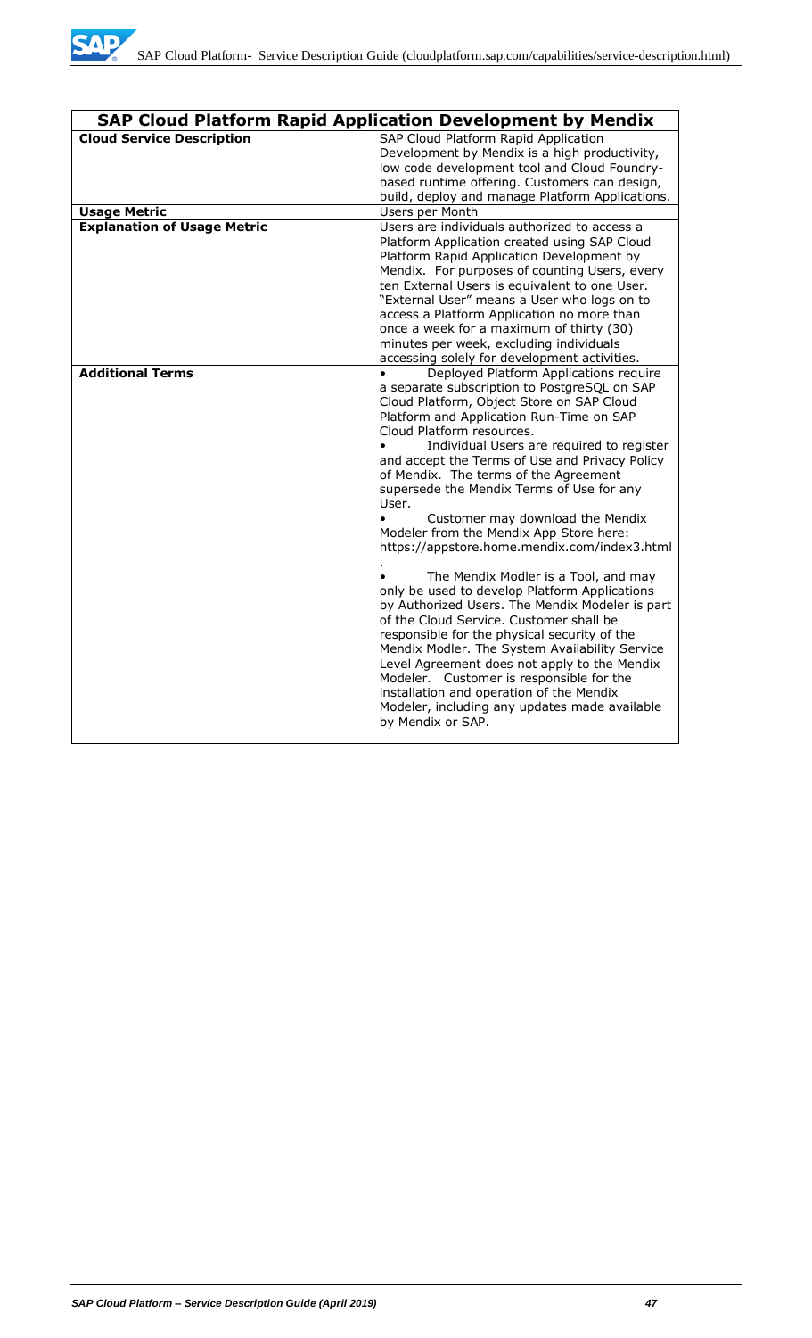| **SAP Cloud Platform Rapid Application Development by Mendix** | |
|---|---|
| **Cloud Service Description** | SAP Cloud Platform Rapid Application Development by Mendix is a high productivity, low code development tool and Cloud Foundry-based runtime offering. Customers can design, build, deploy and manage Platform Applications. |
| **Usage Metric** | Users per Month |
| **Explanation of Usage Metric** | Users are individuals authorized to access a Platform Application created using SAP Cloud Platform Rapid Application Development by Mendix. For purposes of counting Users, every ten External Users is equivalent to one User. "External User" means a User who logs on to access a Platform Application no more than once a week for a maximum of thirty (30) minutes per week, excluding individuals accessing solely for development activities. |
| **Additional Terms** | • Deployed Platform Applications require a separate subscription to PostgreSQL on SAP Cloud Platform, Object Store on SAP Cloud Platform and Application Run-Time on SAP Cloud Platform resources.<br>• Individual Users are required to register and accept the Terms of Use and Privacy Policy of Mendix. The terms of the Agreement supersede the Mendix Terms of Use for any User.<br>• Customer may download the Mendix Modeler from the Mendix App Store here: https://appstore.home.mendix.com/index3.html .<br>• The Mendix Modler is a Tool, and may only be used to develop Platform Applications by Authorized Users. The Mendix Modeler is part of the Cloud Service. Customer shall be responsible for the physical security of the Mendix Modler. The System Availability Service Level Agreement does not apply to the Mendix Modeler. Customer is responsible for the installation and operation of the Mendix Modeler, including any updates made available by Mendix or SAP. |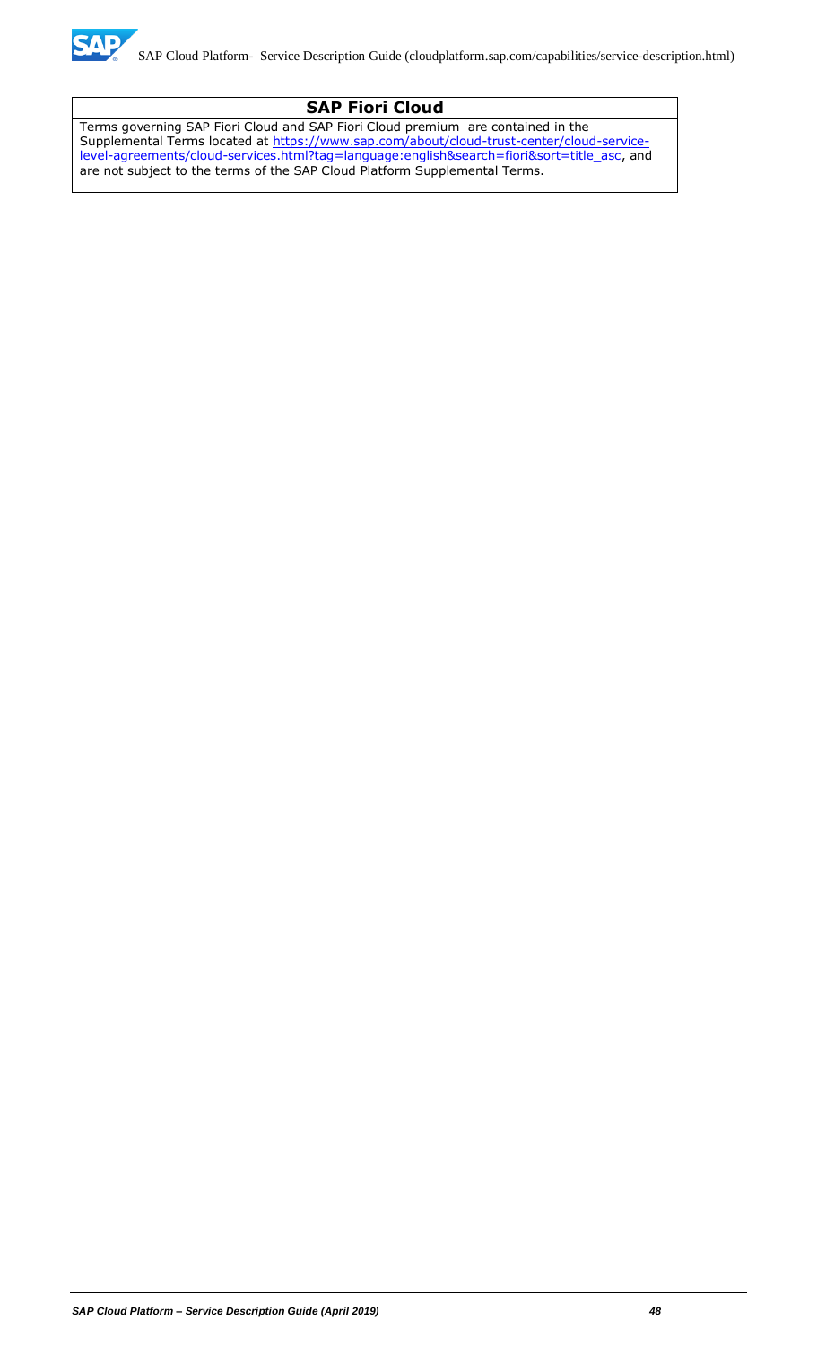## SAP Fiori Cloud

Terms governing SAP Fiori Cloud and SAP Fiori Cloud premium are contained in the Supplemental Terms located at https://www.sap.com/about/cloud-trust-center/cloud-service-level-agreements/cloud-services.html?tag=language:english&search=fiori&sort=title_asc, and are not subject to the terms of the SAP Cloud Platform Supplemental Terms.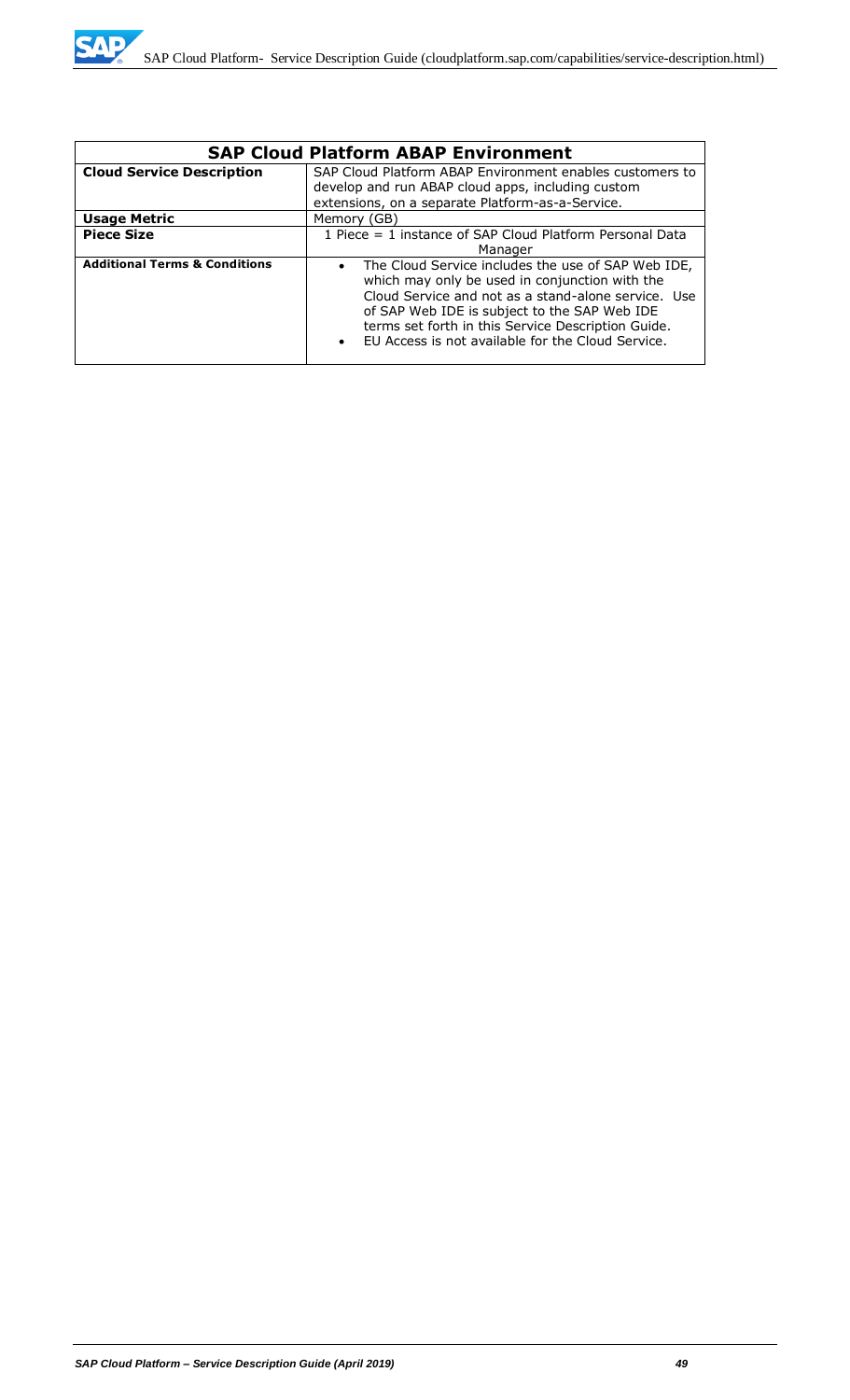| SAP Cloud Platform ABAP Environment | |
|---|---|
| **Cloud Service Description** | SAP Cloud Platform ABAP Environment enables customers to develop and run ABAP cloud apps, including custom extensions, on a separate Platform-as-a-Service. |
| **Usage Metric** | Memory (GB) |
| **Piece Size** | 1 Piece = 1 instance of SAP Cloud Platform Personal Data Manager |
| **Additional Terms & Conditions** | • The Cloud Service includes the use of SAP Web IDE, which may only be used in conjunction with the Cloud Service and not as a stand-alone service. Use of SAP Web IDE is subject to the SAP Web IDE terms set forth in this Service Description Guide.<br>• EU Access is not available for the Cloud Service. |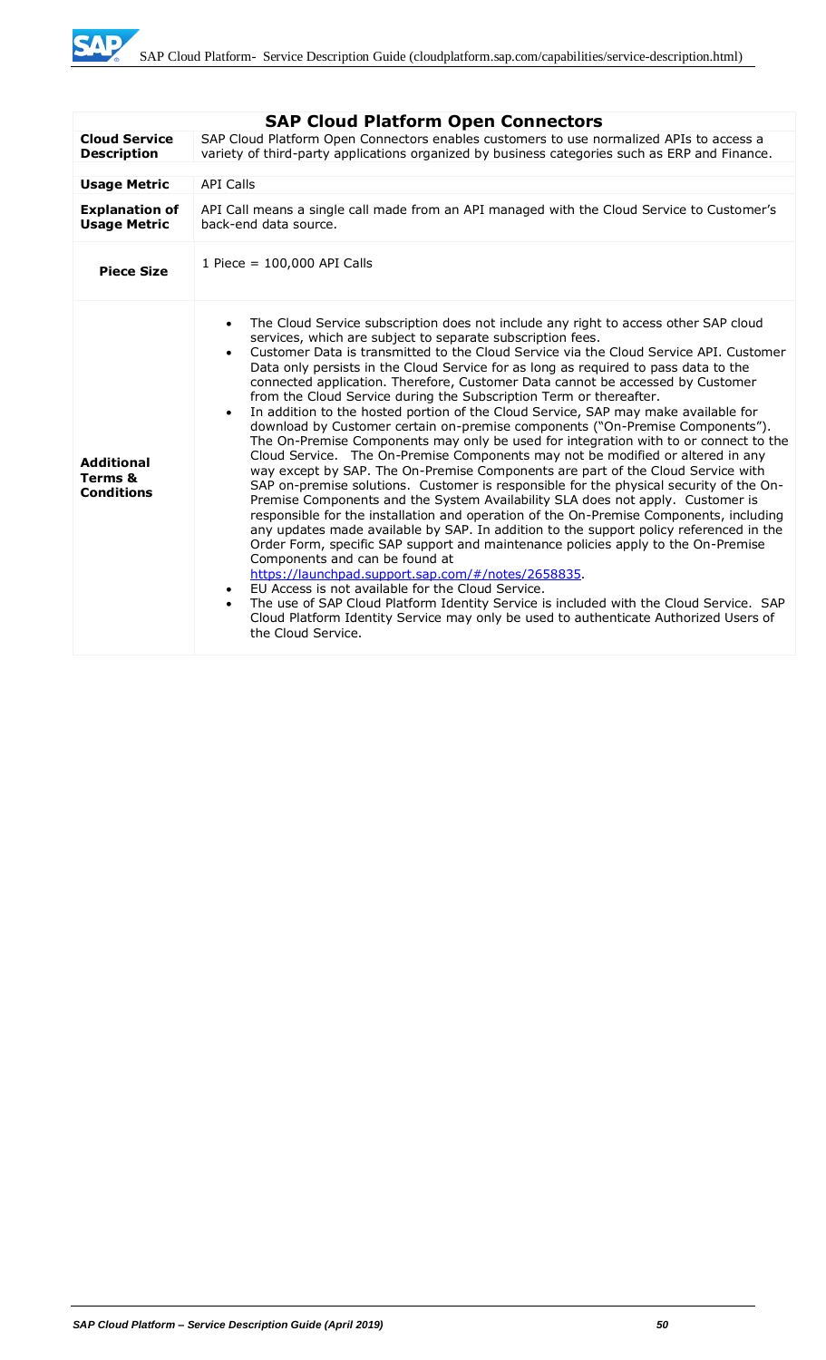| SAP Cloud Platform Open Connectors | |
|---|---|
| **Cloud Service Description** | SAP Cloud Platform Open Connectors enables customers to use normalized APIs to access a variety of third-party applications organized by business categories such as ERP and Finance. |
| **Usage Metric** | API Calls |
| **Explanation of Usage Metric** | API Call means a single call made from an API managed with the Cloud Service to Customer's back-end data source. |
| **Piece Size** | 1 Piece = 100,000 API Calls |
| **Additional Terms & Conditions** | • The Cloud Service subscription does not include any right to access other SAP cloud services, which are subject to separate subscription fees.<br>• Customer Data is transmitted to the Cloud Service via the Cloud Service API. Customer Data only persists in the Cloud Service for as long as required to pass data to the connected application. Therefore, Customer Data cannot be accessed by Customer from the Cloud Service during the Subscription Term or thereafter.<br>• In addition to the hosted portion of the Cloud Service, SAP may make available for download by Customer certain on-premise components ("On-Premise Components"). The On-Premise Components may only be used for integration with to or connect to the Cloud Service. The On-Premise Components may not be modified or altered in any way except by SAP. The On-Premise Components are part of the Cloud Service with SAP on-premise solutions. Customer is responsible for the physical security of the On-Premise Components and the System Availability SLA does not apply. Customer is responsible for the installation and operation of the On-Premise Components, including any updates made available by SAP. In addition to the support policy referenced in the Order Form, specific SAP support and maintenance policies apply to the On-Premise Components and can be found at https://launchpad.support.sap.com/#/notes/2658835.<br>• EU Access is not available for the Cloud Service.<br>• The use of SAP Cloud Platform Identity Service is included with the Cloud Service. SAP Cloud Platform Identity Service may only be used to authenticate Authorized Users of the Cloud Service. |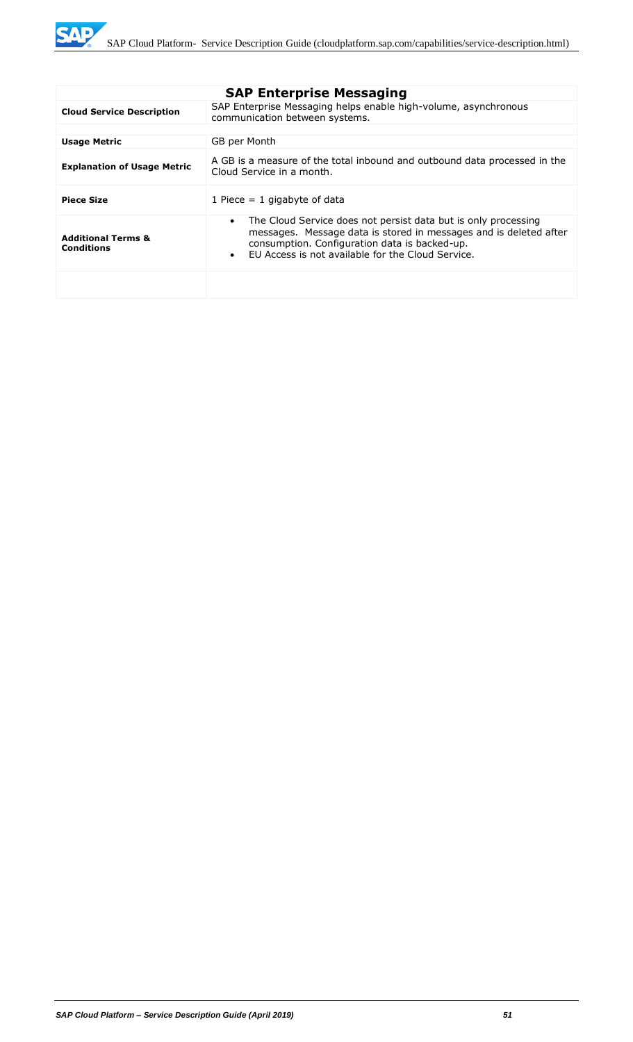| SAP Enterprise Messaging | |
|---|---|
| **Cloud Service Description** | SAP Enterprise Messaging helps enable high-volume, asynchronous communication between systems. |
| **Usage Metric** | GB per Month |
| **Explanation of Usage Metric** | A GB is a measure of the total inbound and outbound data processed in the Cloud Service in a month. |
| **Piece Size** | 1 Piece = 1 gigabyte of data |
| **Additional Terms & Conditions** | • The Cloud Service does not persist data but is only processing messages. Message data is stored in messages and is deleted after consumption. Configuration data is backed-up.<br>• EU Access is not available for the Cloud Service. |
| | |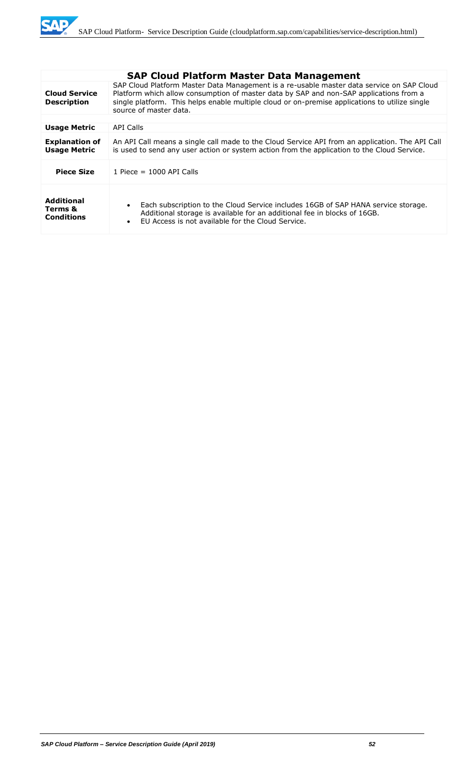## SAP Cloud Platform Master Data Management

| | |
|---|---|
| **Cloud Service Description** | SAP Cloud Platform Master Data Management is a re-usable master data service on SAP Cloud Platform which allow consumption of master data by SAP and non-SAP applications from a single platform. This helps enable multiple cloud or on-premise applications to utilize single source of master data. |
| **Usage Metric** | API Calls |
| **Explanation of Usage Metric** | An API Call means a single call made to the Cloud Service API from an application. The API Call is used to send any user action or system action from the application to the Cloud Service. |
| **Piece Size** | 1 Piece = 1000 API Calls |
| **Additional Terms & Conditions** | • Each subscription to the Cloud Service includes 16GB of SAP HANA service storage. Additional storage is available for an additional fee in blocks of 16GB.<br>• EU Access is not available for the Cloud Service. |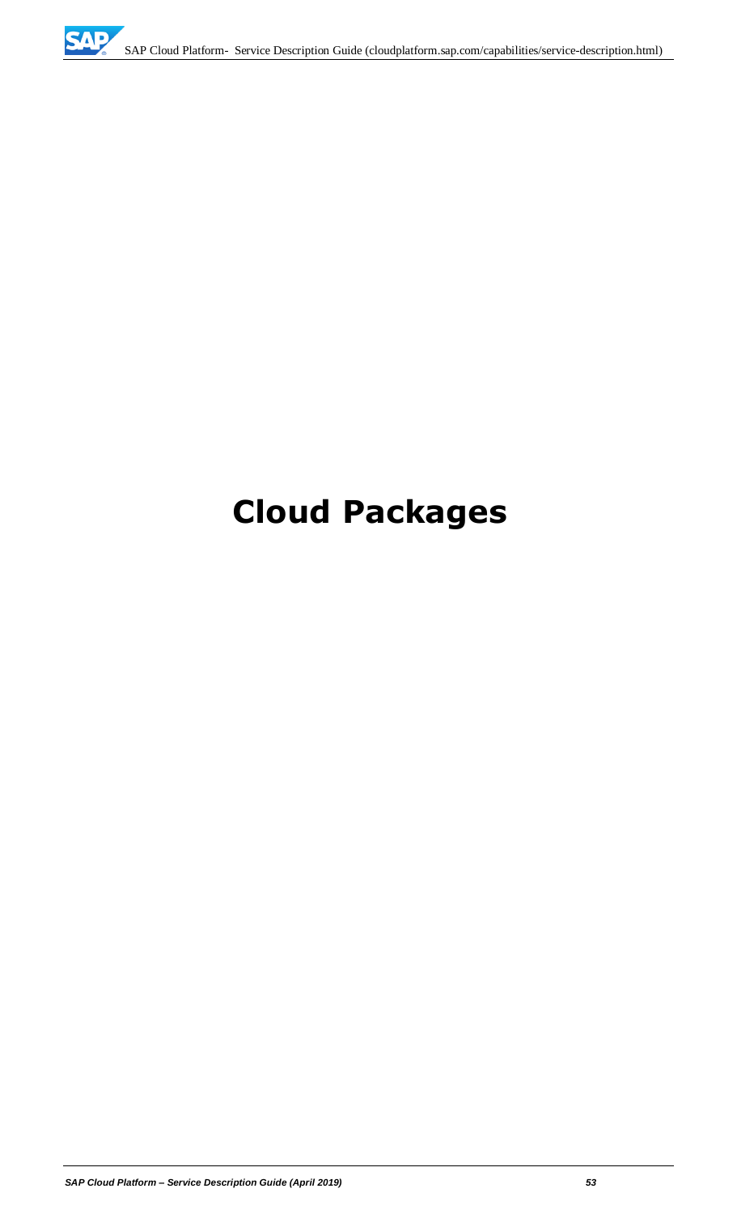# Cloud Packages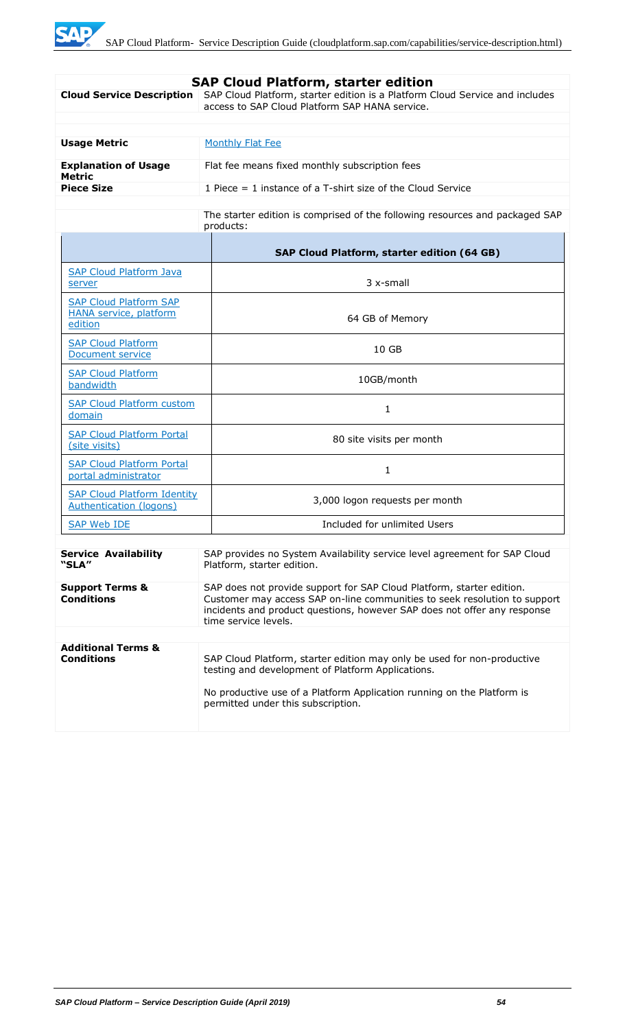## SAP Cloud Platform, starter edition

| | |
|---|---|
| **Cloud Service Description** | SAP Cloud Platform, starter edition is a Platform Cloud Service and includes access to SAP Cloud Platform SAP HANA service. |
| **Usage Metric** | Monthly Flat Fee |
| **Explanation of Usage Metric** | Flat fee means fixed monthly subscription fees |
| **Piece Size** | 1 Piece = 1 instance of a T-shirt size of the Cloud Service |
| | The starter edition is comprised of the following resources and packaged SAP products: |

| | **SAP Cloud Platform, starter edition (64 GB)** |
|---|---|
| SAP Cloud Platform Java server | 3 x-small |
| SAP Cloud Platform SAP HANA service, platform edition | 64 GB of Memory |
| SAP Cloud Platform Document service | 10 GB |
| SAP Cloud Platform bandwidth | 10GB/month |
| SAP Cloud Platform custom domain | 1 |
| SAP Cloud Platform Portal (site visits) | 80 site visits per month |
| SAP Cloud Platform Portal portal administrator | 1 |
| SAP Cloud Platform Identity Authentication (logons) | 3,000 logon requests per month |
| SAP Web IDE | Included for unlimited Users |

| | |
|---|---|
| **Service Availability "SLA"** | SAP provides no System Availability service level agreement for SAP Cloud Platform, starter edition. |
| **Support Terms & Conditions** | SAP does not provide support for SAP Cloud Platform, starter edition. Customer may access SAP on-line communities to seek resolution to support incidents and product questions, however SAP does not offer any response time service levels. |
| **Additional Terms & Conditions** | SAP Cloud Platform, starter edition may only be used for non-productive testing and development of Platform Applications.<br><br>No productive use of a Platform Application running on the Platform is permitted under this subscription. |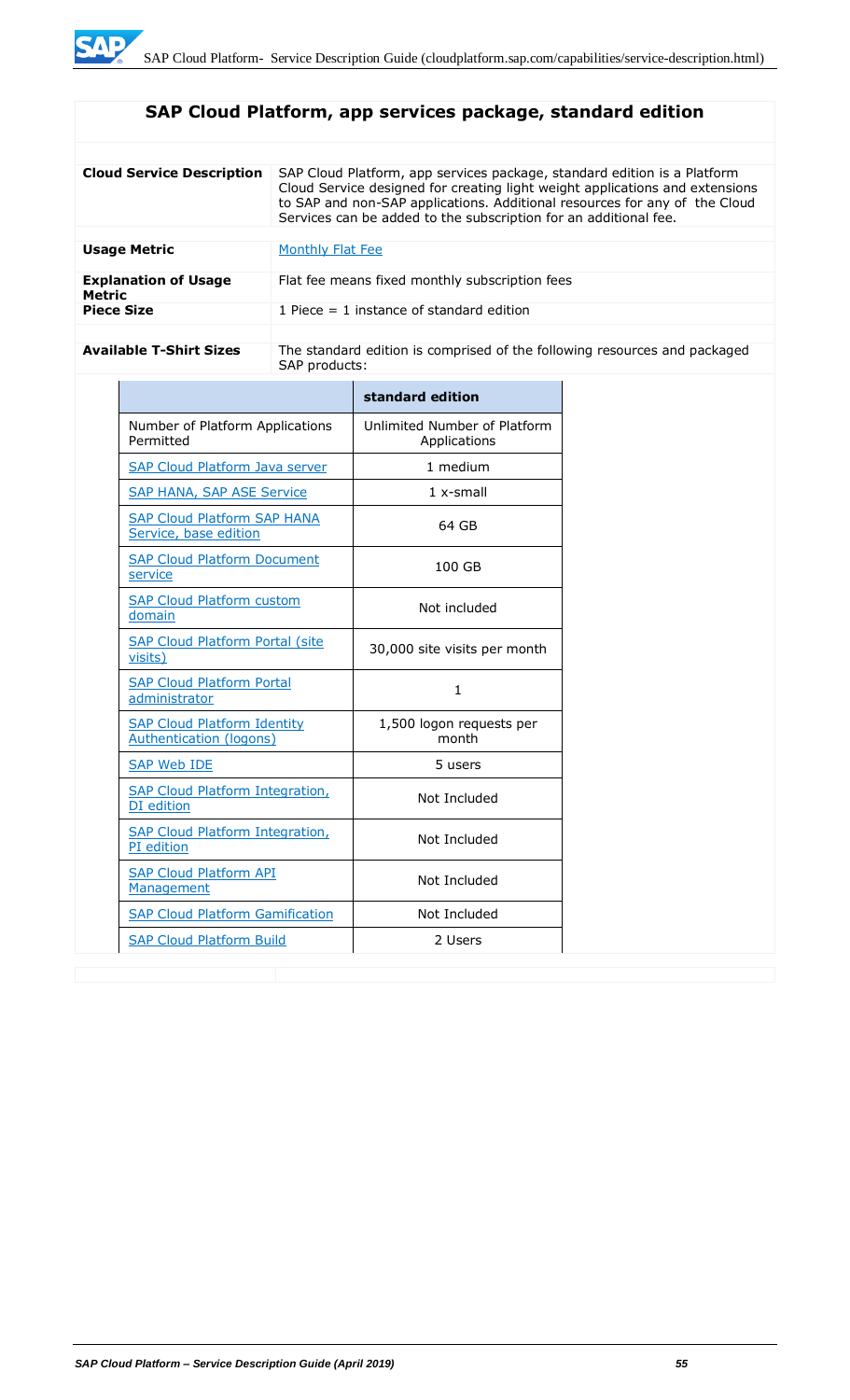## SAP Cloud Platform, app services package, standard edition

| | |
|---|---|
| **Cloud Service Description** | SAP Cloud Platform, app services package, standard edition is a Platform Cloud Service designed for creating light weight applications and extensions to SAP and non-SAP applications. Additional resources for any of the Cloud Services can be added to the subscription for an additional fee. |
| **Usage Metric** | Monthly Flat Fee |
| **Explanation of Usage Metric** | Flat fee means fixed monthly subscription fees |
| **Piece Size** | 1 Piece = 1 instance of standard edition |
| **Available T-Shirt Sizes** | The standard edition is comprised of the following resources and packaged SAP products: |

| | standard edition |
|---|---|
| Number of Platform Applications Permitted | Unlimited Number of Platform Applications |
| SAP Cloud Platform Java server | 1 medium |
| SAP HANA, SAP ASE Service | 1 x-small |
| SAP Cloud Platform SAP HANA Service, base edition | 64 GB |
| SAP Cloud Platform Document service | 100 GB |
| SAP Cloud Platform custom domain | Not included |
| SAP Cloud Platform Portal (site visits) | 30,000 site visits per month |
| SAP Cloud Platform Portal administrator | 1 |
| SAP Cloud Platform Identity Authentication (logons) | 1,500 logon requests per month |
| SAP Web IDE | 5 users |
| SAP Cloud Platform Integration, DI edition | Not Included |
| SAP Cloud Platform Integration, PI edition | Not Included |
| SAP Cloud Platform API Management | Not Included |
| SAP Cloud Platform Gamification | Not Included |
| SAP Cloud Platform Build | 2 Users |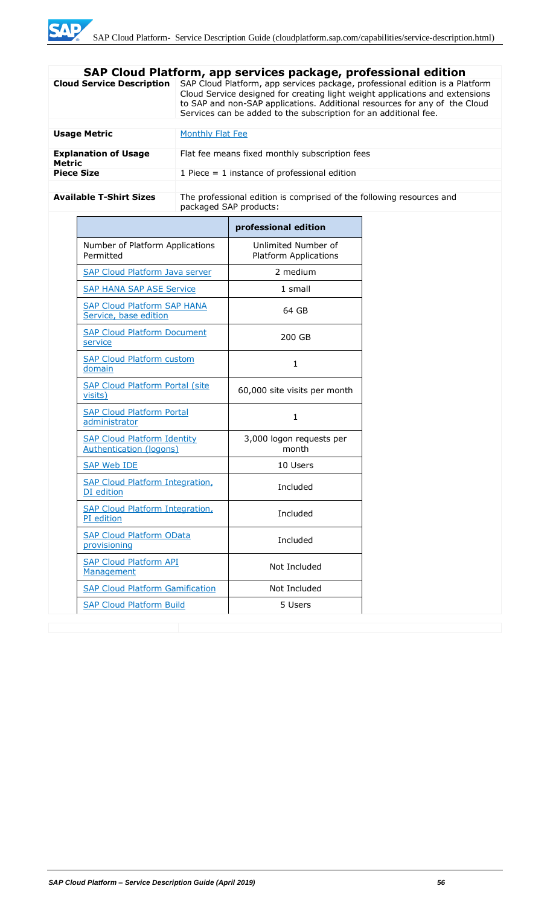## SAP Cloud Platform, app services package, professional edition

| | |
|---|---|
| **Cloud Service Description** | SAP Cloud Platform, app services package, professional edition is a Platform Cloud Service designed for creating light weight applications and extensions to SAP and non-SAP applications. Additional resources for any of the Cloud Services can be added to the subscription for an additional fee. |
| **Usage Metric** | Monthly Flat Fee |
| **Explanation of Usage Metric** | Flat fee means fixed monthly subscription fees |
| **Piece Size** | 1 Piece = 1 instance of professional edition |
| **Available T-Shirt Sizes** | The professional edition is comprised of the following resources and packaged SAP products: |

| | professional edition |
|---|---|
| Number of Platform Applications Permitted | Unlimited Number of Platform Applications |
| SAP Cloud Platform Java server | 2 medium |
| SAP HANA SAP ASE Service | 1 small |
| SAP Cloud Platform SAP HANA Service, base edition | 64 GB |
| SAP Cloud Platform Document service | 200 GB |
| SAP Cloud Platform custom domain | 1 |
| SAP Cloud Platform Portal (site visits) | 60,000 site visits per month |
| SAP Cloud Platform Portal administrator | 1 |
| SAP Cloud Platform Identity Authentication (logons) | 3,000 logon requests per month |
| SAP Web IDE | 10 Users |
| SAP Cloud Platform Integration, DI edition | Included |
| SAP Cloud Platform Integration, PI edition | Included |
| SAP Cloud Platform OData provisioning | Included |
| SAP Cloud Platform API Management | Not Included |
| SAP Cloud Platform Gamification | Not Included |
| SAP Cloud Platform Build | 5 Users |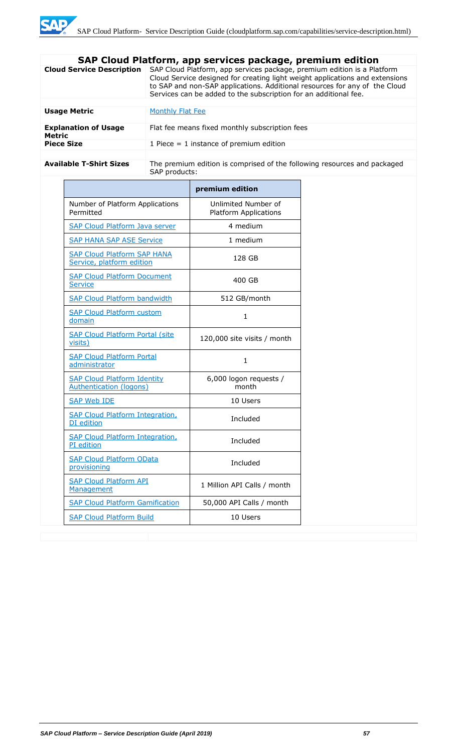## SAP Cloud Platform, app services package, premium edition

| | |
|---|---|
| **Cloud Service Description** | SAP Cloud Platform, app services package, premium edition is a Platform Cloud Service designed for creating light weight applications and extensions to SAP and non-SAP applications. Additional resources for any of the Cloud Services can be added to the subscription for an additional fee. |
| **Usage Metric** | Monthly Flat Fee |
| **Explanation of Usage Metric** | Flat fee means fixed monthly subscription fees |
| **Piece Size** | 1 Piece = 1 instance of premium edition |
| **Available T-Shirt Sizes** | The premium edition is comprised of the following resources and packaged SAP products: |

| | premium edition |
|---|---|
| Number of Platform Applications Permitted | Unlimited Number of Platform Applications |
| SAP Cloud Platform Java server | 4 medium |
| SAP HANA SAP ASE Service | 1 medium |
| SAP Cloud Platform SAP HANA Service, platform edition | 128 GB |
| SAP Cloud Platform Document Service | 400 GB |
| SAP Cloud Platform bandwidth | 512 GB/month |
| SAP Cloud Platform custom domain | 1 |
| SAP Cloud Platform Portal (site visits) | 120,000 site visits / month |
| SAP Cloud Platform Portal administrator | 1 |
| SAP Cloud Platform Identity Authentication (logons) | 6,000 logon requests / month |
| SAP Web IDE | 10 Users |
| SAP Cloud Platform Integration, DI edition | Included |
| SAP Cloud Platform Integration, PI edition | Included |
| SAP Cloud Platform OData provisioning | Included |
| SAP Cloud Platform API Management | 1 Million API Calls / month |
| SAP Cloud Platform Gamification | 50,000 API Calls / month |
| SAP Cloud Platform Build | 10 Users |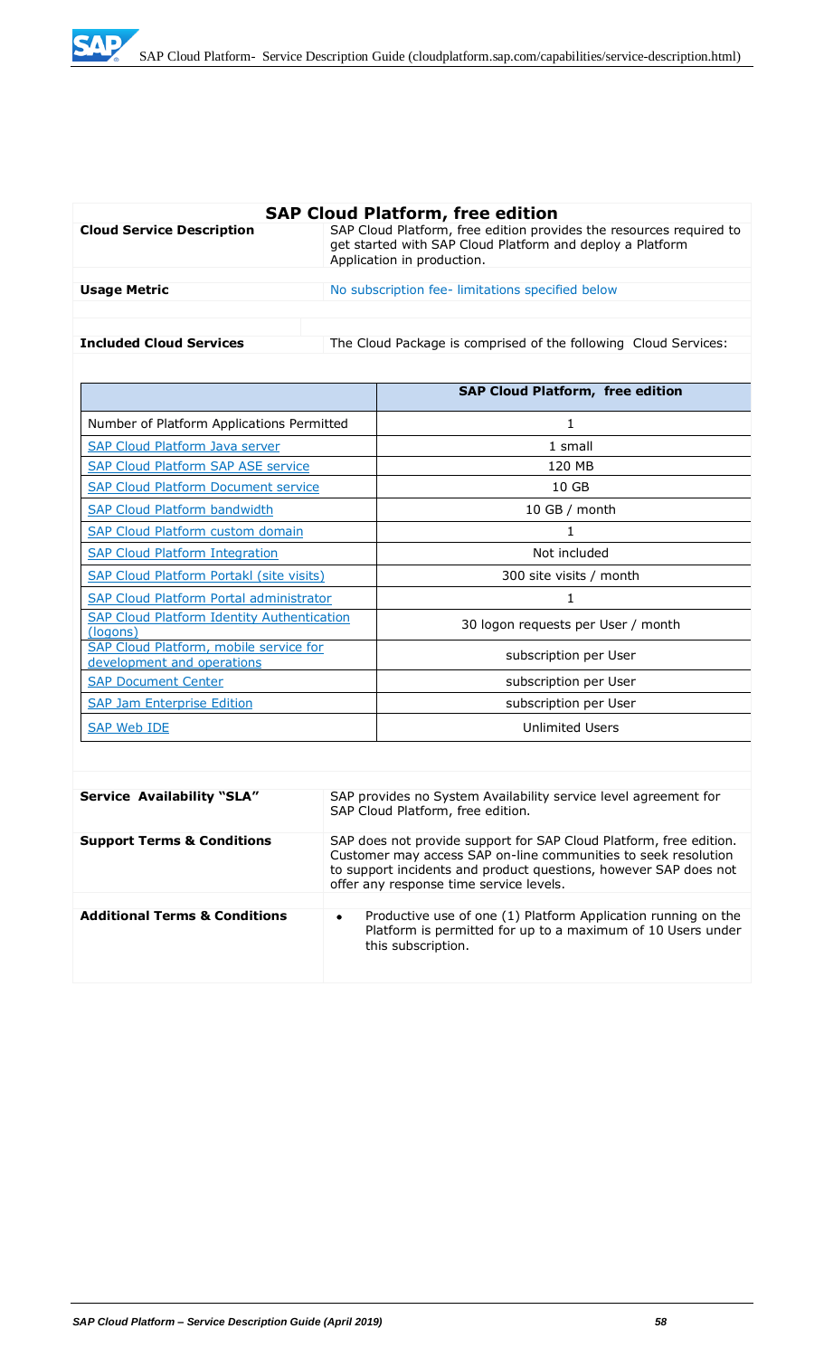## SAP Cloud Platform, free edition

| | |
|---|---|
| **Cloud Service Description** | SAP Cloud Platform, free edition provides the resources required to get started with SAP Cloud Platform and deploy a Platform Application in production. |
| **Usage Metric** | No subscription fee- limitations specified below |
| **Included Cloud Services** | The Cloud Package is comprised of the following Cloud Services: |

| | SAP Cloud Platform, free edition |
|---|---|
| Number of Platform Applications Permitted | 1 |
| SAP Cloud Platform Java server | 1 small |
| SAP Cloud Platform SAP ASE service | 120 MB |
| SAP Cloud Platform Document service | 10 GB |
| SAP Cloud Platform bandwidth | 10 GB / month |
| SAP Cloud Platform custom domain | 1 |
| SAP Cloud Platform Integration | Not included |
| SAP Cloud Platform Portakl (site visits) | 300 site visits / month |
| SAP Cloud Platform Portal administrator | 1 |
| SAP Cloud Platform Identity Authentication (logons) | 30 logon requests per User / month |
| SAP Cloud Platform, mobile service for development and operations | subscription per User |
| SAP Document Center | subscription per User |
| SAP Jam Enterprise Edition | subscription per User |
| SAP Web IDE | Unlimited Users |

| | |
|---|---|
| **Service Availability "SLA"** | SAP provides no System Availability service level agreement for SAP Cloud Platform, free edition. |
| **Support Terms & Conditions** | SAP does not provide support for SAP Cloud Platform, free edition. Customer may access SAP on-line communities to seek resolution to support incidents and product questions, however SAP does not offer any response time service levels. |
| **Additional Terms & Conditions** | • Productive use of one (1) Platform Application running on the Platform is permitted for up to a maximum of 10 Users under this subscription. |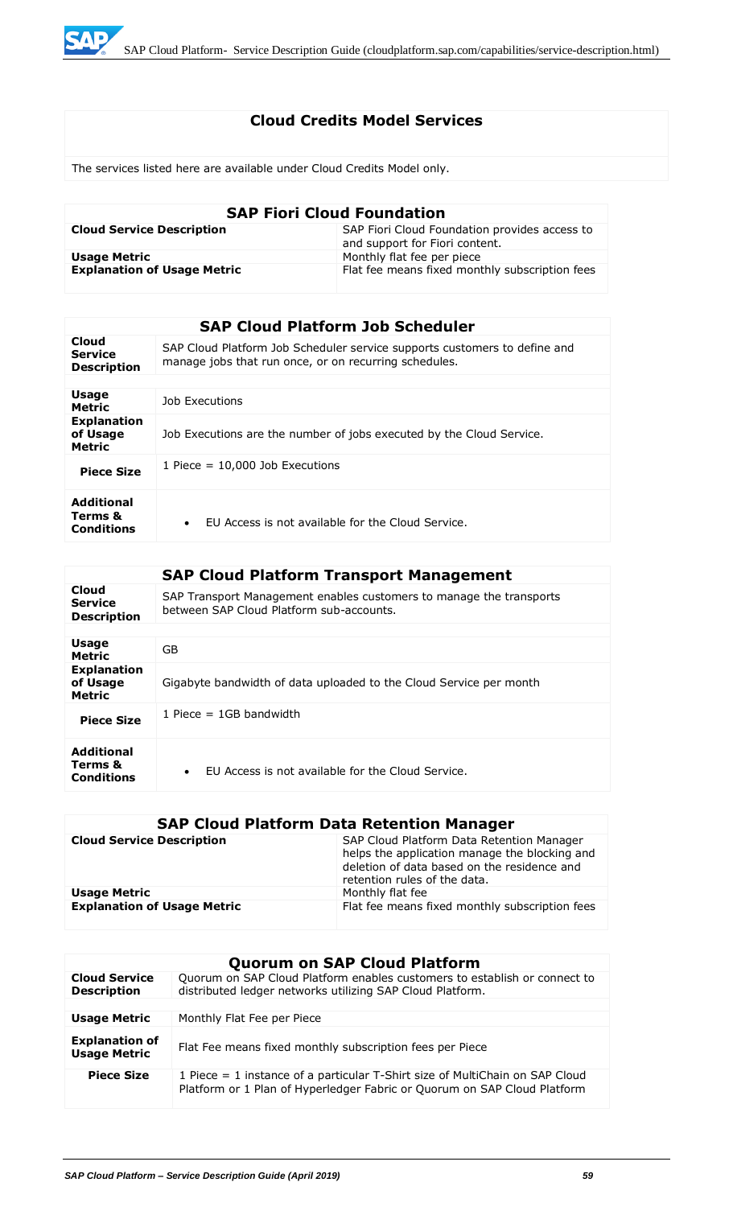## Cloud Credits Model Services

The services listed here are available under Cloud Credits Model only.

| SAP Fiori Cloud Foundation | |
|---|---|
| **Cloud Service Description** | SAP Fiori Cloud Foundation provides access to and support for Fiori content. |
| **Usage Metric** | Monthly flat fee per piece |
| **Explanation of Usage Metric** | Flat fee means fixed monthly subscription fees |

| SAP Cloud Platform Job Scheduler | |
|---|---|
| **Cloud Service Description** | SAP Cloud Platform Job Scheduler service supports customers to define and manage jobs that run once, or on recurring schedules. |
| **Usage Metric** | Job Executions |
| **Explanation of Usage Metric** | Job Executions are the number of jobs executed by the Cloud Service. |
| **Piece Size** | 1 Piece = 10,000 Job Executions |
| **Additional Terms & Conditions** | • EU Access is not available for the Cloud Service. |

| SAP Cloud Platform Transport Management | |
|---|---|
| **Cloud Service Description** | SAP Transport Management enables customers to manage the transports between SAP Cloud Platform sub-accounts. |
| **Usage Metric** | GB |
| **Explanation of Usage Metric** | Gigabyte bandwidth of data uploaded to the Cloud Service per month |
| **Piece Size** | 1 Piece = 1GB bandwidth |
| **Additional Terms & Conditions** | • EU Access is not available for the Cloud Service. |

| SAP Cloud Platform Data Retention Manager | |
|---|---|
| **Cloud Service Description** | SAP Cloud Platform Data Retention Manager helps the application manage the blocking and deletion of data based on the residence and retention rules of the data. |
| **Usage Metric** | Monthly flat fee |
| **Explanation of Usage Metric** | Flat fee means fixed monthly subscription fees |

| Quorum on SAP Cloud Platform | |
|---|---|
| **Cloud Service Description** | Quorum on SAP Cloud Platform enables customers to establish or connect to distributed ledger networks utilizing SAP Cloud Platform. |
| **Usage Metric** | Monthly Flat Fee per Piece |
| **Explanation of Usage Metric** | Flat Fee means fixed monthly subscription fees per Piece |
| **Piece Size** | 1 Piece = 1 instance of a particular T-Shirt size of MultiChain on SAP Cloud Platform or 1 Plan of Hyperledger Fabric or Quorum on SAP Cloud Platform |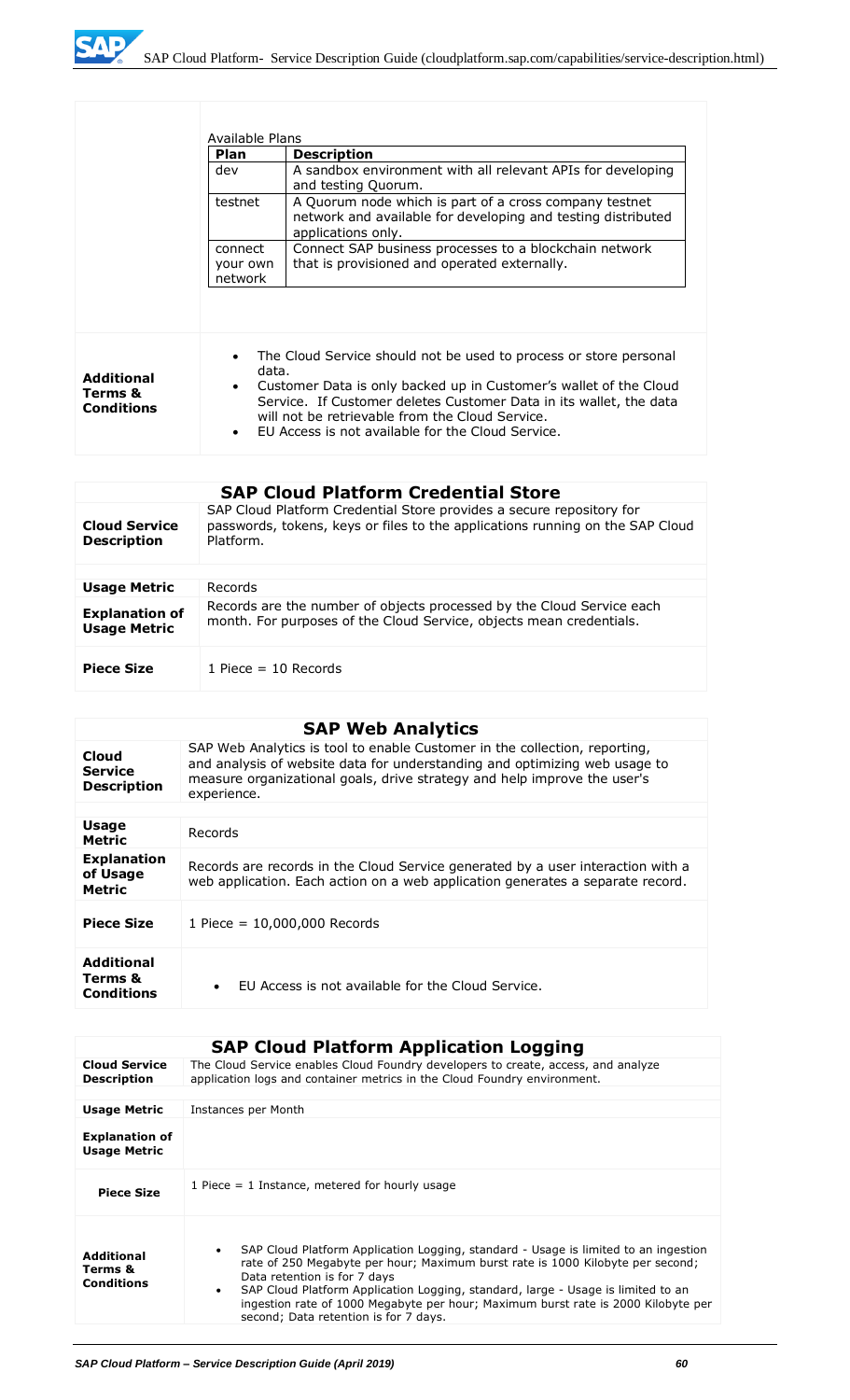|  |  |
|---|---|
|  | Available Plans<br><br>**Plan** / **Description**<br>dev — A sandbox environment with all relevant APIs for developing and testing Quorum.<br>testnet — A Quorum node which is part of a cross company testnet network and available for developing and testing distributed applications only.<br>connect your own network — Connect SAP business processes to a blockchain network that is provisioned and operated externally. |
| **Additional Terms & Conditions** | • The Cloud Service should not be used to process or store personal data.<br>• Customer Data is only backed up in Customer's wallet of the Cloud Service. If Customer deletes Customer Data in its wallet, the data will not be retrievable from the Cloud Service.<br>• EU Access is not available for the Cloud Service. |

## SAP Cloud Platform Credential Store

|  |  |
|---|---|
| **Cloud Service Description** | SAP Cloud Platform Credential Store provides a secure repository for passwords, tokens, keys or files to the applications running on the SAP Cloud Platform. |
| **Usage Metric** | Records |
| **Explanation of Usage Metric** | Records are the number of objects processed by the Cloud Service each month. For purposes of the Cloud Service, objects mean credentials. |
| **Piece Size** | 1 Piece = 10 Records |

## SAP Web Analytics

|  |  |
|---|---|
| **Cloud Service Description** | SAP Web Analytics is tool to enable Customer in the collection, reporting, and analysis of website data for understanding and optimizing web usage to measure organizational goals, drive strategy and help improve the user's experience. |
| **Usage Metric** | Records |
| **Explanation of Usage Metric** | Records are records in the Cloud Service generated by a user interaction with a web application. Each action on a web application generates a separate record. |
| **Piece Size** | 1 Piece = 10,000,000 Records |
| **Additional Terms & Conditions** | • EU Access is not available for the Cloud Service. |

## SAP Cloud Platform Application Logging

|  |  |
|---|---|
| **Cloud Service Description** | The Cloud Service enables Cloud Foundry developers to create, access, and analyze application logs and container metrics in the Cloud Foundry environment. |
| **Usage Metric** | Instances per Month |
| **Explanation of Usage Metric** |  |
| **Piece Size** | 1 Piece = 1 Instance, metered for hourly usage |
| **Additional Terms & Conditions** | • SAP Cloud Platform Application Logging, standard - Usage is limited to an ingestion rate of 250 Megabyte per hour; Maximum burst rate is 1000 Kilobyte per second; Data retention is for 7 days<br>• SAP Cloud Platform Application Logging, standard, large - Usage is limited to an ingestion rate of 1000 Megabyte per hour; Maximum burst rate is 2000 Kilobyte per second; Data retention is for 7 days. |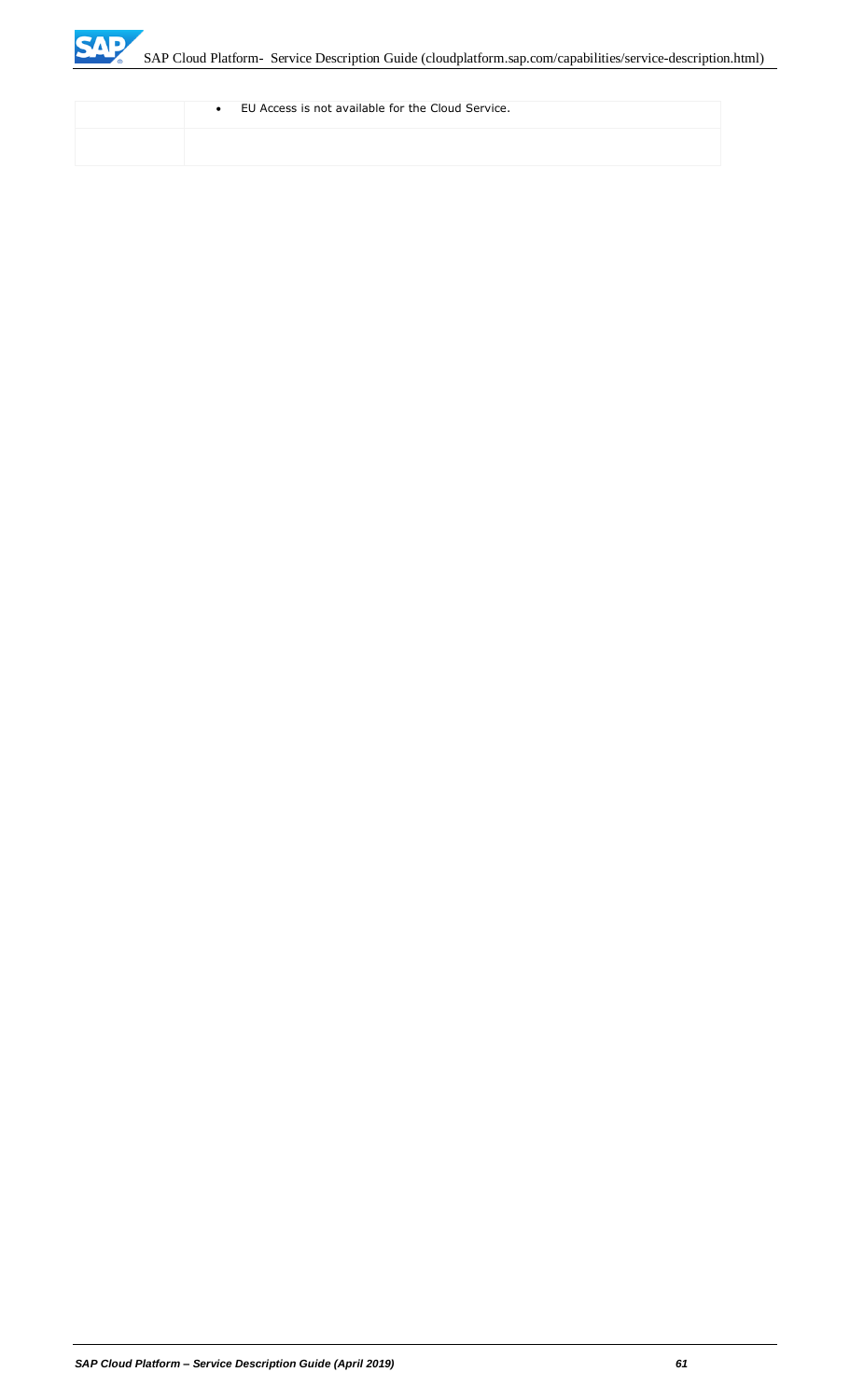| | |
|---|---|
| | • EU Access is not available for the Cloud Service. |
| | |